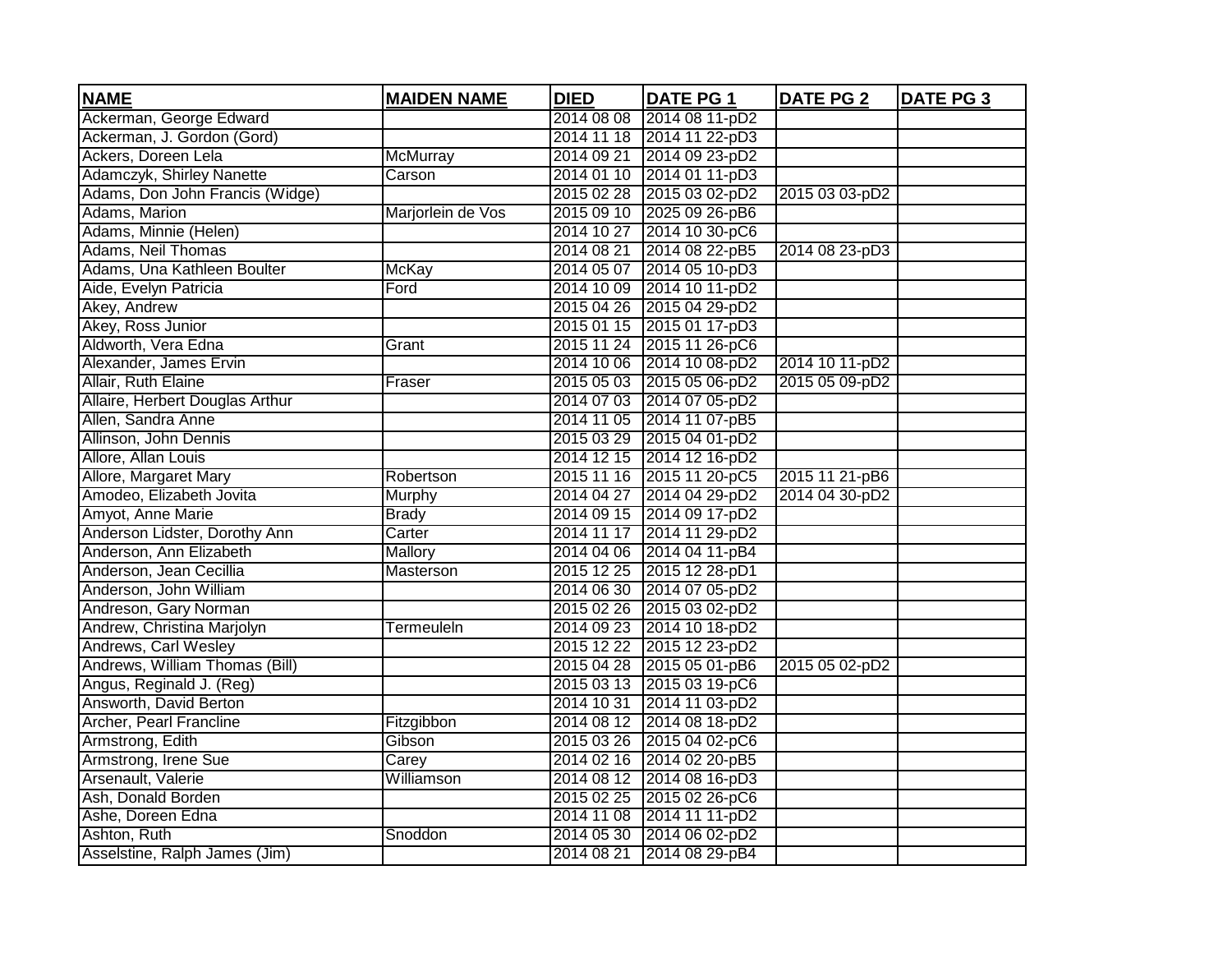| NAME | MAIDEN NAME | DIED | DATE PG 1 | DATE PG 2 | DATE PG 3 |
| --- | --- | --- | --- | --- | --- |
| Ackerman, George Edward | | 2014 08 08 | 2014 08 11-pD2 | | |
| Ackerman, J. Gordon (Gord) | | 2014 11 18 | 2014 11 22-pD3 | | |
| Ackers, Doreen Lela | McMurray | 2014 09 21 | 2014 09 23-pD2 | | |
| Adamczyk, Shirley Nanette | Carson | 2014 01 10 | 2014 01 11-pD3 | | |
| Adams, Don John Francis (Widge) | | 2015 02 28 | 2015 03 02-pD2 | 2015 03 03-pD2 | |
| Adams, Marion | Marjorlein de Vos | 2015 09 10 | 2025 09 26-pB6 | | |
| Adams, Minnie (Helen) | | 2014 10 27 | 2014 10 30-pC6 | | |
| Adams, Neil Thomas | | 2014 08 21 | 2014 08 22-pB5 | 2014 08 23-pD3 | |
| Adams, Una Kathleen Boulter | McKay | 2014 05 07 | 2014 05 10-pD3 | | |
| Aide, Evelyn Patricia | Ford | 2014 10 09 | 2014 10 11-pD2 | | |
| Akey, Andrew | | 2015 04 26 | 2015 04 29-pD2 | | |
| Akey, Ross Junior | | 2015 01 15 | 2015 01 17-pD3 | | |
| Aldworth, Vera Edna | Grant | 2015 11 24 | 2015 11 26-pC6 | | |
| Alexander, James Ervin | | 2014 10 06 | 2014 10 08-pD2 | 2014 10 11-pD2 | |
| Allair, Ruth Elaine | Fraser | 2015 05 03 | 2015 05 06-pD2 | 2015 05 09-pD2 | |
| Allaire, Herbert Douglas Arthur | | 2014 07 03 | 2014 07 05-pD2 | | |
| Allen, Sandra Anne | | 2014 11 05 | 2014 11 07-pB5 | | |
| Allinson, John Dennis | | 2015 03 29 | 2015 04 01-pD2 | | |
| Allore, Allan Louis | | 2014 12 15 | 2014 12 16-pD2 | | |
| Allore, Margaret Mary | Robertson | 2015 11 16 | 2015 11 20-pC5 | 2015 11 21-pB6 | |
| Amodeo, Elizabeth Jovita | Murphy | 2014 04 27 | 2014 04 29-pD2 | 2014 04 30-pD2 | |
| Amyot, Anne Marie | Brady | 2014 09 15 | 2014 09 17-pD2 | | |
| Anderson Lidster, Dorothy Ann | Carter | 2014 11 17 | 2014 11 29-pD2 | | |
| Anderson, Ann Elizabeth | Mallory | 2014 04 06 | 2014 04 11-pB4 | | |
| Anderson, Jean Cecillia | Masterson | 2015 12 25 | 2015 12 28-pD1 | | |
| Anderson, John William | | 2014 06 30 | 2014 07 05-pD2 | | |
| Andreson, Gary Norman | | 2015 02 26 | 2015 03 02-pD2 | | |
| Andrew, Christina Marjolyn | Termeuleln | 2014 09 23 | 2014 10 18-pD2 | | |
| Andrews, Carl Wesley | | 2015 12 22 | 2015 12 23-pD2 | | |
| Andrews, William Thomas (Bill) | | 2015 04 28 | 2015 05 01-pB6 | 2015 05 02-pD2 | |
| Angus, Reginald J. (Reg) | | 2015 03 13 | 2015 03 19-pC6 | | |
| Answorth, David Berton | | 2014 10 31 | 2014 11 03-pD2 | | |
| Archer, Pearl Francline | Fitzgibbon | 2014 08 12 | 2014 08 18-pD2 | | |
| Armstrong, Edith | Gibson | 2015 03 26 | 2015 04 02-pC6 | | |
| Armstrong, Irene Sue | Carey | 2014 02 16 | 2014 02 20-pB5 | | |
| Arsenault, Valerie | Williamson | 2014 08 12 | 2014 08 16-pD3 | | |
| Ash, Donald Borden | | 2015 02 25 | 2015 02 26-pC6 | | |
| Ashe, Doreen Edna | | 2014 11 08 | 2014 11 11-pD2 | | |
| Ashton, Ruth | Snoddon | 2014 05 30 | 2014 06 02-pD2 | | |
| Asselstine, Ralph James (Jim) | | 2014 08 21 | 2014 08 29-pB4 | | |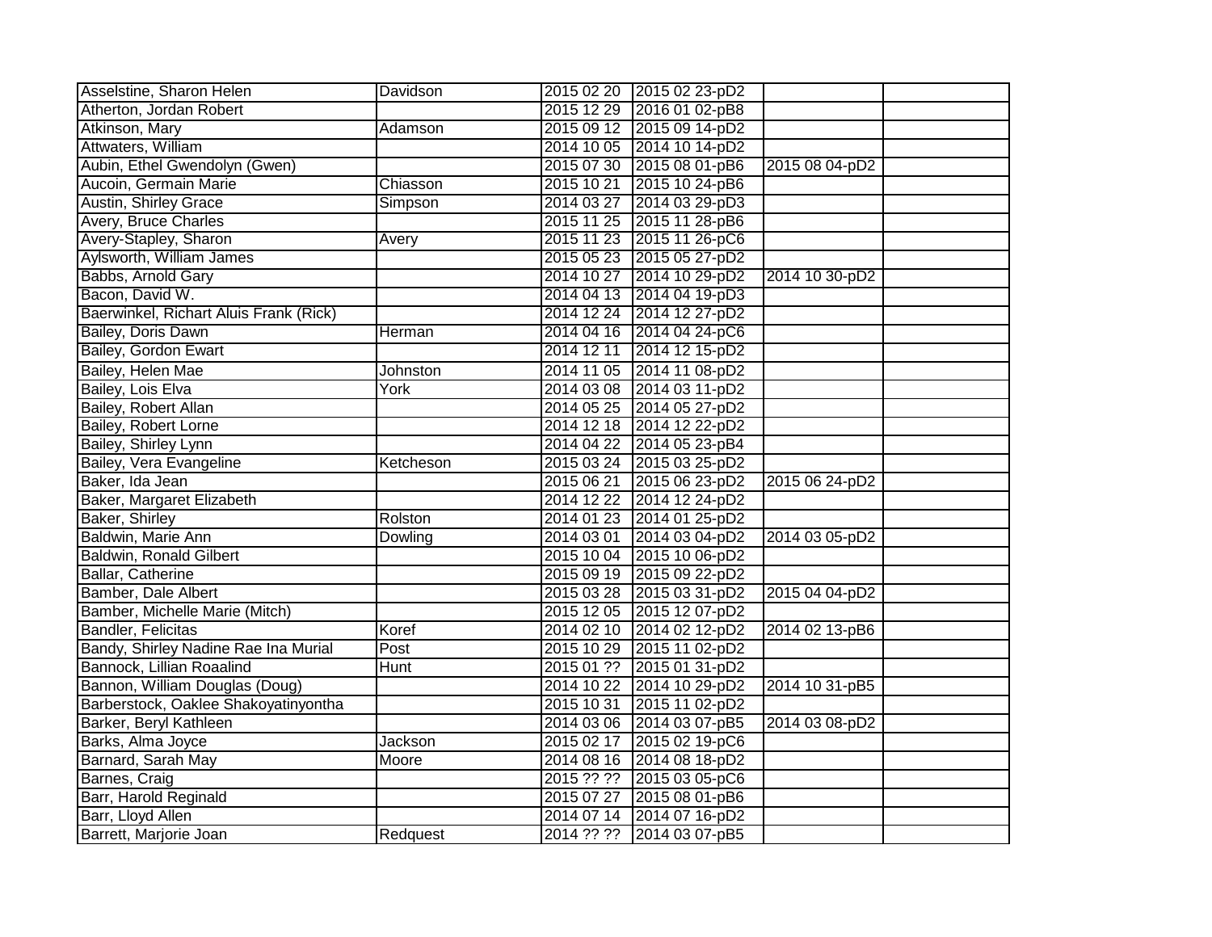| | | | | | |
|---|---|---|---|---|---|
| Asselstine, Sharon Helen | Davidson | 2015 02 20 | 2015 02 23-pD2 | | |
| Atherton, Jordan Robert | | 2015 12 29 | 2016 01 02-pB8 | | |
| Atkinson, Mary | Adamson | 2015 09 12 | 2015 09 14-pD2 | | |
| Attwaters, William | | 2014 10 05 | 2014 10 14-pD2 | | |
| Aubin, Ethel Gwendolyn (Gwen) | | 2015 07 30 | 2015 08 01-pB6 | 2015 08 04-pD2 | |
| Aucoin, Germain Marie | Chiasson | 2015 10 21 | 2015 10 24-pB6 | | |
| Austin, Shirley Grace | Simpson | 2014 03 27 | 2014 03 29-pD3 | | |
| Avery, Bruce Charles | | 2015 11 25 | 2015 11 28-pB6 | | |
| Avery-Stapley, Sharon | Avery | 2015 11 23 | 2015 11 26-pC6 | | |
| Aylsworth, William James | | 2015 05 23 | 2015 05 27-pD2 | | |
| Babbs, Arnold Gary | | 2014 10 27 | 2014 10 29-pD2 | 2014 10 30-pD2 | |
| Bacon, David W. | | 2014 04 13 | 2014 04 19-pD3 | | |
| Baerwinkel, Richart Aluis Frank (Rick) | | 2014 12 24 | 2014 12 27-pD2 | | |
| Bailey, Doris Dawn | Herman | 2014 04 16 | 2014 04 24-pC6 | | |
| Bailey, Gordon Ewart | | 2014 12 11 | 2014 12 15-pD2 | | |
| Bailey, Helen Mae | Johnston | 2014 11 05 | 2014 11 08-pD2 | | |
| Bailey, Lois Elva | York | 2014 03 08 | 2014 03 11-pD2 | | |
| Bailey, Robert Allan | | 2014 05 25 | 2014 05 27-pD2 | | |
| Bailey, Robert Lorne | | 2014 12 18 | 2014 12 22-pD2 | | |
| Bailey, Shirley Lynn | | 2014 04 22 | 2014 05 23-pB4 | | |
| Bailey, Vera Evangeline | Ketcheson | 2015 03 24 | 2015 03 25-pD2 | | |
| Baker, Ida Jean | | 2015 06 21 | 2015 06 23-pD2 | 2015 06 24-pD2 | |
| Baker, Margaret Elizabeth | | 2014 12 22 | 2014 12 24-pD2 | | |
| Baker, Shirley | Rolston | 2014 01 23 | 2014 01 25-pD2 | | |
| Baldwin, Marie Ann | Dowling | 2014 03 01 | 2014 03 04-pD2 | 2014 03 05-pD2 | |
| Baldwin, Ronald Gilbert | | 2015 10 04 | 2015 10 06-pD2 | | |
| Ballar, Catherine | | 2015 09 19 | 2015 09 22-pD2 | | |
| Bamber, Dale Albert | | 2015 03 28 | 2015 03 31-pD2 | 2015 04 04-pD2 | |
| Bamber, Michelle Marie (Mitch) | | 2015 12 05 | 2015 12 07-pD2 | | |
| Bandler, Felicitas | Koref | 2014 02 10 | 2014 02 12-pD2 | 2014 02 13-pB6 | |
| Bandy, Shirley Nadine Rae Ina Murial | Post | 2015 10 29 | 2015 11 02-pD2 | | |
| Bannock, Lillian Roaalind | Hunt | 2015 01 ?? | 2015 01 31-pD2 | | |
| Bannon, William Douglas (Doug) | | 2014 10 22 | 2014 10 29-pD2 | 2014 10 31-pB5 | |
| Barberstock, Oaklee Shakoyatinyontha | | 2015 10 31 | 2015 11 02-pD2 | | |
| Barker, Beryl Kathleen | | 2014 03 06 | 2014 03 07-pB5 | 2014 03 08-pD2 | |
| Barks, Alma Joyce | Jackson | 2015 02 17 | 2015 02 19-pC6 | | |
| Barnard, Sarah May | Moore | 2014 08 16 | 2014 08 18-pD2 | | |
| Barnes, Craig | | 2015 ?? ?? | 2015 03 05-pC6 | | |
| Barr, Harold Reginald | | 2015 07 27 | 2015 08 01-pB6 | | |
| Barr, Lloyd Allen | | 2014 07 14 | 2014 07 16-pD2 | | |
| Barrett, Marjorie Joan | Redquest | 2014 ?? ?? | 2014 03 07-pB5 | | |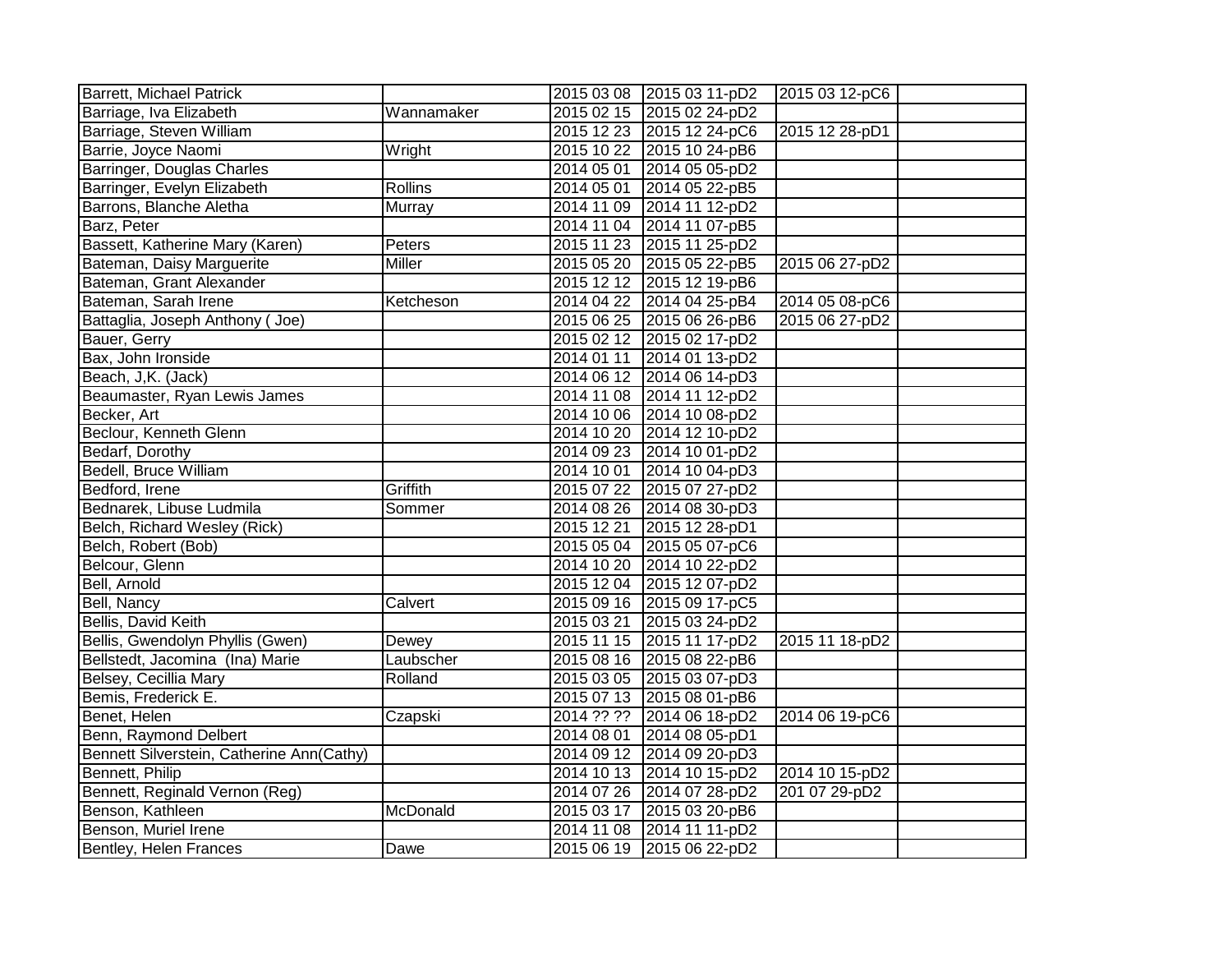| | | | | | |
|---|---|---|---|---|---|
| Barrett, Michael Patrick | | 2015 03 08 | 2015 03 11-pD2 | 2015 03 12-pC6 | |
| Barriage, Iva Elizabeth | Wannamaker | 2015 02 15 | 2015 02 24-pD2 | | |
| Barriage, Steven William | | 2015 12 23 | 2015 12 24-pC6 | 2015 12 28-pD1 | |
| Barrie, Joyce Naomi | Wright | 2015 10 22 | 2015 10 24-pB6 | | |
| Barringer, Douglas Charles | | 2014 05 01 | 2014 05 05-pD2 | | |
| Barringer, Evelyn Elizabeth | Rollins | 2014 05 01 | 2014 05 22-pB5 | | |
| Barrons, Blanche Aletha | Murray | 2014 11 09 | 2014 11 12-pD2 | | |
| Barz, Peter | | 2014 11 04 | 2014 11 07-pB5 | | |
| Bassett, Katherine Mary (Karen) | Peters | 2015 11 23 | 2015 11 25-pD2 | | |
| Bateman, Daisy Marguerite | Miller | 2015 05 20 | 2015 05 22-pB5 | 2015 06 27-pD2 | |
| Bateman, Grant Alexander | | 2015 12 12 | 2015 12 19-pB6 | | |
| Bateman, Sarah Irene | Ketcheson | 2014 04 22 | 2014 04 25-pB4 | 2014 05 08-pC6 | |
| Battaglia, Joseph Anthony ( Joe) | | 2015 06 25 | 2015 06 26-pB6 | 2015 06 27-pD2 | |
| Bauer, Gerry | | 2015 02 12 | 2015 02 17-pD2 | | |
| Bax, John Ironside | | 2014 01 11 | 2014 01 13-pD2 | | |
| Beach, J,K. (Jack) | | 2014 06 12 | 2014 06 14-pD3 | | |
| Beaumaster, Ryan Lewis James | | 2014 11 08 | 2014 11 12-pD2 | | |
| Becker, Art | | 2014 10 06 | 2014 10 08-pD2 | | |
| Beclour, Kenneth Glenn | | 2014 10 20 | 2014 12 10-pD2 | | |
| Bedarf, Dorothy | | 2014 09 23 | 2014 10 01-pD2 | | |
| Bedell, Bruce William | | 2014 10 01 | 2014 10 04-pD3 | | |
| Bedford, Irene | Griffith | 2015 07 22 | 2015 07 27-pD2 | | |
| Bednarek, Libuse Ludmila | Sommer | 2014 08 26 | 2014 08 30-pD3 | | |
| Belch, Richard Wesley (Rick) | | 2015 12 21 | 2015 12 28-pD1 | | |
| Belch, Robert (Bob) | | 2015 05 04 | 2015 05 07-pC6 | | |
| Belcour, Glenn | | 2014 10 20 | 2014 10 22-pD2 | | |
| Bell, Arnold | | 2015 12 04 | 2015 12 07-pD2 | | |
| Bell, Nancy | Calvert | 2015 09 16 | 2015 09 17-pC5 | | |
| Bellis, David Keith | | 2015 03 21 | 2015 03 24-pD2 | | |
| Bellis, Gwendolyn Phyllis (Gwen) | Dewey | 2015 11 15 | 2015 11 17-pD2 | 2015 11 18-pD2 | |
| Bellstedt, Jacomina (Ina) Marie | Laubscher | 2015 08 16 | 2015 08 22-pB6 | | |
| Belsey, Cecillia Mary | Rolland | 2015 03 05 | 2015 03 07-pD3 | | |
| Bemis, Frederick E. | | 2015 07 13 | 2015 08 01-pB6 | | |
| Benet, Helen | Czapski | 2014 ?? ?? | 2014 06 18-pD2 | 2014 06 19-pC6 | |
| Benn, Raymond Delbert | | 2014 08 01 | 2014 08 05-pD1 | | |
| Bennett Silverstein, Catherine Ann(Cathy) | | 2014 09 12 | 2014 09 20-pD3 | | |
| Bennett, Philip | | 2014 10 13 | 2014 10 15-pD2 | 2014 10 15-pD2 | |
| Bennett, Reginald Vernon (Reg) | | 2014 07 26 | 2014 07 28-pD2 | 201 07 29-pD2 | |
| Benson, Kathleen | McDonald | 2015 03 17 | 2015 03 20-pB6 | | |
| Benson, Muriel Irene | | 2014 11 08 | 2014 11 11-pD2 | | |
| Bentley, Helen Frances | Dawe | 2015 06 19 | 2015 06 22-pD2 | | |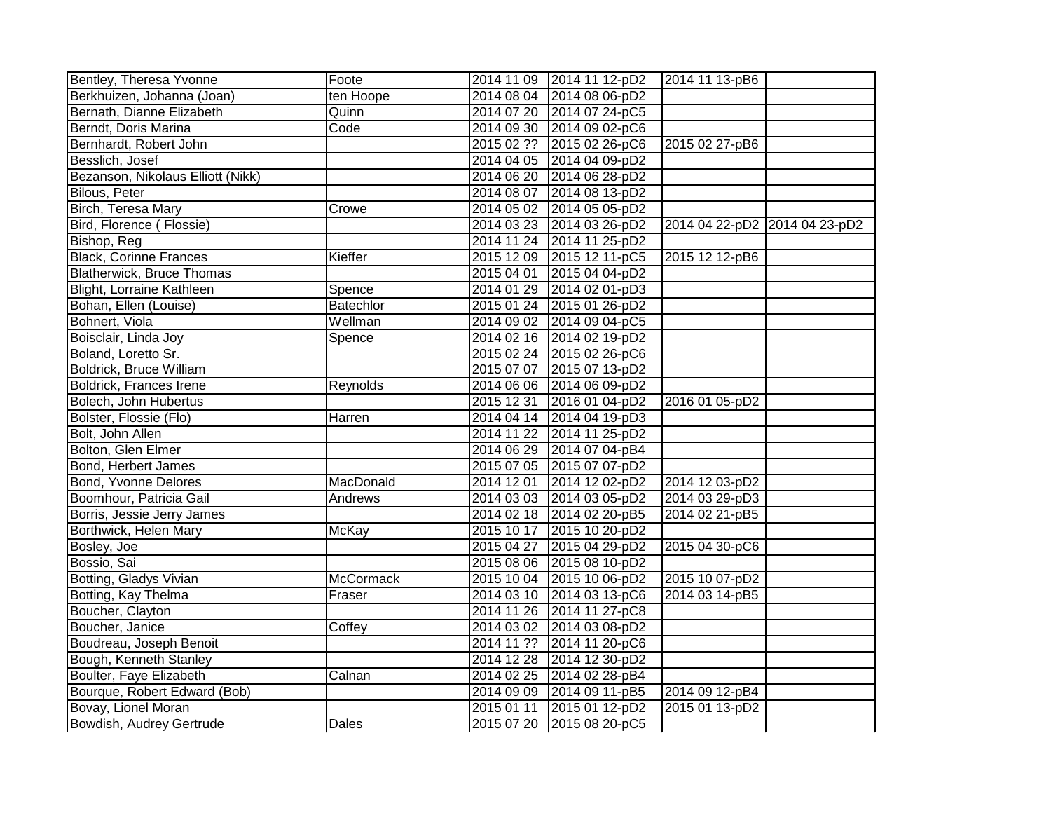| | | | | | |
|---|---|---|---|---|---|
| Bentley, Theresa Yvonne | Foote | 2014 11 09 | 2014 11 12-pD2 | 2014 11 13-pB6 | |
| Berkhuizen, Johanna (Joan) | ten Hoope | 2014 08 04 | 2014 08 06-pD2 | | |
| Bernath, Dianne Elizabeth | Quinn | 2014 07 20 | 2014 07 24-pC5 | | |
| Berndt, Doris Marina | Code | 2014 09 30 | 2014 09 02-pC6 | | |
| Bernhardt, Robert John | | 2015 02 ?? | 2015 02 26-pC6 | 2015 02 27-pB6 | |
| Besslich, Josef | | 2014 04 05 | 2014 04 09-pD2 | | |
| Bezanson, Nikolaus Elliott (Nikk) | | 2014 06 20 | 2014 06 28-pD2 | | |
| Bilous, Peter | | 2014 08 07 | 2014 08 13-pD2 | | |
| Birch, Teresa Mary | Crowe | 2014 05 02 | 2014 05 05-pD2 | | |
| Bird, Florence ( Flossie) | | 2014 03 23 | 2014 03 26-pD2 | 2014 04 22-pD2 | 2014 04 23-pD2 |
| Bishop, Reg | | 2014 11 24 | 2014 11 25-pD2 | | |
| Black, Corinne Frances | Kieffer | 2015 12 09 | 2015 12 11-pC5 | 2015 12 12-pB6 | |
| Blatherwick, Bruce Thomas | | 2015 04 01 | 2015 04 04-pD2 | | |
| Blight, Lorraine Kathleen | Spence | 2014 01 29 | 2014 02 01-pD3 | | |
| Bohan, Ellen (Louise) | Batechlor | 2015 01 24 | 2015 01 26-pD2 | | |
| Bohnert, Viola | Wellman | 2014 09 02 | 2014 09 04-pC5 | | |
| Boisclair, Linda Joy | Spence | 2014 02 16 | 2014 02 19-pD2 | | |
| Boland, Loretto Sr. | | 2015 02 24 | 2015 02 26-pC6 | | |
| Boldrick, Bruce William | | 2015 07 07 | 2015 07 13-pD2 | | |
| Boldrick, Frances Irene | Reynolds | 2014 06 06 | 2014 06 09-pD2 | | |
| Bolech, John Hubertus | | 2015 12 31 | 2016 01 04-pD2 | 2016 01 05-pD2 | |
| Bolster, Flossie (Flo) | Harren | 2014 04 14 | 2014 04 19-pD3 | | |
| Bolt, John Allen | | 2014 11 22 | 2014 11 25-pD2 | | |
| Bolton, Glen Elmer | | 2014 06 29 | 2014 07 04-pB4 | | |
| Bond, Herbert James | | 2015 07 05 | 2015 07 07-pD2 | | |
| Bond, Yvonne Delores | MacDonald | 2014 12 01 | 2014 12 02-pD2 | 2014 12 03-pD2 | |
| Boomhour, Patricia Gail | Andrews | 2014 03 03 | 2014 03 05-pD2 | 2014 03 29-pD3 | |
| Borris, Jessie Jerry James | | 2014 02 18 | 2014 02 20-pB5 | 2014 02 21-pB5 | |
| Borthwick, Helen Mary | McKay | 2015 10 17 | 2015 10 20-pD2 | | |
| Bosley, Joe | | 2015 04 27 | 2015 04 29-pD2 | 2015 04 30-pC6 | |
| Bossio, Sai | | 2015 08 06 | 2015 08 10-pD2 | | |
| Botting, Gladys Vivian | McCormack | 2015 10 04 | 2015 10 06-pD2 | 2015 10 07-pD2 | |
| Botting, Kay Thelma | Fraser | 2014 03 10 | 2014 03 13-pC6 | 2014 03 14-pB5 | |
| Boucher, Clayton | | 2014 11 26 | 2014 11 27-pC8 | | |
| Boucher, Janice | Coffey | 2014 03 02 | 2014 03 08-pD2 | | |
| Boudreau, Joseph Benoit | | 2014 11 ?? | 2014 11 20-pC6 | | |
| Bough, Kenneth Stanley | | 2014 12 28 | 2014 12 30-pD2 | | |
| Boulter, Faye Elizabeth | Calnan | 2014 02 25 | 2014 02 28-pB4 | | |
| Bourque, Robert Edward (Bob) | | 2014 09 09 | 2014 09 11-pB5 | 2014 09 12-pB4 | |
| Bovay, Lionel Moran | | 2015 01 11 | 2015 01 12-pD2 | 2015 01 13-pD2 | |
| Bowdish, Audrey Gertrude | Dales | 2015 07 20 | 2015 08 20-pC5 | | |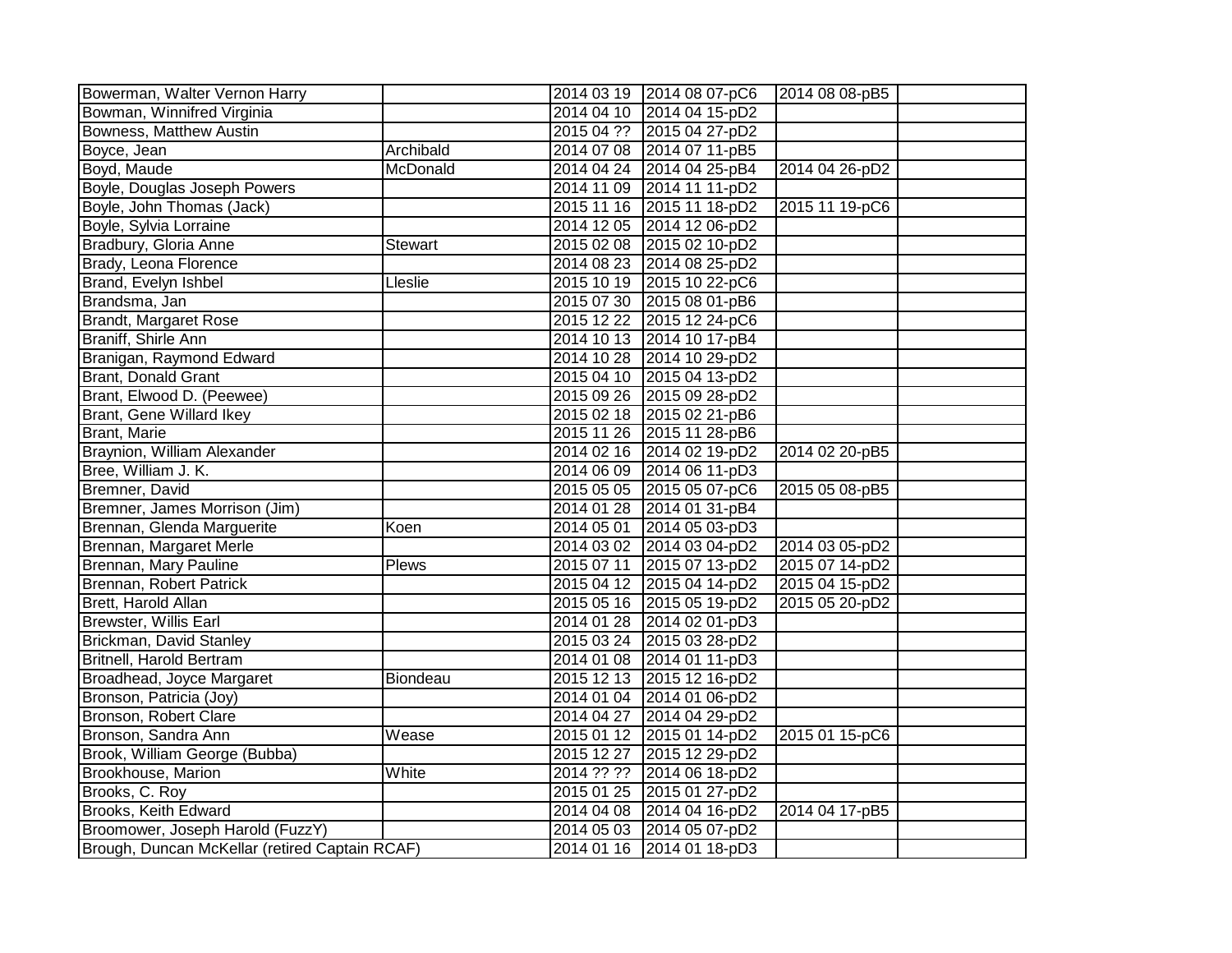| | | | | | |
|---|---|---|---|---|---|
| Bowerman, Walter Vernon Harry | | 2014 03 19 | 2014 08 07-pC6 | 2014 08 08-pB5 | |
| Bowman, Winnifred Virginia | | 2014 04 10 | 2014 04 15-pD2 | | |
| Bowness, Matthew Austin | | 2015 04 ?? | 2015 04 27-pD2 | | |
| Boyce, Jean | Archibald | 2014 07 08 | 2014 07 11-pB5 | | |
| Boyd, Maude | McDonald | 2014 04 24 | 2014 04 25-pB4 | 2014 04 26-pD2 | |
| Boyle, Douglas Joseph Powers | | 2014 11 09 | 2014 11 11-pD2 | | |
| Boyle, John Thomas (Jack) | | 2015 11 16 | 2015 11 18-pD2 | 2015 11 19-pC6 | |
| Boyle, Sylvia Lorraine | | 2014 12 05 | 2014 12 06-pD2 | | |
| Bradbury, Gloria Anne | Stewart | 2015 02 08 | 2015 02 10-pD2 | | |
| Brady, Leona Florence | | 2014 08 23 | 2014 08 25-pD2 | | |
| Brand, Evelyn Ishbel | Lleslie | 2015 10 19 | 2015 10 22-pC6 | | |
| Brandsma, Jan | | 2015 07 30 | 2015 08 01-pB6 | | |
| Brandt, Margaret Rose | | 2015 12 22 | 2015 12 24-pC6 | | |
| Braniff, Shirle Ann | | 2014 10 13 | 2014 10 17-pB4 | | |
| Branigan, Raymond Edward | | 2014 10 28 | 2014 10 29-pD2 | | |
| Brant, Donald Grant | | 2015 04 10 | 2015 04 13-pD2 | | |
| Brant, Elwood D. (Peewee) | | 2015 09 26 | 2015 09 28-pD2 | | |
| Brant, Gene Willard Ikey | | 2015 02 18 | 2015 02 21-pB6 | | |
| Brant, Marie | | 2015 11 26 | 2015 11 28-pB6 | | |
| Braynion, William Alexander | | 2014 02 16 | 2014 02 19-pD2 | 2014 02 20-pB5 | |
| Bree, William J. K. | | 2014 06 09 | 2014 06 11-pD3 | | |
| Bremner, David | | 2015 05 05 | 2015 05 07-pC6 | 2015 05 08-pB5 | |
| Bremner, James Morrison (Jim) | | 2014 01 28 | 2014 01 31-pB4 | | |
| Brennan, Glenda Marguerite | Koen | 2014 05 01 | 2014 05 03-pD3 | | |
| Brennan, Margaret Merle | | 2014 03 02 | 2014 03 04-pD2 | 2014 03 05-pD2 | |
| Brennan, Mary Pauline | Plews | 2015 07 11 | 2015 07 13-pD2 | 2015 07 14-pD2 | |
| Brennan, Robert Patrick | | 2015 04 12 | 2015 04 14-pD2 | 2015 04 15-pD2 | |
| Brett, Harold Allan | | 2015 05 16 | 2015 05 19-pD2 | 2015 05 20-pD2 | |
| Brewster, Willis Earl | | 2014 01 28 | 2014 02 01-pD3 | | |
| Brickman, David Stanley | | 2015 03 24 | 2015 03 28-pD2 | | |
| Britnell, Harold Bertram | | 2014 01 08 | 2014 01 11-pD3 | | |
| Broadhead, Joyce Margaret | Biondeau | 2015 12 13 | 2015 12 16-pD2 | | |
| Bronson, Patricia (Joy) | | 2014 01 04 | 2014 01 06-pD2 | | |
| Bronson, Robert Clare | | 2014 04 27 | 2014 04 29-pD2 | | |
| Bronson, Sandra Ann | Wease | 2015 01 12 | 2015 01 14-pD2 | 2015 01 15-pC6 | |
| Brook, William George (Bubba) | | 2015 12 27 | 2015 12 29-pD2 | | |
| Brookhouse, Marion | White | 2014 ?? ?? | 2014 06 18-pD2 | | |
| Brooks, C. Roy | | 2015 01 25 | 2015 01 27-pD2 | | |
| Brooks, Keith Edward | | 2014 04 08 | 2014 04 16-pD2 | 2014 04 17-pB5 | |
| Broomower, Joseph Harold (FuzzY) | | 2014 05 03 | 2014 05 07-pD2 | | |
| Brough, Duncan McKellar (retired Captain RCAF) | | 2014 01 16 | 2014 01 18-pD3 | | |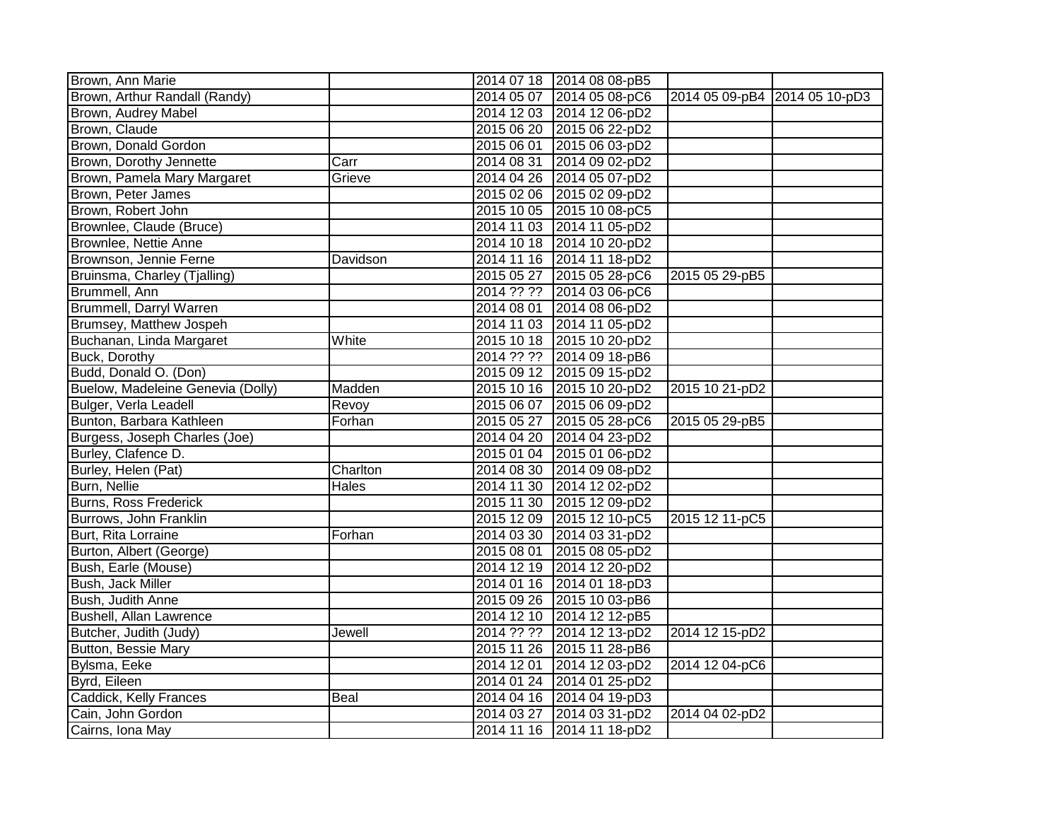| Brown, Ann Marie | | 2014 07 18 | 2014 08 08-pB5 | | |
|---|---|---|---|---|---|
| Brown, Arthur Randall (Randy) | | 2014 05 07 | 2014 05 08-pC6 | 2014 05 09-pB4 | 2014 05 10-pD3 |
| Brown, Audrey Mabel | | 2014 12 03 | 2014 12 06-pD2 | | |
| Brown, Claude | | 2015 06 20 | 2015 06 22-pD2 | | |
| Brown, Donald Gordon | | 2015 06 01 | 2015 06 03-pD2 | | |
| Brown, Dorothy Jennette | Carr | 2014 08 31 | 2014 09 02-pD2 | | |
| Brown, Pamela Mary Margaret | Grieve | 2014 04 26 | 2014 05 07-pD2 | | |
| Brown, Peter James | | 2015 02 06 | 2015 02 09-pD2 | | |
| Brown, Robert John | | 2015 10 05 | 2015 10 08-pC5 | | |
| Brownlee, Claude (Bruce) | | 2014 11 03 | 2014 11 05-pD2 | | |
| Brownlee, Nettie Anne | | 2014 10 18 | 2014 10 20-pD2 | | |
| Brownson, Jennie Ferne | Davidson | 2014 11 16 | 2014 11 18-pD2 | | |
| Bruinsma, Charley (Tjalling) | | 2015 05 27 | 2015 05 28-pC6 | 2015 05 29-pB5 | |
| Brummell, Ann | | 2014 ?? ?? | 2014 03 06-pC6 | | |
| Brummell, Darryl Warren | | 2014 08 01 | 2014 08 06-pD2 | | |
| Brumsey, Matthew Jospeh | | 2014 11 03 | 2014 11 05-pD2 | | |
| Buchanan, Linda Margaret | White | 2015 10 18 | 2015 10 20-pD2 | | |
| Buck, Dorothy | | 2014 ?? ?? | 2014 09 18-pB6 | | |
| Budd, Donald O. (Don) | | 2015 09 12 | 2015 09 15-pD2 | | |
| Buelow, Madeleine Genevia (Dolly) | Madden | 2015 10 16 | 2015 10 20-pD2 | 2015 10 21-pD2 | |
| Bulger, Verla Leadell | Revoy | 2015 06 07 | 2015 06 09-pD2 | | |
| Bunton, Barbara Kathleen | Forhan | 2015 05 27 | 2015 05 28-pC6 | 2015 05 29-pB5 | |
| Burgess, Joseph Charles (Joe) | | 2014 04 20 | 2014 04 23-pD2 | | |
| Burley, Clafence D. | | 2015 01 04 | 2015 01 06-pD2 | | |
| Burley, Helen (Pat) | Charlton | 2014 08 30 | 2014 09 08-pD2 | | |
| Burn, Nellie | Hales | 2014 11 30 | 2014 12 02-pD2 | | |
| Burns, Ross Frederick | | 2015 11 30 | 2015 12 09-pD2 | | |
| Burrows, John Franklin | | 2015 12 09 | 2015 12 10-pC5 | 2015 12 11-pC5 | |
| Burt, Rita Lorraine | Forhan | 2014 03 30 | 2014 03 31-pD2 | | |
| Burton, Albert (George) | | 2015 08 01 | 2015 08 05-pD2 | | |
| Bush, Earle (Mouse) | | 2014 12 19 | 2014 12 20-pD2 | | |
| Bush, Jack Miller | | 2014 01 16 | 2014 01 18-pD3 | | |
| Bush, Judith Anne | | 2015 09 26 | 2015 10 03-pB6 | | |
| Bushell, Allan Lawrence | | 2014 12 10 | 2014 12 12-pB5 | | |
| Butcher, Judith (Judy) | Jewell | 2014 ?? ?? | 2014 12 13-pD2 | 2014 12 15-pD2 | |
| Button, Bessie Mary | | 2015 11 26 | 2015 11 28-pB6 | | |
| Bylsma, Eeke | | 2014 12 01 | 2014 12 03-pD2 | 2014 12 04-pC6 | |
| Byrd, Eileen | | 2014 01 24 | 2014 01 25-pD2 | | |
| Caddick, Kelly Frances | Beal | 2014 04 16 | 2014 04 19-pD3 | | |
| Cain, John Gordon | | 2014 03 27 | 2014 03 31-pD2 | 2014 04 02-pD2 | |
| Cairns, Iona May | | 2014 11 16 | 2014 11 18-pD2 | | |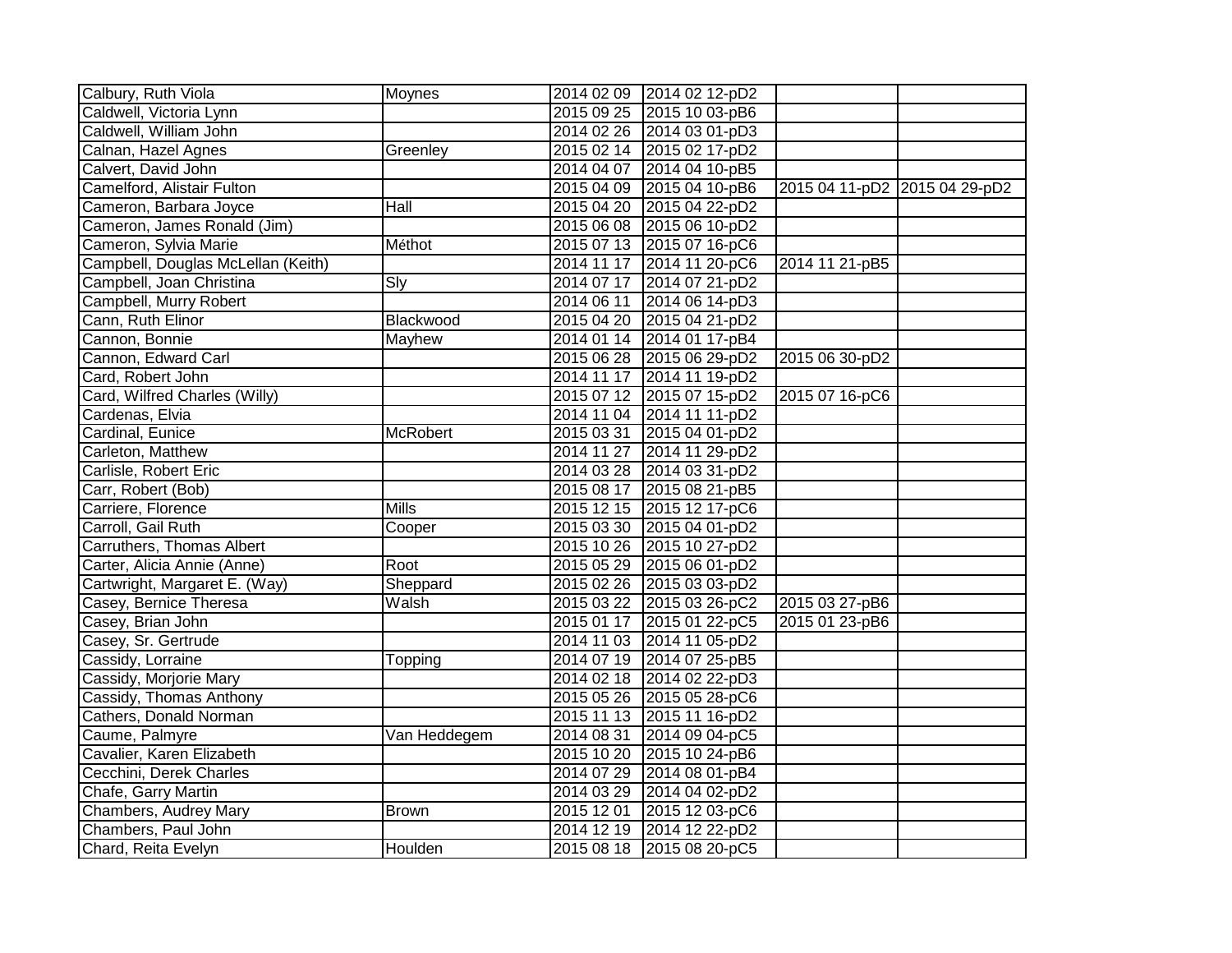| | | | | | |
|---|---|---|---|---|---|
| Calbury, Ruth Viola | Moynes | 2014 02 09 | 2014 02 12-pD2 | | |
| Caldwell, Victoria Lynn | | 2015 09 25 | 2015 10 03-pB6 | | |
| Caldwell, William John | | 2014 02 26 | 2014 03 01-pD3 | | |
| Calnan, Hazel Agnes | Greenley | 2015 02 14 | 2015 02 17-pD2 | | |
| Calvert, David John | | 2014 04 07 | 2014 04 10-pB5 | | |
| Camelford, Alistair Fulton | | 2015 04 09 | 2015 04 10-pB6 | 2015 04 11-pD2 | 2015 04 29-pD2 |
| Cameron, Barbara Joyce | Hall | 2015 04 20 | 2015 04 22-pD2 | | |
| Cameron, James Ronald (Jim) | | 2015 06 08 | 2015 06 10-pD2 | | |
| Cameron, Sylvia Marie | Méthot | 2015 07 13 | 2015 07 16-pC6 | | |
| Campbell, Douglas McLellan (Keith) | | 2014 11 17 | 2014 11 20-pC6 | 2014 11 21-pB5 | |
| Campbell, Joan Christina | Sly | 2014 07 17 | 2014 07 21-pD2 | | |
| Campbell, Murry Robert | | 2014 06 11 | 2014 06 14-pD3 | | |
| Cann, Ruth Elinor | Blackwood | 2015 04 20 | 2015 04 21-pD2 | | |
| Cannon, Bonnie | Mayhew | 2014 01 14 | 2014 01 17-pB4 | | |
| Cannon, Edward Carl | | 2015 06 28 | 2015 06 29-pD2 | 2015 06 30-pD2 | |
| Card, Robert John | | 2014 11 17 | 2014 11 19-pD2 | | |
| Card, Wilfred Charles (Willy) | | 2015 07 12 | 2015 07 15-pD2 | 2015 07 16-pC6 | |
| Cardenas, Elvia | | 2014 11 04 | 2014 11 11-pD2 | | |
| Cardinal, Eunice | McRobert | 2015 03 31 | 2015 04 01-pD2 | | |
| Carleton, Matthew | | 2014 11 27 | 2014 11 29-pD2 | | |
| Carlisle, Robert Eric | | 2014 03 28 | 2014 03 31-pD2 | | |
| Carr, Robert (Bob) | | 2015 08 17 | 2015 08 21-pB5 | | |
| Carriere, Florence | Mills | 2015 12 15 | 2015 12 17-pC6 | | |
| Carroll, Gail Ruth | Cooper | 2015 03 30 | 2015 04 01-pD2 | | |
| Carruthers, Thomas Albert | | 2015 10 26 | 2015 10 27-pD2 | | |
| Carter, Alicia Annie (Anne) | Root | 2015 05 29 | 2015 06 01-pD2 | | |
| Cartwright, Margaret E. (Way) | Sheppard | 2015 02 26 | 2015 03 03-pD2 | | |
| Casey, Bernice Theresa | Walsh | 2015 03 22 | 2015 03 26-pC2 | 2015 03 27-pB6 | |
| Casey, Brian John | | 2015 01 17 | 2015 01 22-pC5 | 2015 01 23-pB6 | |
| Casey, Sr. Gertrude | | 2014 11 03 | 2014 11 05-pD2 | | |
| Cassidy, Lorraine | Topping | 2014 07 19 | 2014 07 25-pB5 | | |
| Cassidy, Morjorie Mary | | 2014 02 18 | 2014 02 22-pD3 | | |
| Cassidy, Thomas Anthony | | 2015 05 26 | 2015 05 28-pC6 | | |
| Cathers, Donald Norman | | 2015 11 13 | 2015 11 16-pD2 | | |
| Caume, Palmyre | Van Heddegem | 2014 08 31 | 2014 09 04-pC5 | | |
| Cavalier, Karen Elizabeth | | 2015 10 20 | 2015 10 24-pB6 | | |
| Cecchini, Derek Charles | | 2014 07 29 | 2014 08 01-pB4 | | |
| Chafe, Garry Martin | | 2014 03 29 | 2014 04 02-pD2 | | |
| Chambers, Audrey Mary | Brown | 2015 12 01 | 2015 12 03-pC6 | | |
| Chambers, Paul John | | 2014 12 19 | 2014 12 22-pD2 | | |
| Chard, Reita Evelyn | Houlden | 2015 08 18 | 2015 08 20-pC5 | | |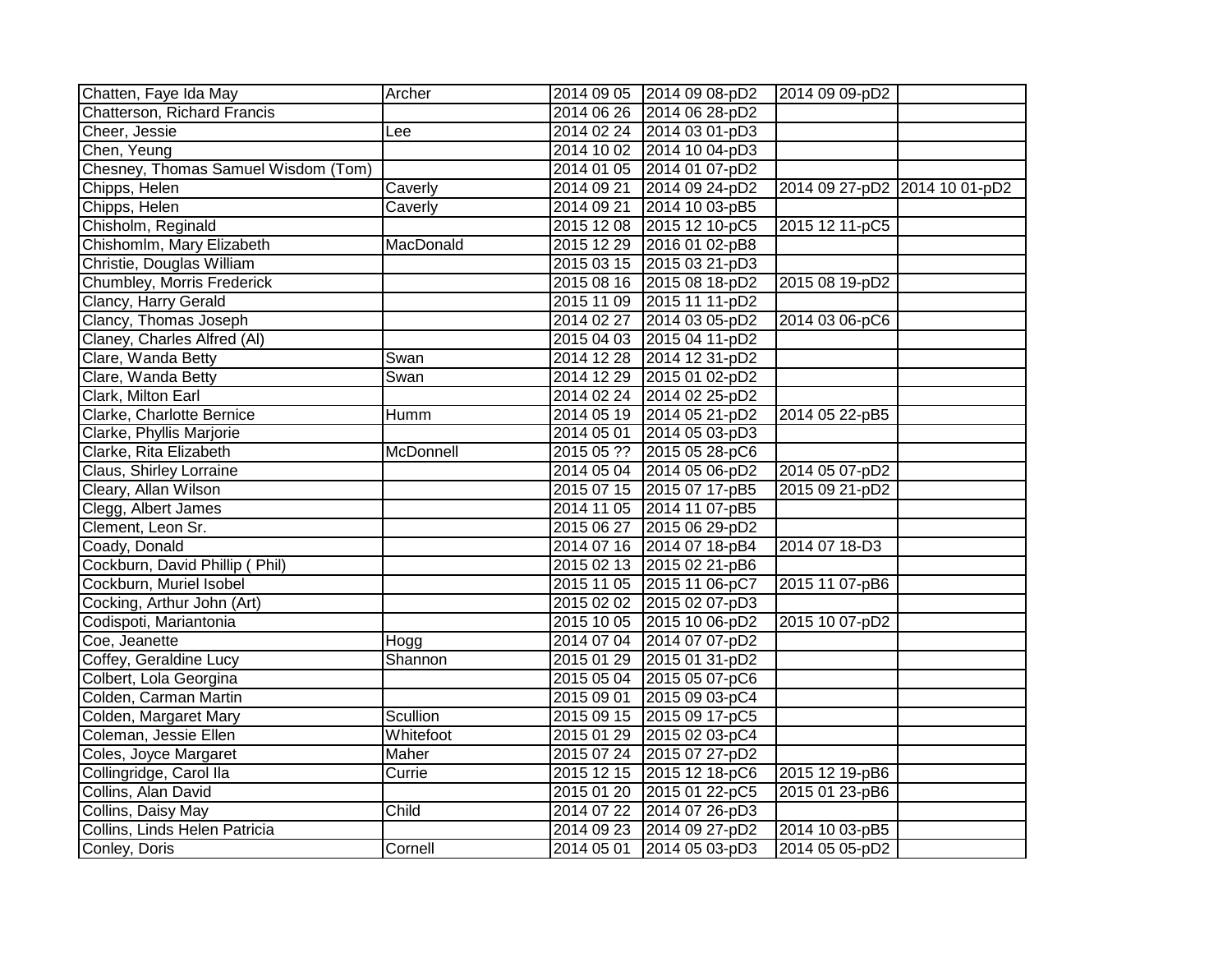| | | | | | |
|---|---|---|---|---|---|
| Chatten, Faye Ida May | Archer | 2014 09 05 | 2014 09 08-pD2 | 2014 09 09-pD2 | |
| Chatterson, Richard Francis | | 2014 06 26 | 2014 06 28-pD2 | | |
| Cheer, Jessie | Lee | 2014 02 24 | 2014 03 01-pD3 | | |
| Chen, Yeung | | 2014 10 02 | 2014 10 04-pD3 | | |
| Chesney, Thomas Samuel Wisdom (Tom) | | 2014 01 05 | 2014 01 07-pD2 | | |
| Chipps, Helen | Caverly | 2014 09 21 | 2014 09 24-pD2 | 2014 09 27-pD2 | 2014 10 01-pD2 |
| Chipps, Helen | Caverly | 2014 09 21 | 2014 10 03-pB5 | | |
| Chisholm, Reginald | | 2015 12 08 | 2015 12 10-pC5 | 2015 12 11-pC5 | |
| Chishomlm, Mary Elizabeth | MacDonald | 2015 12 29 | 2016 01 02-pB8 | | |
| Christie, Douglas William | | 2015 03 15 | 2015 03 21-pD3 | | |
| Chumbley, Morris Frederick | | 2015 08 16 | 2015 08 18-pD2 | 2015 08 19-pD2 | |
| Clancy, Harry Gerald | | 2015 11 09 | 2015 11 11-pD2 | | |
| Clancy, Thomas Joseph | | 2014 02 27 | 2014 03 05-pD2 | 2014 03 06-pC6 | |
| Claney, Charles Alfred (Al) | | 2015 04 03 | 2015 04 11-pD2 | | |
| Clare, Wanda Betty | Swan | 2014 12 28 | 2014 12 31-pD2 | | |
| Clare, Wanda Betty | Swan | 2014 12 29 | 2015 01 02-pD2 | | |
| Clark, Milton Earl | | 2014 02 24 | 2014 02 25-pD2 | | |
| Clarke, Charlotte Bernice | Humm | 2014 05 19 | 2014 05 21-pD2 | 2014 05 22-pB5 | |
| Clarke, Phyllis Marjorie | | 2014 05 01 | 2014 05 03-pD3 | | |
| Clarke, Rita Elizabeth | McDonnell | 2015 05 ?? | 2015 05 28-pC6 | | |
| Claus, Shirley Lorraine | | 2014 05 04 | 2014 05 06-pD2 | 2014 05 07-pD2 | |
| Cleary, Allan Wilson | | 2015 07 15 | 2015 07 17-pB5 | 2015 09 21-pD2 | |
| Clegg, Albert James | | 2014 11 05 | 2014 11 07-pB5 | | |
| Clement, Leon Sr. | | 2015 06 27 | 2015 06 29-pD2 | | |
| Coady, Donald | | 2014 07 16 | 2014 07 18-pB4 | 2014 07 18-D3 | |
| Cockburn, David Phillip ( Phil) | | 2015 02 13 | 2015 02 21-pB6 | | |
| Cockburn, Muriel Isobel | | 2015 11 05 | 2015 11 06-pC7 | 2015 11 07-pB6 | |
| Cocking, Arthur John (Art) | | 2015 02 02 | 2015 02 07-pD3 | | |
| Codispoti, Mariantonia | | 2015 10 05 | 2015 10 06-pD2 | 2015 10 07-pD2 | |
| Coe, Jeanette | Hogg | 2014 07 04 | 2014 07 07-pD2 | | |
| Coffey, Geraldine Lucy | Shannon | 2015 01 29 | 2015 01 31-pD2 | | |
| Colbert, Lola Georgina | | 2015 05 04 | 2015 05 07-pC6 | | |
| Colden, Carman Martin | | 2015 09 01 | 2015 09 03-pC4 | | |
| Colden, Margaret Mary | Scullion | 2015 09 15 | 2015 09 17-pC5 | | |
| Coleman, Jessie Ellen | Whitefoot | 2015 01 29 | 2015 02 03-pC4 | | |
| Coles, Joyce Margaret | Maher | 2015 07 24 | 2015 07 27-pD2 | | |
| Collingridge, Carol Ila | Currie | 2015 12 15 | 2015 12 18-pC6 | 2015 12 19-pB6 | |
| Collins, Alan David | | 2015 01 20 | 2015 01 22-pC5 | 2015 01 23-pB6 | |
| Collins, Daisy May | Child | 2014 07 22 | 2014 07 26-pD3 | | |
| Collins, Linds Helen Patricia | | 2014 09 23 | 2014 09 27-pD2 | 2014 10 03-pB5 | |
| Conley, Doris | Cornell | 2014 05 01 | 2014 05 03-pD3 | 2014 05 05-pD2 | |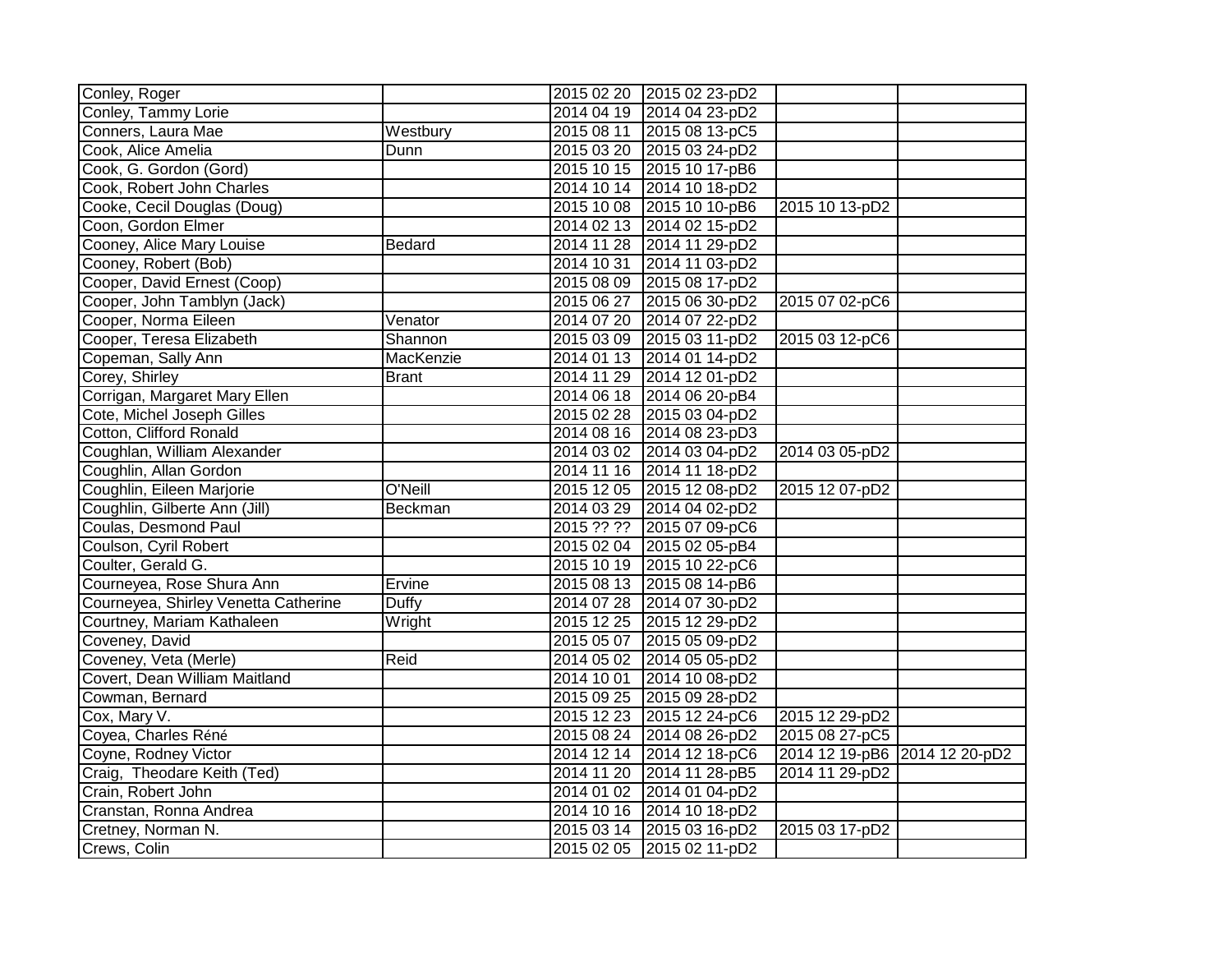| | | | | | |
|---|---|---|---|---|---|
| Conley, Roger | | 2015 02 20 | 2015 02 23-pD2 | | |
| Conley, Tammy Lorie | | 2014 04 19 | 2014 04 23-pD2 | | |
| Conners, Laura Mae | Westbury | 2015 08 11 | 2015 08 13-pC5 | | |
| Cook, Alice Amelia | Dunn | 2015 03 20 | 2015 03 24-pD2 | | |
| Cook, G. Gordon (Gord) | | 2015 10 15 | 2015 10 17-pB6 | | |
| Cook, Robert John Charles | | 2014 10 14 | 2014 10 18-pD2 | | |
| Cooke, Cecil Douglas (Doug) | | 2015 10 08 | 2015 10 10-pB6 | 2015 10 13-pD2 | |
| Coon, Gordon Elmer | | 2014 02 13 | 2014 02 15-pD2 | | |
| Cooney, Alice Mary Louise | Bedard | 2014 11 28 | 2014 11 29-pD2 | | |
| Cooney, Robert (Bob) | | 2014 10 31 | 2014 11 03-pD2 | | |
| Cooper, David Ernest (Coop) | | 2015 08 09 | 2015 08 17-pD2 | | |
| Cooper, John Tamblyn (Jack) | | 2015 06 27 | 2015 06 30-pD2 | 2015 07 02-pC6 | |
| Cooper, Norma Eileen | Venator | 2014 07 20 | 2014 07 22-pD2 | | |
| Cooper, Teresa Elizabeth | Shannon | 2015 03 09 | 2015 03 11-pD2 | 2015 03 12-pC6 | |
| Copeman, Sally Ann | MacKenzie | 2014 01 13 | 2014 01 14-pD2 | | |
| Corey, Shirley | Brant | 2014 11 29 | 2014 12 01-pD2 | | |
| Corrigan, Margaret Mary Ellen | | 2014 06 18 | 2014 06 20-pB4 | | |
| Cote, Michel Joseph Gilles | | 2015 02 28 | 2015 03 04-pD2 | | |
| Cotton, Clifford Ronald | | 2014 08 16 | 2014 08 23-pD3 | | |
| Coughlan, William Alexander | | 2014 03 02 | 2014 03 04-pD2 | 2014 03 05-pD2 | |
| Coughlin, Allan Gordon | | 2014 11 16 | 2014 11 18-pD2 | | |
| Coughlin, Eileen Marjorie | O'Neill | 2015 12 05 | 2015 12 08-pD2 | 2015 12 07-pD2 | |
| Coughlin, Gilberte Ann (Jill) | Beckman | 2014 03 29 | 2014 04 02-pD2 | | |
| Coulas, Desmond Paul | | 2015 ?? ?? | 2015 07 09-pC6 | | |
| Coulson, Cyril Robert | | 2015 02 04 | 2015 02 05-pB4 | | |
| Coulter, Gerald G. | | 2015 10 19 | 2015 10 22-pC6 | | |
| Courneyea, Rose Shura Ann | Ervine | 2015 08 13 | 2015 08 14-pB6 | | |
| Courneyea, Shirley Venetta Catherine | Duffy | 2014 07 28 | 2014 07 30-pD2 | | |
| Courtney, Mariam Kathaleen | Wright | 2015 12 25 | 2015 12 29-pD2 | | |
| Coveney, David | | 2015 05 07 | 2015 05 09-pD2 | | |
| Coveney, Veta (Merle) | Reid | 2014 05 02 | 2014 05 05-pD2 | | |
| Covert, Dean William Maitland | | 2014 10 01 | 2014 10 08-pD2 | | |
| Cowman, Bernard | | 2015 09 25 | 2015 09 28-pD2 | | |
| Cox, Mary V. | | 2015 12 23 | 2015 12 24-pC6 | 2015 12 29-pD2 | |
| Coyea, Charles Réné | | 2015 08 24 | 2014 08 26-pD2 | 2015 08 27-pC5 | |
| Coyne, Rodney Victor | | 2014 12 14 | 2014 12 18-pC6 | 2014 12 19-pB6 | 2014 12 20-pD2 |
| Craig,  Theodare Keith (Ted) | | 2014 11 20 | 2014 11 28-pB5 | 2014 11 29-pD2 | |
| Crain, Robert John | | 2014 01 02 | 2014 01 04-pD2 | | |
| Cranstan, Ronna Andrea | | 2014 10 16 | 2014 10 18-pD2 | | |
| Cretney, Norman N. | | 2015 03 14 | 2015 03 16-pD2 | 2015 03 17-pD2 | |
| Crews, Colin | | 2015 02 05 | 2015 02 11-pD2 | | |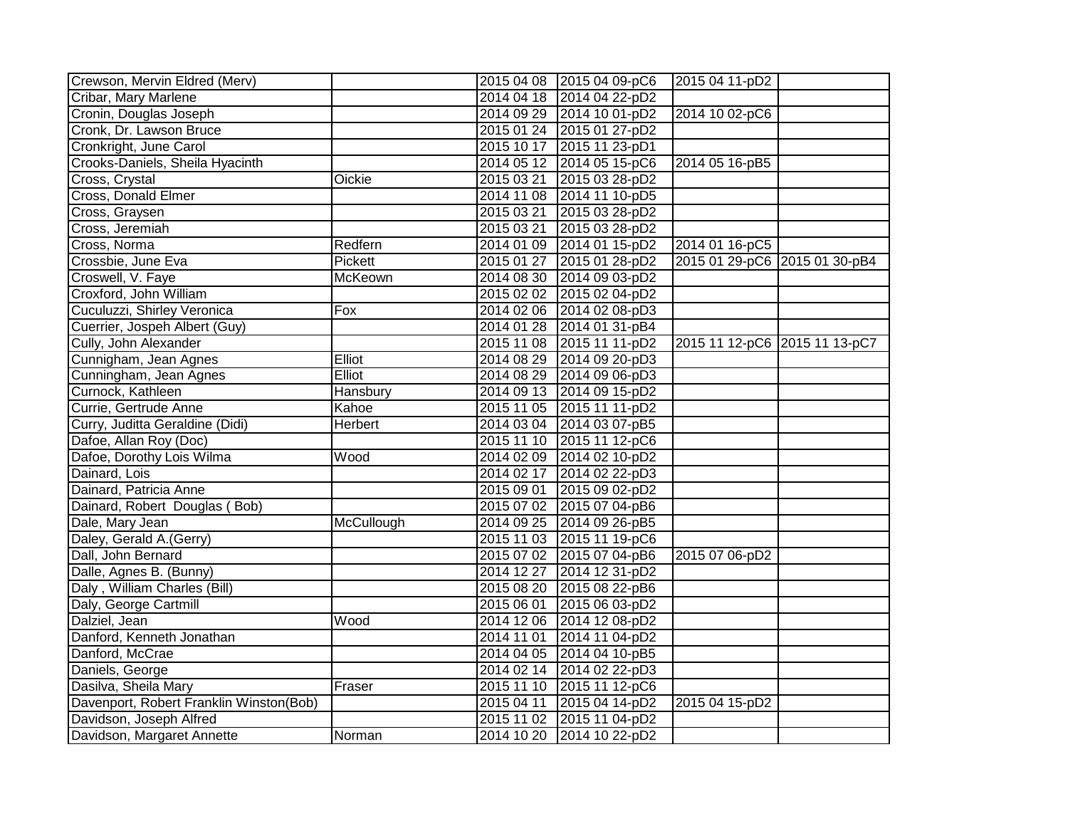| | | | | | |
|---|---|---|---|---|---|
| Crewson, Mervin Eldred (Merv) | | 2015 04 08 | 2015 04 09-pC6 | 2015 04 11-pD2 | |
| Cribar, Mary Marlene | | 2014 04 18 | 2014 04 22-pD2 | | |
| Cronin, Douglas Joseph | | 2014 09 29 | 2014 10 01-pD2 | 2014 10 02-pC6 | |
| Cronk, Dr. Lawson Bruce | | 2015 01 24 | 2015 01 27-pD2 | | |
| Cronkright, June Carol | | 2015 10 17 | 2015 11 23-pD1 | | |
| Crooks-Daniels, Sheila Hyacinth | | 2014 05 12 | 2014 05 15-pC6 | 2014 05 16-pB5 | |
| Cross, Crystal | Oickie | 2015 03 21 | 2015 03 28-pD2 | | |
| Cross, Donald Elmer | | 2014 11 08 | 2014 11 10-pD5 | | |
| Cross, Graysen | | 2015 03 21 | 2015 03 28-pD2 | | |
| Cross, Jeremiah | | 2015 03 21 | 2015 03 28-pD2 | | |
| Cross, Norma | Redfern | 2014 01 09 | 2014 01 15-pD2 | 2014 01 16-pC5 | |
| Crossbie, June Eva | Pickett | 2015 01 27 | 2015 01 28-pD2 | 2015 01 29-pC6 | 2015 01 30-pB4 |
| Croswell, V. Faye | McKeown | 2014 08 30 | 2014 09 03-pD2 | | |
| Croxford, John William | | 2015 02 02 | 2015 02 04-pD2 | | |
| Cuculuzzi, Shirley Veronica | Fox | 2014 02 06 | 2014 02 08-pD3 | | |
| Cuerrier, Jospeh Albert (Guy) | | 2014 01 28 | 2014 01 31-pB4 | | |
| Cully, John Alexander | | 2015 11 08 | 2015 11 11-pD2 | 2015 11 12-pC6 | 2015 11 13-pC7 |
| Cunnigham, Jean Agnes | Elliot | 2014 08 29 | 2014 09 20-pD3 | | |
| Cunningham, Jean Agnes | Elliot | 2014 08 29 | 2014 09 06-pD3 | | |
| Curnock, Kathleen | Hansbury | 2014 09 13 | 2014 09 15-pD2 | | |
| Currie, Gertrude Anne | Kahoe | 2015 11 05 | 2015 11 11-pD2 | | |
| Curry, Juditta Geraldine (Didi) | Herbert | 2014 03 04 | 2014 03 07-pB5 | | |
| Dafoe, Allan Roy (Doc) | | 2015 11 10 | 2015 11 12-pC6 | | |
| Dafoe, Dorothy Lois Wilma | Wood | 2014 02 09 | 2014 02 10-pD2 | | |
| Dainard, Lois | | 2014 02 17 | 2014 02 22-pD3 | | |
| Dainard, Patricia Anne | | 2015 09 01 | 2015 09 02-pD2 | | |
| Dainard, Robert Douglas ( Bob) | | 2015 07 02 | 2015 07 04-pB6 | | |
| Dale, Mary Jean | McCullough | 2014 09 25 | 2014 09 26-pB5 | | |
| Daley, Gerald A.(Gerry) | | 2015 11 03 | 2015 11 19-pC6 | | |
| Dall, John Bernard | | 2015 07 02 | 2015 07 04-pB6 | 2015 07 06-pD2 | |
| Dalle, Agnes B. (Bunny) | | 2014 12 27 | 2014 12 31-pD2 | | |
| Daly , William Charles (Bill) | | 2015 08 20 | 2015 08 22-pB6 | | |
| Daly, George Cartmill | | 2015 06 01 | 2015 06 03-pD2 | | |
| Dalziel, Jean | Wood | 2014 12 06 | 2014 12 08-pD2 | | |
| Danford, Kenneth Jonathan | | 2014 11 01 | 2014 11 04-pD2 | | |
| Danford, McCrae | | 2014 04 05 | 2014 04 10-pB5 | | |
| Daniels, George | | 2014 02 14 | 2014 02 22-pD3 | | |
| Dasilva, Sheila Mary | Fraser | 2015 11 10 | 2015 11 12-pC6 | | |
| Davenport, Robert Franklin Winston(Bob) | | 2015 04 11 | 2015 04 14-pD2 | 2015 04 15-pD2 | |
| Davidson, Joseph Alfred | | 2015 11 02 | 2015 11 04-pD2 | | |
| Davidson, Margaret Annette | Norman | 2014 10 20 | 2014 10 22-pD2 | | |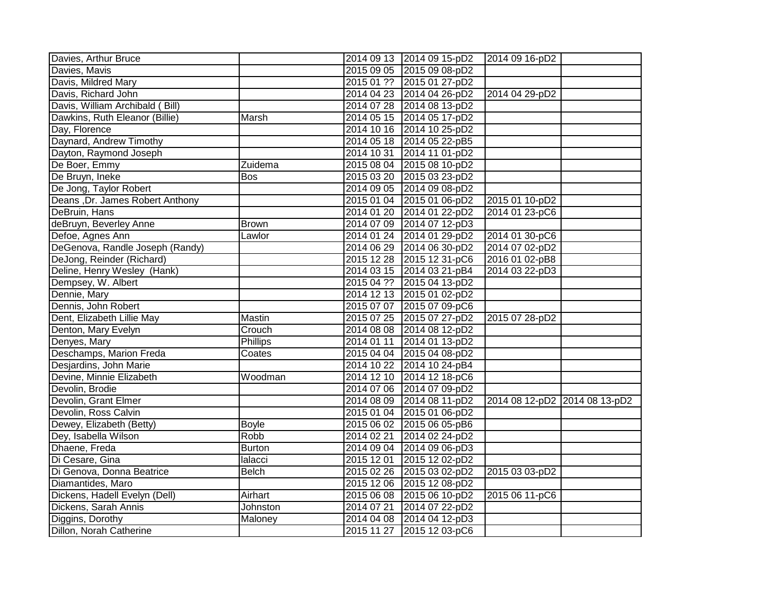| | | | | | |
|---|---|---|---|---|---|
| Davies, Arthur Bruce | | 2014 09 13 | 2014 09 15-pD2 | 2014 09 16-pD2 | |
| Davies, Mavis | | 2015 09 05 | 2015 09 08-pD2 | | |
| Davis, Mildred Mary | | 2015 01 ?? | 2015 01 27-pD2 | | |
| Davis, Richard John | | 2014 04 23 | 2014 04 26-pD2 | 2014 04 29-pD2 | |
| Davis, William Archibald ( Bill) | | 2014 07 28 | 2014 08 13-pD2 | | |
| Dawkins, Ruth Eleanor (Billie) | Marsh | 2014 05 15 | 2014 05 17-pD2 | | |
| Day, Florence | | 2014 10 16 | 2014 10 25-pD2 | | |
| Daynard, Andrew Timothy | | 2014 05 18 | 2014 05 22-pB5 | | |
| Dayton, Raymond Joseph | | 2014 10 31 | 2014 11 01-pD2 | | |
| De Boer, Emmy | Zuidema | 2015 08 04 | 2015 08 10-pD2 | | |
| De Bruyn, Ineke | Bos | 2015 03 20 | 2015 03 23-pD2 | | |
| De Jong, Taylor Robert | | 2014 09 05 | 2014 09 08-pD2 | | |
| Deans ,Dr. James Robert Anthony | | 2015 01 04 | 2015 01 06-pD2 | 2015 01 10-pD2 | |
| DeBruin, Hans | | 2014 01 20 | 2014 01 22-pD2 | 2014 01 23-pC6 | |
| deBruyn, Beverley Anne | Brown | 2014 07 09 | 2014 07 12-pD3 | | |
| Defoe, Agnes Ann | Lawlor | 2014 01 24 | 2014 01 29-pD2 | 2014 01 30-pC6 | |
| DeGenova, Randle Joseph (Randy) | | 2014 06 29 | 2014 06 30-pD2 | 2014 07 02-pD2 | |
| DeJong, Reinder (Richard) | | 2015 12 28 | 2015 12 31-pC6 | 2016 01 02-pB8 | |
| Deline, Henry Wesley (Hank) | | 2014 03 15 | 2014 03 21-pB4 | 2014 03 22-pD3 | |
| Dempsey, W. Albert | | 2015 04 ?? | 2015 04 13-pD2 | | |
| Dennie, Mary | | 2014 12 13 | 2015 01 02-pD2 | | |
| Dennis, John Robert | | 2015 07 07 | 2015 07 09-pC6 | | |
| Dent, Elizabeth Lillie May | Mastin | 2015 07 25 | 2015 07 27-pD2 | 2015 07 28-pD2 | |
| Denton, Mary Evelyn | Crouch | 2014 08 08 | 2014 08 12-pD2 | | |
| Denyes, Mary | Phillips | 2014 01 11 | 2014 01 13-pD2 | | |
| Deschamps, Marion Freda | Coates | 2015 04 04 | 2015 04 08-pD2 | | |
| Desjardins, John Marie | | 2014 10 22 | 2014 10 24-pB4 | | |
| Devine, Minnie Elizabeth | Woodman | 2014 12 10 | 2014 12 18-pC6 | | |
| Devolin, Brodie | | 2014 07 06 | 2014 07 09-pD2 | | |
| Devolin, Grant Elmer | | 2014 08 09 | 2014 08 11-pD2 | 2014 08 12-pD2 | 2014 08 13-pD2 |
| Devolin, Ross Calvin | | 2015 01 04 | 2015 01 06-pD2 | | |
| Dewey, Elizabeth (Betty) | Boyle | 2015 06 02 | 2015 06 05-pB6 | | |
| Dey, Isabella Wilson | Robb | 2014 02 21 | 2014 02 24-pD2 | | |
| Dhaene, Freda | Burton | 2014 09 04 | 2014 09 06-pD3 | | |
| Di Cesare, Gina | Ialacci | 2015 12 01 | 2015 12 02-pD2 | | |
| Di Genova, Donna Beatrice | Belch | 2015 02 26 | 2015 03 02-pD2 | 2015 03 03-pD2 | |
| Diamantides, Maro | | 2015 12 06 | 2015 12 08-pD2 | | |
| Dickens, Hadell Evelyn (Dell) | Airhart | 2015 06 08 | 2015 06 10-pD2 | 2015 06 11-pC6 | |
| Dickens, Sarah Annis | Johnston | 2014 07 21 | 2014 07 22-pD2 | | |
| Diggins, Dorothy | Maloney | 2014 04 08 | 2014 04 12-pD3 | | |
| Dillon, Norah Catherine | | 2015 11 27 | 2015 12 03-pC6 | | |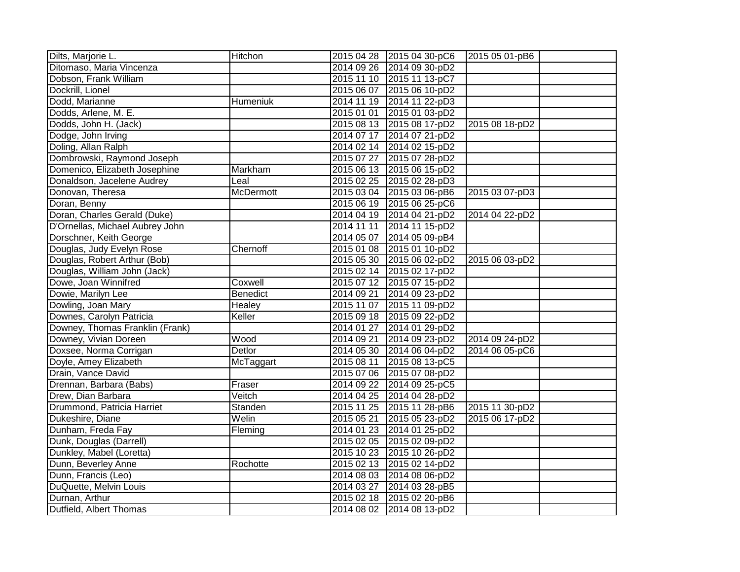| | | | | | |
|---|---|---|---|---|---|
| Dilts, Marjorie L. | Hitchon | 2015 04 28 | 2015 04 30-pC6 | 2015 05 01-pB6 | |
| Ditomaso, Maria Vincenza | | 2014 09 26 | 2014 09 30-pD2 | | |
| Dobson, Frank William | | 2015 11 10 | 2015 11 13-pC7 | | |
| Dockrill, Lionel | | 2015 06 07 | 2015 06 10-pD2 | | |
| Dodd, Marianne | Humeniuk | 2014 11 19 | 2014 11 22-pD3 | | |
| Dodds, Arlene, M. E. | | 2015 01 01 | 2015 01 03-pD2 | | |
| Dodds, John H. (Jack) | | 2015 08 13 | 2015 08 17-pD2 | 2015 08 18-pD2 | |
| Dodge, John Irving | | 2014 07 17 | 2014 07 21-pD2 | | |
| Doling, Allan Ralph | | 2014 02 14 | 2014 02 15-pD2 | | |
| Dombrowski, Raymond Joseph | | 2015 07 27 | 2015 07 28-pD2 | | |
| Domenico, Elizabeth Josephine | Markham | 2015 06 13 | 2015 06 15-pD2 | | |
| Donaldson, Jacelene Audrey | Leal | 2015 02 25 | 2015 02 28-pD3 | | |
| Donovan, Theresa | McDermott | 2015 03 04 | 2015 03 06-pB6 | 2015 03 07-pD3 | |
| Doran, Benny | | 2015 06 19 | 2015 06 25-pC6 | | |
| Doran, Charles Gerald (Duke) | | 2014 04 19 | 2014 04 21-pD2 | 2014 04 22-pD2 | |
| D'Ornellas, Michael Aubrey John | | 2014 11 11 | 2014 11 15-pD2 | | |
| Dorschner, Keith George | | 2014 05 07 | 2014 05 09-pB4 | | |
| Douglas, Judy Evelyn Rose | Chernoff | 2015 01 08 | 2015 01 10-pD2 | | |
| Douglas, Robert Arthur (Bob) | | 2015 05 30 | 2015 06 02-pD2 | 2015 06 03-pD2 | |
| Douglas, William John (Jack) | | 2015 02 14 | 2015 02 17-pD2 | | |
| Dowe, Joan Winnifred | Coxwell | 2015 07 12 | 2015 07 15-pD2 | | |
| Dowie, Marilyn Lee | Benedict | 2014 09 21 | 2014 09 23-pD2 | | |
| Dowling, Joan Mary | Healey | 2015 11 07 | 2015 11 09-pD2 | | |
| Downes, Carolyn Patricia | Keller | 2015 09 18 | 2015 09 22-pD2 | | |
| Downey, Thomas Franklin (Frank) | | 2014 01 27 | 2014 01 29-pD2 | | |
| Downey, Vivian Doreen | Wood | 2014 09 21 | 2014 09 23-pD2 | 2014 09 24-pD2 | |
| Doxsee, Norma Corrigan | Detlor | 2014 05 30 | 2014 06 04-pD2 | 2014 06 05-pC6 | |
| Doyle, Amey Elizabeth | McTaggart | 2015 08 11 | 2015 08 13-pC5 | | |
| Drain, Vance David | | 2015 07 06 | 2015 07 08-pD2 | | |
| Drennan, Barbara (Babs) | Fraser | 2014 09 22 | 2014 09 25-pC5 | | |
| Drew, Dian Barbara | Veitch | 2014 04 25 | 2014 04 28-pD2 | | |
| Drummond, Patricia Harriet | Standen | 2015 11 25 | 2015 11 28-pB6 | 2015 11 30-pD2 | |
| Dukeshire, Diane | Welin | 2015 05 21 | 2015 05 23-pD2 | 2015 06 17-pD2 | |
| Dunham, Freda Fay | Fleming | 2014 01 23 | 2014 01 25-pD2 | | |
| Dunk, Douglas (Darrell) | | 2015 02 05 | 2015 02 09-pD2 | | |
| Dunkley, Mabel (Loretta) | | 2015 10 23 | 2015 10 26-pD2 | | |
| Dunn, Beverley Anne | Rochotte | 2015 02 13 | 2015 02 14-pD2 | | |
| Dunn, Francis (Leo) | | 2014 08 03 | 2014 08 06-pD2 | | |
| DuQuette, Melvin Louis | | 2014 03 27 | 2014 03 28-pB5 | | |
| Durnan, Arthur | | 2015 02 18 | 2015 02 20-pB6 | | |
| Dutfield, Albert Thomas | | 2014 08 02 | 2014 08 13-pD2 | | |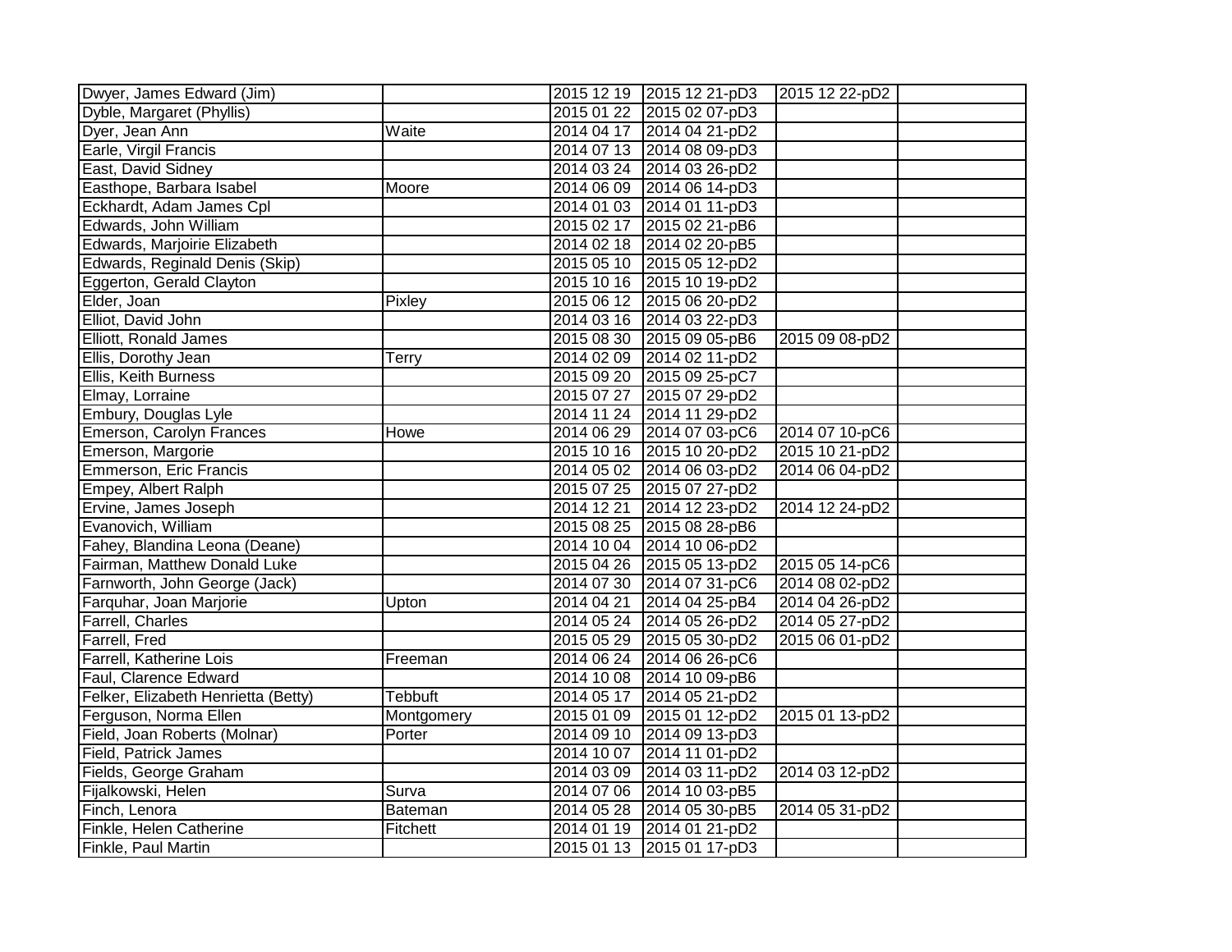| | | | | | |
|---|---|---|---|---|---|
| Dwyer, James Edward (Jim) | | 2015 12 19 | 2015 12 21-pD3 | 2015 12 22-pD2 | |
| Dyble, Margaret (Phyllis) | | 2015 01 22 | 2015 02 07-pD3 | | |
| Dyer, Jean Ann | Waite | 2014 04 17 | 2014 04 21-pD2 | | |
| Earle, Virgil Francis | | 2014 07 13 | 2014 08 09-pD3 | | |
| East, David Sidney | | 2014 03 24 | 2014 03 26-pD2 | | |
| Easthope, Barbara Isabel | Moore | 2014 06 09 | 2014 06 14-pD3 | | |
| Eckhardt, Adam James Cpl | | 2014 01 03 | 2014 01 11-pD3 | | |
| Edwards, John William | | 2015 02 17 | 2015 02 21-pB6 | | |
| Edwards, Marjoirie Elizabeth | | 2014 02 18 | 2014 02 20-pB5 | | |
| Edwards, Reginald Denis (Skip) | | 2015 05 10 | 2015 05 12-pD2 | | |
| Eggerton, Gerald Clayton | | 2015 10 16 | 2015 10 19-pD2 | | |
| Elder, Joan | Pixley | 2015 06 12 | 2015 06 20-pD2 | | |
| Elliot, David John | | 2014 03 16 | 2014 03 22-pD3 | | |
| Elliott, Ronald James | | 2015 08 30 | 2015 09 05-pB6 | 2015 09 08-pD2 | |
| Ellis, Dorothy Jean | Terry | 2014 02 09 | 2014 02 11-pD2 | | |
| Ellis, Keith Burness | | 2015 09 20 | 2015 09 25-pC7 | | |
| Elmay, Lorraine | | 2015 07 27 | 2015 07 29-pD2 | | |
| Embury, Douglas Lyle | | 2014 11 24 | 2014 11 29-pD2 | | |
| Emerson, Carolyn Frances | Howe | 2014 06 29 | 2014 07 03-pC6 | 2014 07 10-pC6 | |
| Emerson, Margorie | | 2015 10 16 | 2015 10 20-pD2 | 2015 10 21-pD2 | |
| Emmerson, Eric Francis | | 2014 05 02 | 2014 06 03-pD2 | 2014 06 04-pD2 | |
| Empey, Albert Ralph | | 2015 07 25 | 2015 07 27-pD2 | | |
| Ervine, James Joseph | | 2014 12 21 | 2014 12 23-pD2 | 2014 12 24-pD2 | |
| Evanovich, William | | 2015 08 25 | 2015 08 28-pB6 | | |
| Fahey, Blandina Leona (Deane) | | 2014 10 04 | 2014 10 06-pD2 | | |
| Fairman, Matthew Donald Luke | | 2015 04 26 | 2015 05 13-pD2 | 2015 05 14-pC6 | |
| Farnworth, John George (Jack) | | 2014 07 30 | 2014 07 31-pC6 | 2014 08 02-pD2 | |
| Farquhar, Joan Marjorie | Upton | 2014 04 21 | 2014 04 25-pB4 | 2014 04 26-pD2 | |
| Farrell, Charles | | 2014 05 24 | 2014 05 26-pD2 | 2014 05 27-pD2 | |
| Farrell, Fred | | 2015 05 29 | 2015 05 30-pD2 | 2015 06 01-pD2 | |
| Farrell, Katherine Lois | Freeman | 2014 06 24 | 2014 06 26-pC6 | | |
| Faul, Clarence Edward | | 2014 10 08 | 2014 10 09-pB6 | | |
| Felker, Elizabeth Henrietta (Betty) | Tebbuft | 2014 05 17 | 2014 05 21-pD2 | | |
| Ferguson, Norma Ellen | Montgomery | 2015 01 09 | 2015 01 12-pD2 | 2015 01 13-pD2 | |
| Field, Joan Roberts (Molnar) | Porter | 2014 09 10 | 2014 09 13-pD3 | | |
| Field, Patrick James | | 2014 10 07 | 2014 11 01-pD2 | | |
| Fields, George Graham | | 2014 03 09 | 2014 03 11-pD2 | 2014 03 12-pD2 | |
| Fijalkowski, Helen | Surva | 2014 07 06 | 2014 10 03-pB5 | | |
| Finch, Lenora | Bateman | 2014 05 28 | 2014 05 30-pB5 | 2014 05 31-pD2 | |
| Finkle, Helen Catherine | Fitchett | 2014 01 19 | 2014 01 21-pD2 | | |
| Finkle, Paul Martin | | 2015 01 13 | 2015 01 17-pD3 | | |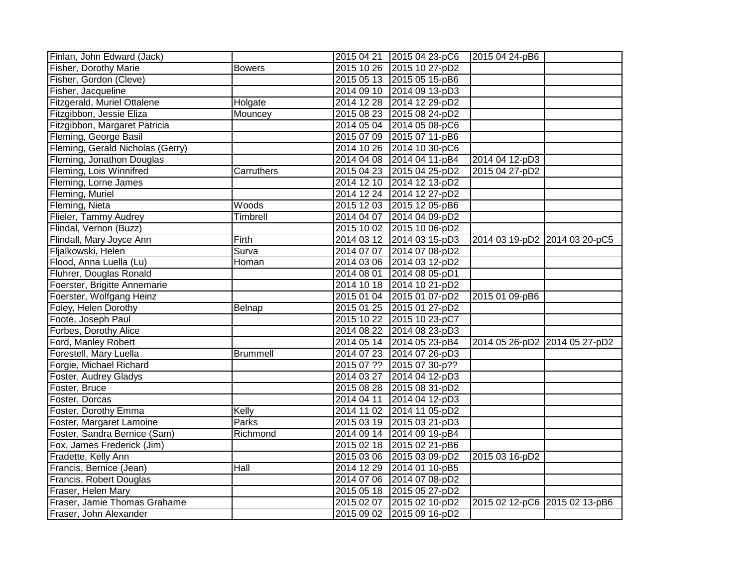| | | | | | |
|---|---|---|---|---|---|
| Finlan, John Edward (Jack) | | 2015 04 21 | 2015 04 23-pC6 | 2015 04 24-pB6 | |
| Fisher, Dorothy Marie | Bowers | 2015 10 26 | 2015 10 27-pD2 | | |
| Fisher, Gordon (Cleve) | | 2015 05 13 | 2015 05 15-pB6 | | |
| Fisher, Jacqueline | | 2014 09 10 | 2014 09 13-pD3 | | |
| Fitzgerald, Muriel Ottalene | Holgate | 2014 12 28 | 2014 12 29-pD2 | | |
| Fitzgibbon, Jessie Eliza | Mouncey | 2015 08 23 | 2015 08 24-pD2 | | |
| Fitzgibbon, Margaret Patricia | | 2014 05 04 | 2014 05 08-pC6 | | |
| Fleming, George Basil | | 2015 07 09 | 2015 07 11-pB6 | | |
| Fleming, Gerald Nicholas (Gerry) | | 2014 10 26 | 2014 10 30-pC6 | | |
| Fleming, Jonathon Douglas | | 2014 04 08 | 2014 04 11-pB4 | 2014 04 12-pD3 | |
| Fleming, Lois Winnifred | Carruthers | 2015 04 23 | 2015 04 25-pD2 | 2015 04 27-pD2 | |
| Fleming, Lorne James | | 2014 12 10 | 2014 12 13-pD2 | | |
| Fleming, Muriel | | 2014 12 24 | 2014 12 27-pD2 | | |
| Fleming, Nieta | Woods | 2015 12 03 | 2015 12 05-pB6 | | |
| Flieler, Tammy Audrey | Timbrell | 2014 04 07 | 2014 04 09-pD2 | | |
| Flindal, Vernon (Buzz) | | 2015 10 02 | 2015 10 06-pD2 | | |
| Flindall, Mary Joyce Ann | Firth | 2014 03 12 | 2014 03 15-pD3 | 2014 03 19-pD2 | 2014 03 20-pC5 |
| Fljalkowski, Helen | Surva | 2014 07 07 | 2014 07 08-pD2 | | |
| Flood, Anna Luella (Lu) | Homan | 2014 03 06 | 2014 03 12-pD2 | | |
| Fluhrer, Douglas Ronald | | 2014 08 01 | 2014 08 05-pD1 | | |
| Foerster, Brigitte Annemarie | | 2014 10 18 | 2014 10 21-pD2 | | |
| Foerster, Wolfgang Heinz | | 2015 01 04 | 2015 01 07-pD2 | 2015 01 09-pB6 | |
| Foley, Helen Dorothy | Belnap | 2015 01 25 | 2015 01 27-pD2 | | |
| Foote, Joseph Paul | | 2015 10 22 | 2015 10 23-pC7 | | |
| Forbes, Dorothy Alice | | 2014 08 22 | 2014 08 23-pD3 | | |
| Ford, Manley Robert | | 2014 05 14 | 2014 05 23-pB4 | 2014 05 26-pD2 | 2014 05 27-pD2 |
| Forestell, Mary Luella | Brummell | 2014 07 23 | 2014 07 26-pD3 | | |
| Forgie, Michael Richard | | 2015 07 ?? | 2015 07 30-p?? | | |
| Foster, Audrey Gladys | | 2014 03 27 | 2014 04 12-pD3 | | |
| Foster, Bruce | | 2015 08 28 | 2015 08 31-pD2 | | |
| Foster, Dorcas | | 2014 04 11 | 2014 04 12-pD3 | | |
| Foster, Dorothy Emma | Kelly | 2014 11 02 | 2014 11 05-pD2 | | |
| Foster, Margaret Lamoine | Parks | 2015 03 19 | 2015 03 21-pD3 | | |
| Foster, Sandra Bernice (Sam) | Richmond | 2014 09 14 | 2014 09 19-pB4 | | |
| Fox, James Frederick (Jim) | | 2015 02 18 | 2015 02 21-pB6 | | |
| Fradette, Kelly Ann | | 2015 03 06 | 2015 03 09-pD2 | 2015 03 16-pD2 | |
| Francis, Bernice (Jean) | Hall | 2014 12 29 | 2014 01 10-pB5 | | |
| Francis, Robert Douglas | | 2014 07 06 | 2014 07 08-pD2 | | |
| Fraser, Helen Mary | | 2015 05 18 | 2015 05 27-pD2 | | |
| Fraser, Jamie Thomas Grahame | | 2015 02 07 | 2015 02 10-pD2 | 2015 02 12-pC6 | 2015 02 13-pB6 |
| Fraser, John Alexander | | 2015 09 02 | 2015 09 16-pD2 | | |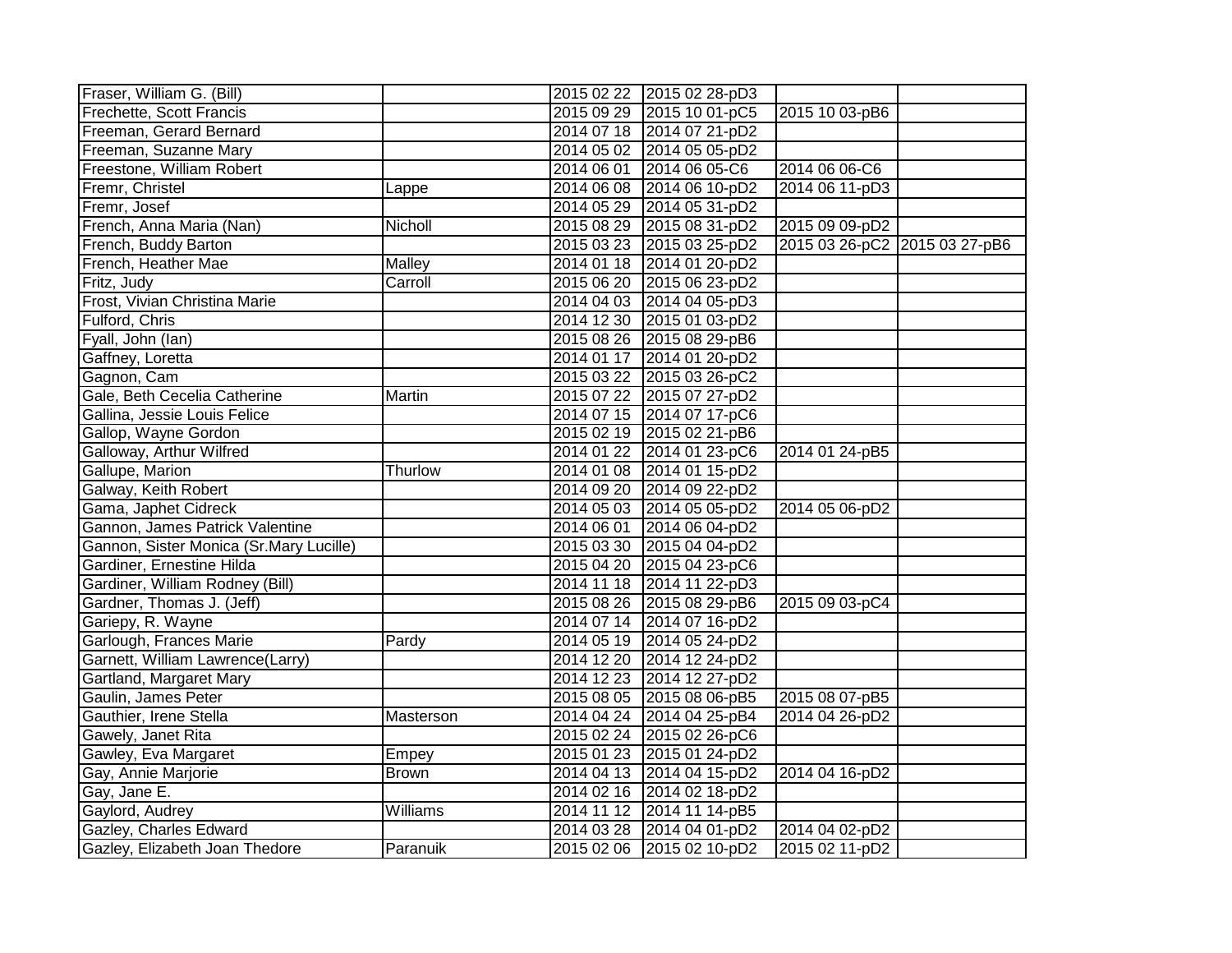| | | | | | |
|---|---|---|---|---|---|
| Fraser, William G. (Bill) | | 2015 02 22 | 2015 02 28-pD3 | | |
| Frechette, Scott Francis | | 2015 09 29 | 2015 10 01-pC5 | 2015 10 03-pB6 | |
| Freeman, Gerard Bernard | | 2014 07 18 | 2014 07 21-pD2 | | |
| Freeman, Suzanne Mary | | 2014 05 02 | 2014 05 05-pD2 | | |
| Freestone, William Robert | | 2014 06 01 | 2014 06 05-C6 | 2014 06 06-C6 | |
| Fremr, Christel | Lappe | 2014 06 08 | 2014 06 10-pD2 | 2014 06 11-pD3 | |
| Fremr, Josef | | 2014 05 29 | 2014 05 31-pD2 | | |
| French, Anna Maria (Nan) | Nicholl | 2015 08 29 | 2015 08 31-pD2 | 2015 09 09-pD2 | |
| French, Buddy Barton | | 2015 03 23 | 2015 03 25-pD2 | 2015 03 26-pC2 | 2015 03 27-pB6 |
| French, Heather Mae | Malley | 2014 01 18 | 2014 01 20-pD2 | | |
| Fritz, Judy | Carroll | 2015 06 20 | 2015 06 23-pD2 | | |
| Frost, Vivian Christina Marie | | 2014 04 03 | 2014 04 05-pD3 | | |
| Fulford, Chris | | 2014 12 30 | 2015 01 03-pD2 | | |
| Fyall, John (Ian) | | 2015 08 26 | 2015 08 29-pB6 | | |
| Gaffney, Loretta | | 2014 01 17 | 2014 01 20-pD2 | | |
| Gagnon, Cam | | 2015 03 22 | 2015 03 26-pC2 | | |
| Gale, Beth Cecelia Catherine | Martin | 2015 07 22 | 2015 07 27-pD2 | | |
| Gallina, Jessie Louis Felice | | 2014 07 15 | 2014 07 17-pC6 | | |
| Gallop, Wayne Gordon | | 2015 02 19 | 2015 02 21-pB6 | | |
| Galloway, Arthur Wilfred | | 2014 01 22 | 2014 01 23-pC6 | 2014 01 24-pB5 | |
| Gallupe, Marion | Thurlow | 2014 01 08 | 2014 01 15-pD2 | | |
| Galway, Keith Robert | | 2014 09 20 | 2014 09 22-pD2 | | |
| Gama, Japhet Cidreck | | 2014 05 03 | 2014 05 05-pD2 | 2014 05 06-pD2 | |
| Gannon, James Patrick Valentine | | 2014 06 01 | 2014 06 04-pD2 | | |
| Gannon, Sister Monica (Sr.Mary Lucille) | | 2015 03 30 | 2015 04 04-pD2 | | |
| Gardiner, Ernestine Hilda | | 2015 04 20 | 2015 04 23-pC6 | | |
| Gardiner, William Rodney (Bill) | | 2014 11 18 | 2014 11 22-pD3 | | |
| Gardner, Thomas J. (Jeff) | | 2015 08 26 | 2015 08 29-pB6 | 2015 09 03-pC4 | |
| Gariepy, R. Wayne | | 2014 07 14 | 2014 07 16-pD2 | | |
| Garlough, Frances Marie | Pardy | 2014 05 19 | 2014 05 24-pD2 | | |
| Garnett, William Lawrence(Larry) | | 2014 12 20 | 2014 12 24-pD2 | | |
| Gartland, Margaret Mary | | 2014 12 23 | 2014 12 27-pD2 | | |
| Gaulin, James Peter | | 2015 08 05 | 2015 08 06-pB5 | 2015 08 07-pB5 | |
| Gauthier, Irene Stella | Masterson | 2014 04 24 | 2014 04 25-pB4 | 2014 04 26-pD2 | |
| Gawely, Janet Rita | | 2015 02 24 | 2015 02 26-pC6 | | |
| Gawley, Eva Margaret | Empey | 2015 01 23 | 2015 01 24-pD2 | | |
| Gay, Annie Marjorie | Brown | 2014 04 13 | 2014 04 15-pD2 | 2014 04 16-pD2 | |
| Gay, Jane E. | | 2014 02 16 | 2014 02 18-pD2 | | |
| Gaylord, Audrey | Williams | 2014 11 12 | 2014 11 14-pB5 | | |
| Gazley, Charles Edward | | 2014 03 28 | 2014 04 01-pD2 | 2014 04 02-pD2 | |
| Gazley, Elizabeth Joan Thedore | Paranuik | 2015 02 06 | 2015 02 10-pD2 | 2015 02 11-pD2 | |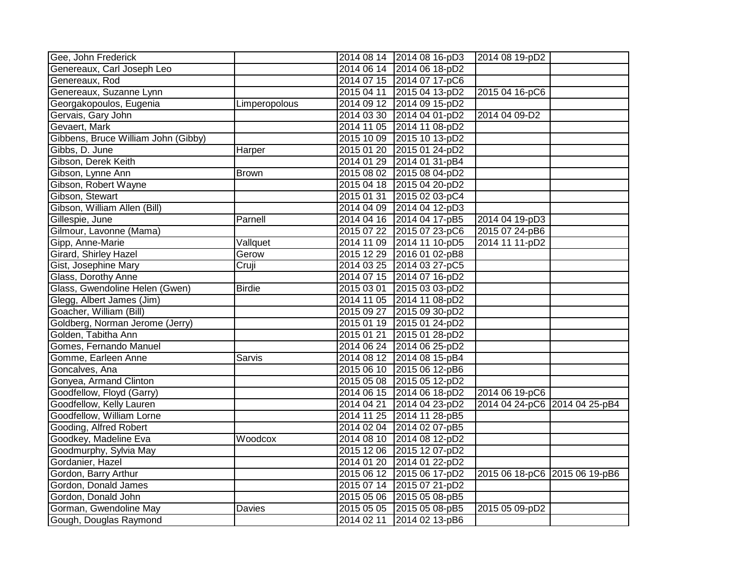| | | | | | |
|---|---|---|---|---|---|
| Gee, John Frederick | | 2014 08 14 | 2014 08 16-pD3 | 2014 08 19-pD2 | |
| Genereaux, Carl Joseph Leo | | 2014 06 14 | 2014 06 18-pD2 | | |
| Genereaux, Rod | | 2014 07 15 | 2014 07 17-pC6 | | |
| Genereaux, Suzanne Lynn | | 2015 04 11 | 2015 04 13-pD2 | 2015 04 16-pC6 | |
| Georgakopoulos, Eugenia | Limperopolous | 2014 09 12 | 2014 09 15-pD2 | | |
| Gervais, Gary John | | 2014 03 30 | 2014 04 01-pD2 | 2014 04 09-D2 | |
| Gevaert, Mark | | 2014 11 05 | 2014 11 08-pD2 | | |
| Gibbens, Bruce William John (Gibby) | | 2015 10 09 | 2015 10 13-pD2 | | |
| Gibbs, D. June | Harper | 2015 01 20 | 2015 01 24-pD2 | | |
| Gibson, Derek Keith | | 2014 01 29 | 2014 01 31-pB4 | | |
| Gibson, Lynne Ann | Brown | 2015 08 02 | 2015 08 04-pD2 | | |
| Gibson, Robert Wayne | | 2015 04 18 | 2015 04 20-pD2 | | |
| Gibson, Stewart | | 2015 01 31 | 2015 02 03-pC4 | | |
| Gibson, William Allen (Bill) | | 2014 04 09 | 2014 04 12-pD3 | | |
| Gillespie, June | Parnell | 2014 04 16 | 2014 04 17-pB5 | 2014 04 19-pD3 | |
| Gilmour, Lavonne (Mama) | | 2015 07 22 | 2015 07 23-pC6 | 2015 07 24-pB6 | |
| Gipp, Anne-Marie | Vallquet | 2014 11 09 | 2014 11 10-pD5 | 2014 11 11-pD2 | |
| Girard, Shirley Hazel | Gerow | 2015 12 29 | 2016 01 02-pB8 | | |
| Gist, Josephine Mary | Cruji | 2014 03 25 | 2014 03 27-pC5 | | |
| Glass, Dorothy Anne | | 2014 07 15 | 2014 07 16-pD2 | | |
| Glass, Gwendoline Helen (Gwen) | Birdie | 2015 03 01 | 2015 03 03-pD2 | | |
| Glegg, Albert James (Jim) | | 2014 11 05 | 2014 11 08-pD2 | | |
| Goacher, William (Bill) | | 2015 09 27 | 2015 09 30-pD2 | | |
| Goldberg, Norman Jerome (Jerry) | | 2015 01 19 | 2015 01 24-pD2 | | |
| Golden, Tabitha Ann | | 2015 01 21 | 2015 01 28-pD2 | | |
| Gomes, Fernando Manuel | | 2014 06 24 | 2014 06 25-pD2 | | |
| Gomme, Earleen Anne | Sarvis | 2014 08 12 | 2014 08 15-pB4 | | |
| Goncalves, Ana | | 2015 06 10 | 2015 06 12-pB6 | | |
| Gonyea, Armand Clinton | | 2015 05 08 | 2015 05 12-pD2 | | |
| Goodfellow, Floyd (Garry) | | 2014 06 15 | 2014 06 18-pD2 | 2014 06 19-pC6 | |
| Goodfellow, Kelly Lauren | | 2014 04 21 | 2014 04 23-pD2 | 2014 04 24-pC6 | 2014 04 25-pB4 |
| Goodfellow, William Lorne | | 2014 11 25 | 2014 11 28-pB5 | | |
| Gooding, Alfred Robert | | 2014 02 04 | 2014 02 07-pB5 | | |
| Goodkey, Madeline Eva | Woodcox | 2014 08 10 | 2014 08 12-pD2 | | |
| Goodmurphy, Sylvia May | | 2015 12 06 | 2015 12 07-pD2 | | |
| Gordanier, Hazel | | 2014 01 20 | 2014 01 22-pD2 | | |
| Gordon, Barry Arthur | | 2015 06 12 | 2015 06 17-pD2 | 2015 06 18-pC6 | 2015 06 19-pB6 |
| Gordon, Donald James | | 2015 07 14 | 2015 07 21-pD2 | | |
| Gordon, Donald John | | 2015 05 06 | 2015 05 08-pB5 | | |
| Gorman, Gwendoline May | Davies | 2015 05 05 | 2015 05 08-pB5 | 2015 05 09-pD2 | |
| Gough, Douglas Raymond | | 2014 02 11 | 2014 02 13-pB6 | | |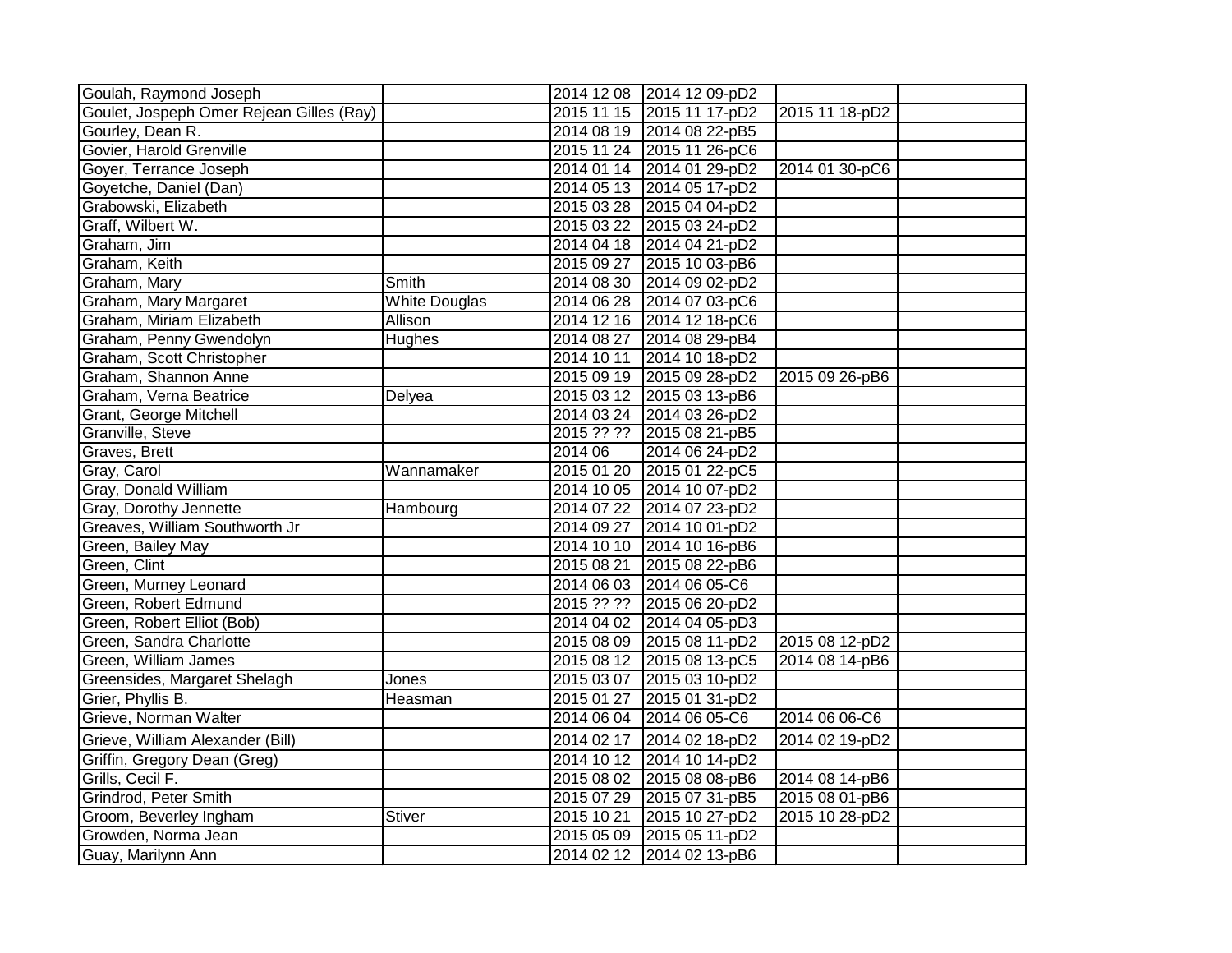| | | | | | |
|---|---|---|---|---|---|
| Goulah, Raymond Joseph | | 2014 12 08 | 2014 12 09-pD2 | | |
| Goulet, Jospeph Omer Rejean Gilles (Ray) | | 2015 11 15 | 2015 11 17-pD2 | 2015 11 18-pD2 | |
| Gourley, Dean R. | | 2014 08 19 | 2014 08 22-pB5 | | |
| Govier, Harold Grenville | | 2015 11 24 | 2015 11 26-pC6 | | |
| Goyer, Terrance Joseph | | 2014 01 14 | 2014 01 29-pD2 | 2014 01 30-pC6 | |
| Goyetche, Daniel (Dan) | | 2014 05 13 | 2014 05 17-pD2 | | |
| Grabowski, Elizabeth | | 2015 03 28 | 2015 04 04-pD2 | | |
| Graff, Wilbert W. | | 2015 03 22 | 2015 03 24-pD2 | | |
| Graham, Jim | | 2014 04 18 | 2014 04 21-pD2 | | |
| Graham, Keith | | 2015 09 27 | 2015 10 03-pB6 | | |
| Graham, Mary | Smith | 2014 08 30 | 2014 09 02-pD2 | | |
| Graham, Mary Margaret | White Douglas | 2014 06 28 | 2014 07 03-pC6 | | |
| Graham, Miriam Elizabeth | Allison | 2014 12 16 | 2014 12 18-pC6 | | |
| Graham, Penny Gwendolyn | Hughes | 2014 08 27 | 2014 08 29-pB4 | | |
| Graham, Scott Christopher | | 2014 10 11 | 2014 10 18-pD2 | | |
| Graham, Shannon Anne | | 2015 09 19 | 2015 09 28-pD2 | 2015 09 26-pB6 | |
| Graham, Verna Beatrice | Delyea | 2015 03 12 | 2015 03 13-pB6 | | |
| Grant, George Mitchell | | 2014 03 24 | 2014 03 26-pD2 | | |
| Granville, Steve | | 2015 ?? ?? | 2015 08 21-pB5 | | |
| Graves, Brett | | 2014 06 | 2014 06 24-pD2 | | |
| Gray, Carol | Wannamaker | 2015 01 20 | 2015 01 22-pC5 | | |
| Gray, Donald William | | 2014 10 05 | 2014 10 07-pD2 | | |
| Gray, Dorothy Jennette | Hambourg | 2014 07 22 | 2014 07 23-pD2 | | |
| Greaves, William Southworth Jr | | 2014 09 27 | 2014 10 01-pD2 | | |
| Green, Bailey May | | 2014 10 10 | 2014 10 16-pB6 | | |
| Green, Clint | | 2015 08 21 | 2015 08 22-pB6 | | |
| Green, Murney Leonard | | 2014 06 03 | 2014 06 05-C6 | | |
| Green, Robert Edmund | | 2015 ?? ?? | 2015 06 20-pD2 | | |
| Green, Robert Elliot (Bob) | | 2014 04 02 | 2014 04 05-pD3 | | |
| Green, Sandra Charlotte | | 2015 08 09 | 2015 08 11-pD2 | 2015 08 12-pD2 | |
| Green, William James | | 2015 08 12 | 2015 08 13-pC5 | 2014 08 14-pB6 | |
| Greensides, Margaret Shelagh | Jones | 2015 03 07 | 2015 03 10-pD2 | | |
| Grier, Phyllis B. | Heasman | 2015 01 27 | 2015 01 31-pD2 | | |
| Grieve, Norman Walter | | 2014 06 04 | 2014 06 05-C6 | 2014 06 06-C6 | |
| Grieve, William Alexander (Bill) | | 2014 02 17 | 2014 02 18-pD2 | 2014 02 19-pD2 | |
| Griffin, Gregory Dean (Greg) | | 2014 10 12 | 2014 10 14-pD2 | | |
| Grills, Cecil F. | | 2015 08 02 | 2015 08 08-pB6 | 2014 08 14-pB6 | |
| Grindrod, Peter Smith | | 2015 07 29 | 2015 07 31-pB5 | 2015 08 01-pB6 | |
| Groom, Beverley Ingham | Stiver | 2015 10 21 | 2015 10 27-pD2 | 2015 10 28-pD2 | |
| Growden, Norma Jean | | 2015 05 09 | 2015 05 11-pD2 | | |
| Guay, Marilynn Ann | | 2014 02 12 | 2014 02 13-pB6 | | |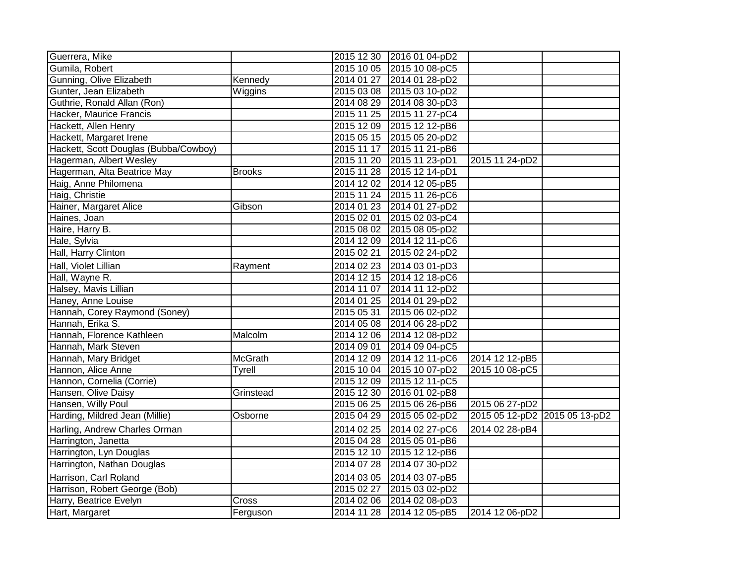| | | | | | |
|---|---|---|---|---|---|
| Guerrera, Mike | | 2015 12 30 | 2016 01 04-pD2 | | |
| Gumila, Robert | | 2015 10 05 | 2015 10 08-pC5 | | |
| Gunning, Olive Elizabeth | Kennedy | 2014 01 27 | 2014 01 28-pD2 | | |
| Gunter, Jean Elizabeth | Wiggins | 2015 03 08 | 2015 03 10-pD2 | | |
| Guthrie, Ronald Allan (Ron) | | 2014 08 29 | 2014 08 30-pD3 | | |
| Hacker, Maurice Francis | | 2015 11 25 | 2015 11 27-pC4 | | |
| Hackett, Allen Henry | | 2015 12 09 | 2015 12 12-pB6 | | |
| Hackett, Margaret Irene | | 2015 05 15 | 2015 05 20-pD2 | | |
| Hackett, Scott Douglas (Bubba/Cowboy) | | 2015 11 17 | 2015 11 21-pB6 | | |
| Hagerman, Albert Wesley | | 2015 11 20 | 2015 11 23-pD1 | 2015 11 24-pD2 | |
| Hagerman, Alta Beatrice May | Brooks | 2015 11 28 | 2015 12 14-pD1 | | |
| Haig, Anne Philomena | | 2014 12 02 | 2014 12 05-pB5 | | |
| Haig, Christie | | 2015 11 24 | 2015 11 26-pC6 | | |
| Hainer, Margaret Alice | Gibson | 2014 01 23 | 2014 01 27-pD2 | | |
| Haines, Joan | | 2015 02 01 | 2015 02 03-pC4 | | |
| Haire, Harry B. | | 2015 08 02 | 2015 08 05-pD2 | | |
| Hale, Sylvia | | 2014 12 09 | 2014 12 11-pC6 | | |
| Hall, Harry Clinton | | 2015 02 21 | 2015 02 24-pD2 | | |
| Hall, Violet Lillian | Rayment | 2014 02 23 | 2014 03 01-pD3 | | |
| Hall, Wayne R. | | 2014 12 15 | 2014 12 18-pC6 | | |
| Halsey, Mavis Lillian | | 2014 11 07 | 2014 11 12-pD2 | | |
| Haney, Anne Louise | | 2014 01 25 | 2014 01 29-pD2 | | |
| Hannah, Corey Raymond (Soney) | | 2015 05 31 | 2015 06 02-pD2 | | |
| Hannah, Erika S. | | 2014 05 08 | 2014 06 28-pD2 | | |
| Hannah, Florence Kathleen | Malcolm | 2014 12 06 | 2014 12 08-pD2 | | |
| Hannah, Mark Steven | | 2014 09 01 | 2014 09 04-pC5 | | |
| Hannah, Mary Bridget | McGrath | 2014 12 09 | 2014 12 11-pC6 | 2014 12 12-pB5 | |
| Hannon, Alice Anne | Tyrell | 2015 10 04 | 2015 10 07-pD2 | 2015 10 08-pC5 | |
| Hannon, Cornelia (Corrie) | | 2015 12 09 | 2015 12 11-pC5 | | |
| Hansen, Olive Daisy | Grinstead | 2015 12 30 | 2016 01 02-pB8 | | |
| Hansen, Willy Poul | | 2015 06 25 | 2015 06 26-pB6 | 2015 06 27-pD2 | |
| Harding, Mildred Jean (Millie) | Osborne | 2015 04 29 | 2015 05 02-pD2 | 2015 05 12-pD2 | 2015 05 13-pD2 |
| Harling, Andrew Charles Orman | | 2014 02 25 | 2014 02 27-pC6 | 2014 02 28-pB4 | |
| Harrington, Janetta | | 2015 04 28 | 2015 05 01-pB6 | | |
| Harrington, Lyn Douglas | | 2015 12 10 | 2015 12 12-pB6 | | |
| Harrington, Nathan Douglas | | 2014 07 28 | 2014 07 30-pD2 | | |
| Harrison, Carl Roland | | 2014 03 05 | 2014 03 07-pB5 | | |
| Harrison, Robert George (Bob) | | 2015 02 27 | 2015 03 02-pD2 | | |
| Harry, Beatrice Evelyn | Cross | 2014 02 06 | 2014 02 08-pD3 | | |
| Hart, Margaret | Ferguson | 2014 11 28 | 2014 12 05-pB5 | 2014 12 06-pD2 | |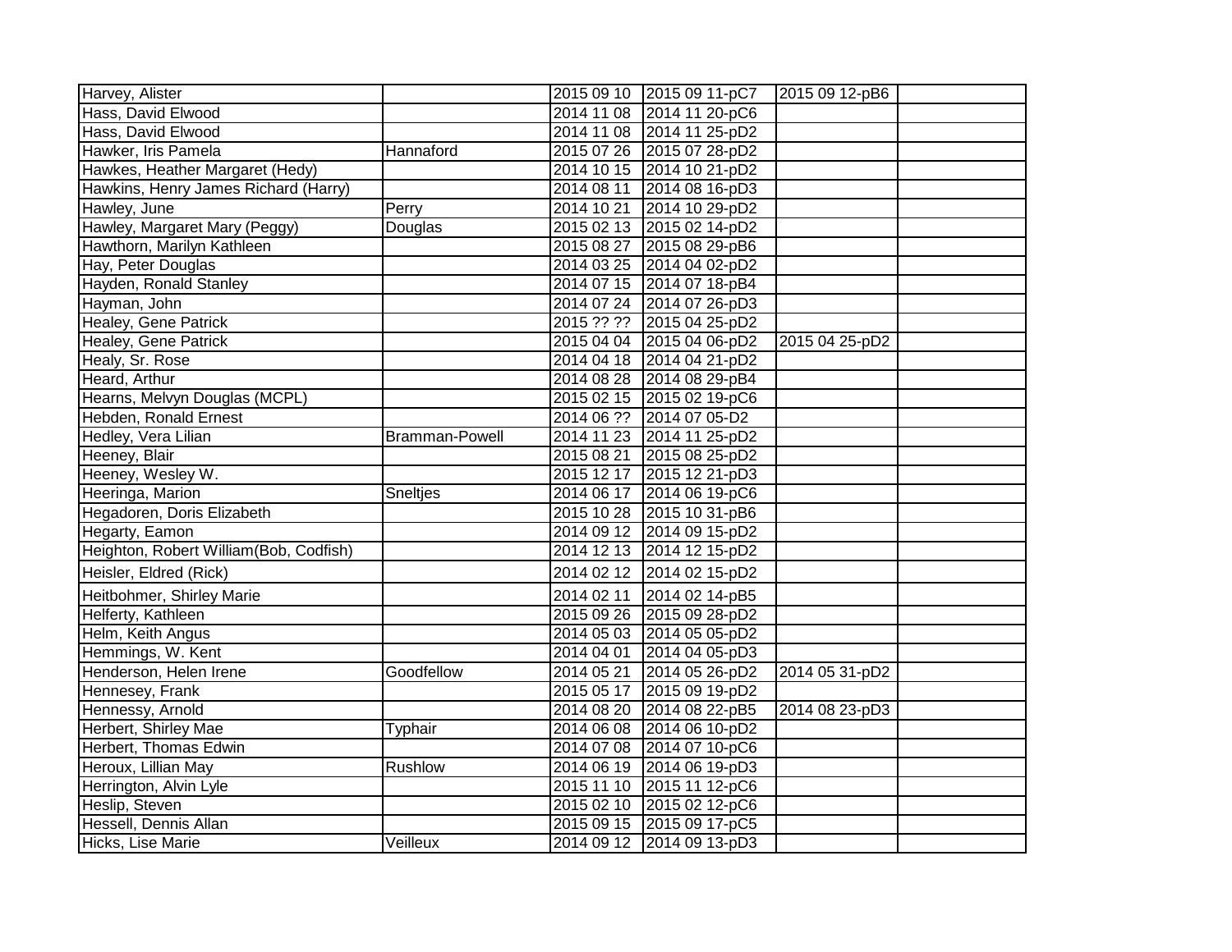| | | | | | |
|---|---|---|---|---|---|
| Harvey, Alister | | 2015 09 10 | 2015 09 11-pC7 | 2015 09 12-pB6 | |
| Hass, David Elwood | | 2014 11 08 | 2014 11 20-pC6 | | |
| Hass, David Elwood | | 2014 11 08 | 2014 11 25-pD2 | | |
| Hawker, Iris Pamela | Hannaford | 2015 07 26 | 2015 07 28-pD2 | | |
| Hawkes, Heather Margaret (Hedy) | | 2014 10 15 | 2014 10 21-pD2 | | |
| Hawkins, Henry James Richard (Harry) | | 2014 08 11 | 2014 08 16-pD3 | | |
| Hawley, June | Perry | 2014 10 21 | 2014 10 29-pD2 | | |
| Hawley, Margaret Mary (Peggy) | Douglas | 2015 02 13 | 2015 02 14-pD2 | | |
| Hawthorn, Marilyn Kathleen | | 2015 08 27 | 2015 08 29-pB6 | | |
| Hay, Peter Douglas | | 2014 03 25 | 2014 04 02-pD2 | | |
| Hayden, Ronald Stanley | | 2014 07 15 | 2014 07 18-pB4 | | |
| Hayman, John | | 2014 07 24 | 2014 07 26-pD3 | | |
| Healey, Gene Patrick | | 2015 ?? ?? | 2015 04 25-pD2 | | |
| Healey, Gene Patrick | | 2015 04 04 | 2015 04 06-pD2 | 2015 04 25-pD2 | |
| Healy, Sr. Rose | | 2014 04 18 | 2014 04 21-pD2 | | |
| Heard, Arthur | | 2014 08 28 | 2014 08 29-pB4 | | |
| Hearns, Melvyn Douglas (MCPL) | | 2015 02 15 | 2015 02 19-pC6 | | |
| Hebden, Ronald Ernest | | 2014 06 ?? | 2014 07 05-D2 | | |
| Hedley, Vera Lilian | Bramman-Powell | 2014 11 23 | 2014 11 25-pD2 | | |
| Heeney, Blair | | 2015 08 21 | 2015 08 25-pD2 | | |
| Heeney, Wesley W. | | 2015 12 17 | 2015 12 21-pD3 | | |
| Heeringa, Marion | Sneltjes | 2014 06 17 | 2014 06 19-pC6 | | |
| Hegadoren, Doris Elizabeth | | 2015 10 28 | 2015 10 31-pB6 | | |
| Hegarty, Eamon | | 2014 09 12 | 2014 09 15-pD2 | | |
| Heighton, Robert William(Bob, Codfish) | | 2014 12 13 | 2014 12 15-pD2 | | |
| Heisler, Eldred (Rick) | | 2014 02 12 | 2014 02 15-pD2 | | |
| Heitbohmer, Shirley Marie | | 2014 02 11 | 2014 02 14-pB5 | | |
| Helferty, Kathleen | | 2015 09 26 | 2015 09 28-pD2 | | |
| Helm, Keith Angus | | 2014 05 03 | 2014 05 05-pD2 | | |
| Hemmings, W. Kent | | 2014 04 01 | 2014 04 05-pD3 | | |
| Henderson, Helen Irene | Goodfellow | 2014 05 21 | 2014 05 26-pD2 | 2014 05 31-pD2 | |
| Hennesey, Frank | | 2015 05 17 | 2015 09 19-pD2 | | |
| Hennessy, Arnold | | 2014 08 20 | 2014 08 22-pB5 | 2014 08 23-pD3 | |
| Herbert, Shirley Mae | Typhair | 2014 06 08 | 2014 06 10-pD2 | | |
| Herbert, Thomas Edwin | | 2014 07 08 | 2014 07 10-pC6 | | |
| Heroux, Lillian May | Rushlow | 2014 06 19 | 2014 06 19-pD3 | | |
| Herrington, Alvin Lyle | | 2015 11 10 | 2015 11 12-pC6 | | |
| Heslip, Steven | | 2015 02 10 | 2015 02 12-pC6 | | |
| Hessell, Dennis Allan | | 2015 09 15 | 2015 09 17-pC5 | | |
| Hicks, Lise Marie | Veilleux | 2014 09 12 | 2014 09 13-pD3 | | |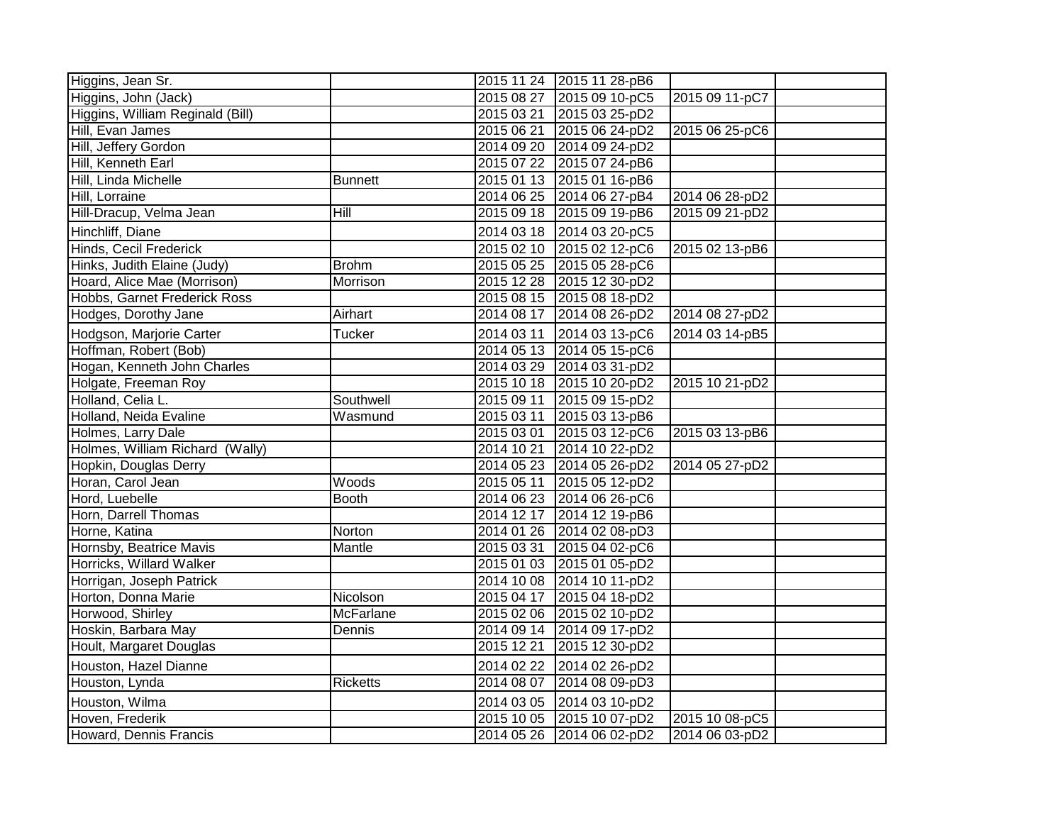| | | | | | |
|---|---|---|---|---|---|
| Higgins, Jean Sr. | | 2015 11 24 | 2015 11 28-pB6 | | |
| Higgins, John (Jack) | | 2015 08 27 | 2015 09 10-pC5 | 2015 09 11-pC7 | |
| Higgins, William Reginald (Bill) | | 2015 03 21 | 2015 03 25-pD2 | | |
| Hill, Evan James | | 2015 06 21 | 2015 06 24-pD2 | 2015 06 25-pC6 | |
| Hill, Jeffery Gordon | | 2014 09 20 | 2014 09 24-pD2 | | |
| Hill, Kenneth Earl | | 2015 07 22 | 2015 07 24-pB6 | | |
| Hill, Linda Michelle | Bunnett | 2015 01 13 | 2015 01 16-pB6 | | |
| Hill, Lorraine | | 2014 06 25 | 2014 06 27-pB4 | 2014 06 28-pD2 | |
| Hill-Dracup, Velma Jean | Hill | 2015 09 18 | 2015 09 19-pB6 | 2015 09 21-pD2 | |
| Hinchliff, Diane | | 2014 03 18 | 2014 03 20-pC5 | | |
| Hinds, Cecil Frederick | | 2015 02 10 | 2015 02 12-pC6 | 2015 02 13-pB6 | |
| Hinks, Judith Elaine (Judy) | Brohm | 2015 05 25 | 2015 05 28-pC6 | | |
| Hoard, Alice Mae (Morrison) | Morrison | 2015 12 28 | 2015 12 30-pD2 | | |
| Hobbs, Garnet Frederick Ross | | 2015 08 15 | 2015 08 18-pD2 | | |
| Hodges, Dorothy Jane | Airhart | 2014 08 17 | 2014 08 26-pD2 | 2014 08 27-pD2 | |
| Hodgson, Marjorie Carter | Tucker | 2014 03 11 | 2014 03 13-pC6 | 2014 03 14-pB5 | |
| Hoffman, Robert (Bob) | | 2014 05 13 | 2014 05 15-pC6 | | |
| Hogan, Kenneth John Charles | | 2014 03 29 | 2014 03 31-pD2 | | |
| Holgate, Freeman Roy | | 2015 10 18 | 2015 10 20-pD2 | 2015 10 21-pD2 | |
| Holland, Celia L. | Southwell | 2015 09 11 | 2015 09 15-pD2 | | |
| Holland, Neida Evaline | Wasmund | 2015 03 11 | 2015 03 13-pB6 | | |
| Holmes, Larry Dale | | 2015 03 01 | 2015 03 12-pC6 | 2015 03 13-pB6 | |
| Holmes, William Richard (Wally) | | 2014 10 21 | 2014 10 22-pD2 | | |
| Hopkin, Douglas Derry | | 2014 05 23 | 2014 05 26-pD2 | 2014 05 27-pD2 | |
| Horan, Carol Jean | Woods | 2015 05 11 | 2015 05 12-pD2 | | |
| Hord, Luebelle | Booth | 2014 06 23 | 2014 06 26-pC6 | | |
| Horn, Darrell Thomas | | 2014 12 17 | 2014 12 19-pB6 | | |
| Horne, Katina | Norton | 2014 01 26 | 2014 02 08-pD3 | | |
| Hornsby, Beatrice Mavis | Mantle | 2015 03 31 | 2015 04 02-pC6 | | |
| Horricks, Willard Walker | | 2015 01 03 | 2015 01 05-pD2 | | |
| Horrigan, Joseph Patrick | | 2014 10 08 | 2014 10 11-pD2 | | |
| Horton, Donna Marie | Nicolson | 2015 04 17 | 2015 04 18-pD2 | | |
| Horwood, Shirley | McFarlane | 2015 02 06 | 2015 02 10-pD2 | | |
| Hoskin, Barbara May | Dennis | 2014 09 14 | 2014 09 17-pD2 | | |
| Hoult, Margaret Douglas | | 2015 12 21 | 2015 12 30-pD2 | | |
| Houston, Hazel Dianne | | 2014 02 22 | 2014 02 26-pD2 | | |
| Houston, Lynda | Ricketts | 2014 08 07 | 2014 08 09-pD3 | | |
| Houston, Wilma | | 2014 03 05 | 2014 03 10-pD2 | | |
| Hoven, Frederik | | 2015 10 05 | 2015 10 07-pD2 | 2015 10 08-pC5 | |
| Howard, Dennis Francis | | 2014 05 26 | 2014 06 02-pD2 | 2014 06 03-pD2 | |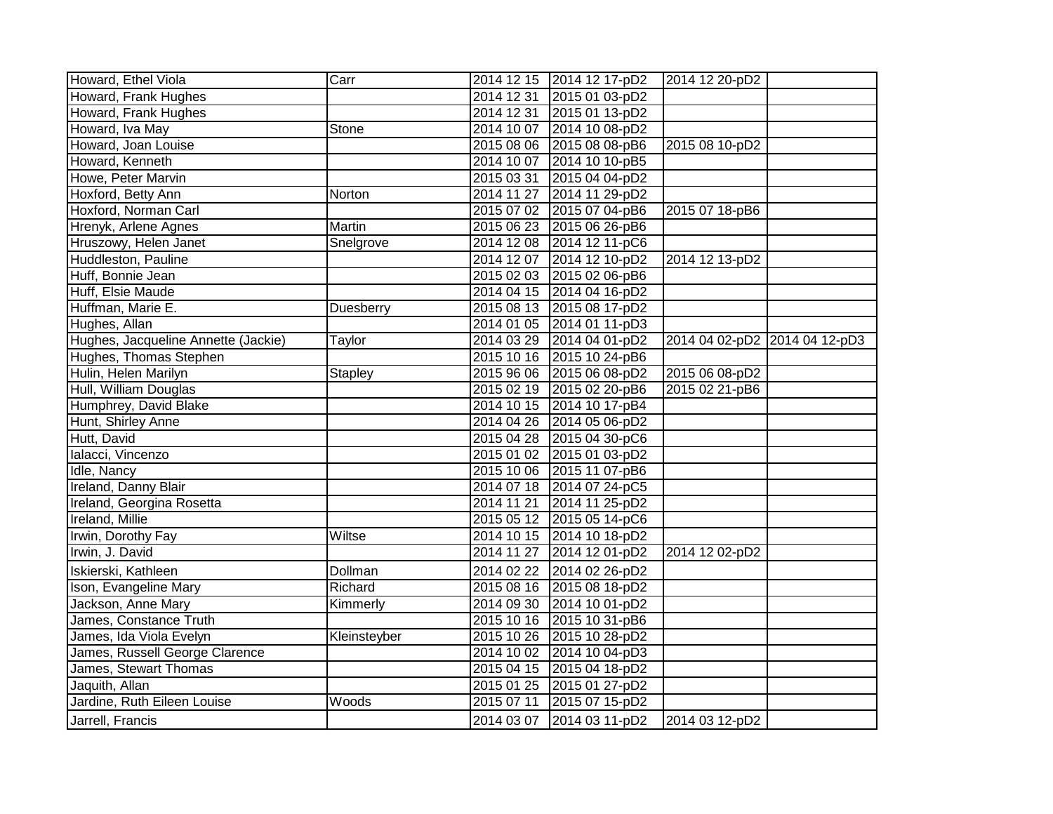| Howard, Ethel Viola | Carr | 2014 12 15 | 2014 12 17-pD2 | 2014 12 20-pD2 | |
|---|---|---|---|---|---|
| Howard, Frank Hughes | | 2014 12 31 | 2015 01 03-pD2 | | |
| Howard, Frank Hughes | | 2014 12 31 | 2015 01 13-pD2 | | |
| Howard, Iva May | Stone | 2014 10 07 | 2014 10 08-pD2 | | |
| Howard, Joan Louise | | 2015 08 06 | 2015 08 08-pB6 | 2015 08 10-pD2 | |
| Howard, Kenneth | | 2014 10 07 | 2014 10 10-pB5 | | |
| Howe, Peter Marvin | | 2015 03 31 | 2015 04 04-pD2 | | |
| Hoxford, Betty Ann | Norton | 2014 11 27 | 2014 11 29-pD2 | | |
| Hoxford, Norman Carl | | 2015 07 02 | 2015 07 04-pB6 | 2015 07 18-pB6 | |
| Hrenyk, Arlene Agnes | Martin | 2015 06 23 | 2015 06 26-pB6 | | |
| Hruszowy, Helen Janet | Snelgrove | 2014 12 08 | 2014 12 11-pC6 | | |
| Huddleston, Pauline | | 2014 12 07 | 2014 12 10-pD2 | 2014 12 13-pD2 | |
| Huff, Bonnie Jean | | 2015 02 03 | 2015 02 06-pB6 | | |
| Huff, Elsie Maude | | 2014 04 15 | 2014 04 16-pD2 | | |
| Huffman, Marie E. | Duesberry | 2015 08 13 | 2015 08 17-pD2 | | |
| Hughes, Allan | | 2014 01 05 | 2014 01 11-pD3 | | |
| Hughes, Jacqueline Annette (Jackie) | Taylor | 2014 03 29 | 2014 04 01-pD2 | 2014 04 02-pD2 | 2014 04 12-pD3 |
| Hughes, Thomas Stephen | | 2015 10 16 | 2015 10 24-pB6 | | |
| Hulin, Helen Marilyn | Stapley | 2015 96 06 | 2015 06 08-pD2 | 2015 06 08-pD2 | |
| Hull, William Douglas | | 2015 02 19 | 2015 02 20-pB6 | 2015 02 21-pB6 | |
| Humphrey, David Blake | | 2014 10 15 | 2014 10 17-pB4 | | |
| Hunt, Shirley Anne | | 2014 04 26 | 2014 05 06-pD2 | | |
| Hutt, David | | 2015 04 28 | 2015 04 30-pC6 | | |
| Ialacci, Vincenzo | | 2015 01 02 | 2015 01 03-pD2 | | |
| Idle, Nancy | | 2015 10 06 | 2015 11 07-pB6 | | |
| Ireland, Danny Blair | | 2014 07 18 | 2014 07 24-pC5 | | |
| Ireland, Georgina Rosetta | | 2014 11 21 | 2014 11 25-pD2 | | |
| Ireland, Millie | | 2015 05 12 | 2015 05 14-pC6 | | |
| Irwin, Dorothy Fay | Wiltse | 2014 10 15 | 2014 10 18-pD2 | | |
| Irwin, J. David | | 2014 11 27 | 2014 12 01-pD2 | 2014 12 02-pD2 | |
| Iskierski, Kathleen | Dollman | 2014 02 22 | 2014 02 26-pD2 | | |
| Ison, Evangeline Mary | Richard | 2015 08 16 | 2015 08 18-pD2 | | |
| Jackson, Anne Mary | Kimmerly | 2014 09 30 | 2014 10 01-pD2 | | |
| James, Constance Truth | | 2015 10 16 | 2015 10 31-pB6 | | |
| James, Ida Viola Evelyn | Kleinsteyber | 2015 10 26 | 2015 10 28-pD2 | | |
| James, Russell George Clarence | | 2014 10 02 | 2014 10 04-pD3 | | |
| James, Stewart Thomas | | 2015 04 15 | 2015 04 18-pD2 | | |
| Jaquith, Allan | | 2015 01 25 | 2015 01 27-pD2 | | |
| Jardine, Ruth Eileen Louise | Woods | 2015 07 11 | 2015 07 15-pD2 | | |
| Jarrell, Francis | | 2014 03 07 | 2014 03 11-pD2 | 2014 03 12-pD2 | |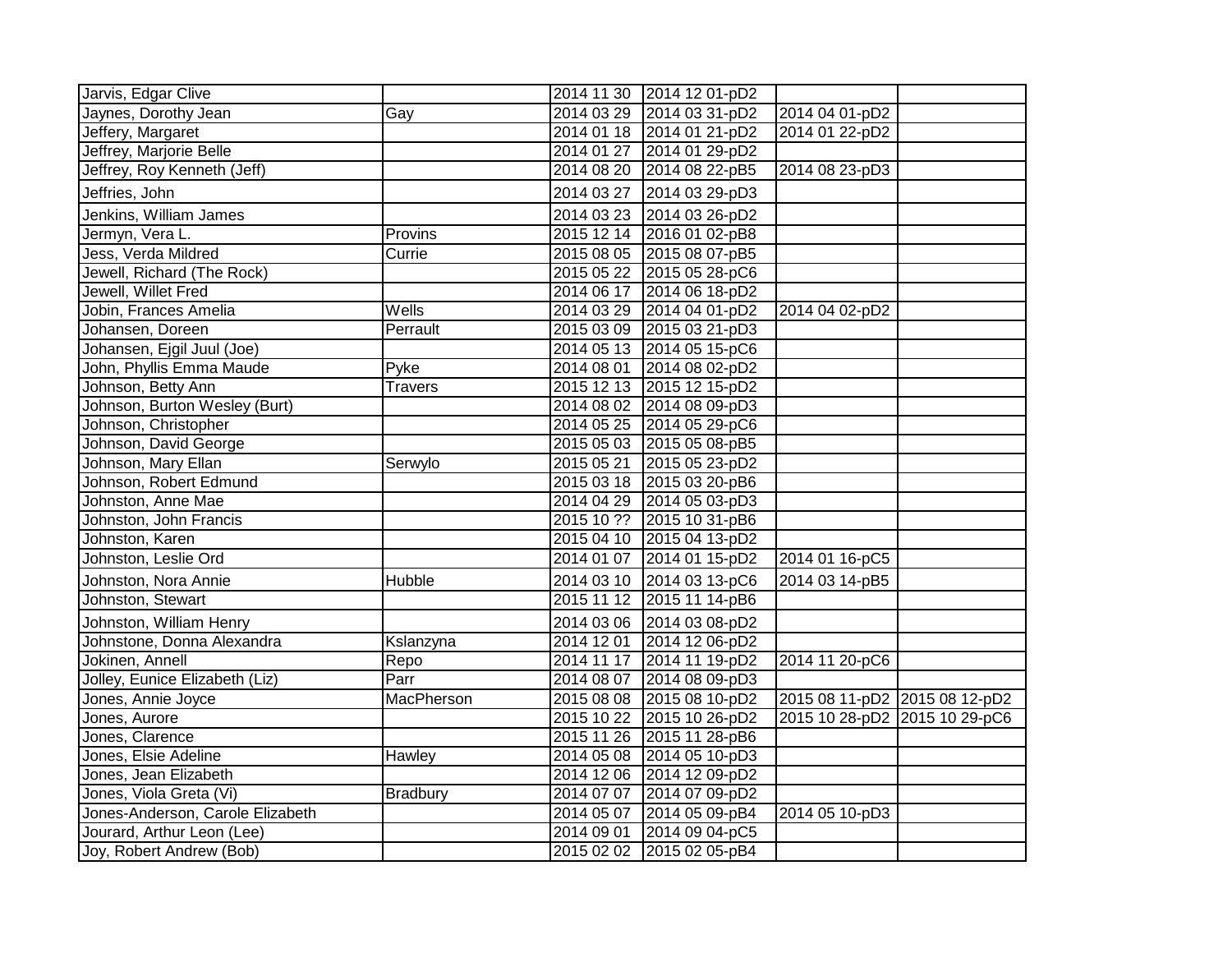| Jarvis, Edgar Clive | | 2014 11 30 | 2014 12 01-pD2 | | |
|---|---|---|---|---|---|
| Jaynes, Dorothy Jean | Gay | 2014 03 29 | 2014 03 31-pD2 | 2014 04 01-pD2 | |
| Jeffery, Margaret | | 2014 01 18 | 2014 01 21-pD2 | 2014 01 22-pD2 | |
| Jeffrey, Marjorie Belle | | 2014 01 27 | 2014 01 29-pD2 | | |
| Jeffrey, Roy Kenneth (Jeff) | | 2014 08 20 | 2014 08 22-pB5 | 2014 08 23-pD3 | |
| Jeffries, John | | 2014 03 27 | 2014 03 29-pD3 | | |
| Jenkins, William James | | 2014 03 23 | 2014 03 26-pD2 | | |
| Jermyn, Vera L. | Provins | 2015 12 14 | 2016 01 02-pB8 | | |
| Jess, Verda Mildred | Currie | 2015 08 05 | 2015 08 07-pB5 | | |
| Jewell, Richard (The Rock) | | 2015 05 22 | 2015 05 28-pC6 | | |
| Jewell, Willet Fred | | 2014 06 17 | 2014 06 18-pD2 | | |
| Jobin, Frances Amelia | Wells | 2014 03 29 | 2014 04 01-pD2 | 2014 04 02-pD2 | |
| Johansen, Doreen | Perrault | 2015 03 09 | 2015 03 21-pD3 | | |
| Johansen, Ejgil Juul (Joe) | | 2014 05 13 | 2014 05 15-pC6 | | |
| John, Phyllis Emma Maude | Pyke | 2014 08 01 | 2014 08 02-pD2 | | |
| Johnson, Betty Ann | Travers | 2015 12 13 | 2015 12 15-pD2 | | |
| Johnson, Burton Wesley (Burt) | | 2014 08 02 | 2014 08 09-pD3 | | |
| Johnson, Christopher | | 2014 05 25 | 2014 05 29-pC6 | | |
| Johnson, David George | | 2015 05 03 | 2015 05 08-pB5 | | |
| Johnson, Mary Ellan | Serwylo | 2015 05 21 | 2015 05 23-pD2 | | |
| Johnson, Robert Edmund | | 2015 03 18 | 2015 03 20-pB6 | | |
| Johnston, Anne Mae | | 2014 04 29 | 2014 05 03-pD3 | | |
| Johnston, John Francis | | 2015 10 ?? | 2015 10 31-pB6 | | |
| Johnston, Karen | | 2015 04 10 | 2015 04 13-pD2 | | |
| Johnston, Leslie Ord | | 2014 01 07 | 2014 01 15-pD2 | 2014 01 16-pC5 | |
| Johnston, Nora Annie | Hubble | 2014 03 10 | 2014 03 13-pC6 | 2014 03 14-pB5 | |
| Johnston, Stewart | | 2015 11 12 | 2015 11 14-pB6 | | |
| Johnston, William Henry | | 2014 03 06 | 2014 03 08-pD2 | | |
| Johnstone, Donna Alexandra | Kslanzyna | 2014 12 01 | 2014 12 06-pD2 | | |
| Jokinen, Annell | Repo | 2014 11 17 | 2014 11 19-pD2 | 2014 11 20-pC6 | |
| Jolley, Eunice Elizabeth (Liz) | Parr | 2014 08 07 | 2014 08 09-pD3 | | |
| Jones, Annie Joyce | MacPherson | 2015 08 08 | 2015 08 10-pD2 | 2015 08 11-pD2 | 2015 08 12-pD2 |
| Jones, Aurore | | 2015 10 22 | 2015 10 26-pD2 | 2015 10 28-pD2 | 2015 10 29-pC6 |
| Jones, Clarence | | 2015 11 26 | 2015 11 28-pB6 | | |
| Jones, Elsie Adeline | Hawley | 2014 05 08 | 2014 05 10-pD3 | | |
| Jones, Jean Elizabeth | | 2014 12 06 | 2014 12 09-pD2 | | |
| Jones, Viola Greta (Vi) | Bradbury | 2014 07 07 | 2014 07 09-pD2 | | |
| Jones-Anderson, Carole Elizabeth | | 2014 05 07 | 2014 05 09-pB4 | 2014 05 10-pD3 | |
| Jourard, Arthur Leon (Lee) | | 2014 09 01 | 2014 09 04-pC5 | | |
| Joy, Robert Andrew (Bob) | | 2015 02 02 | 2015 02 05-pB4 | | |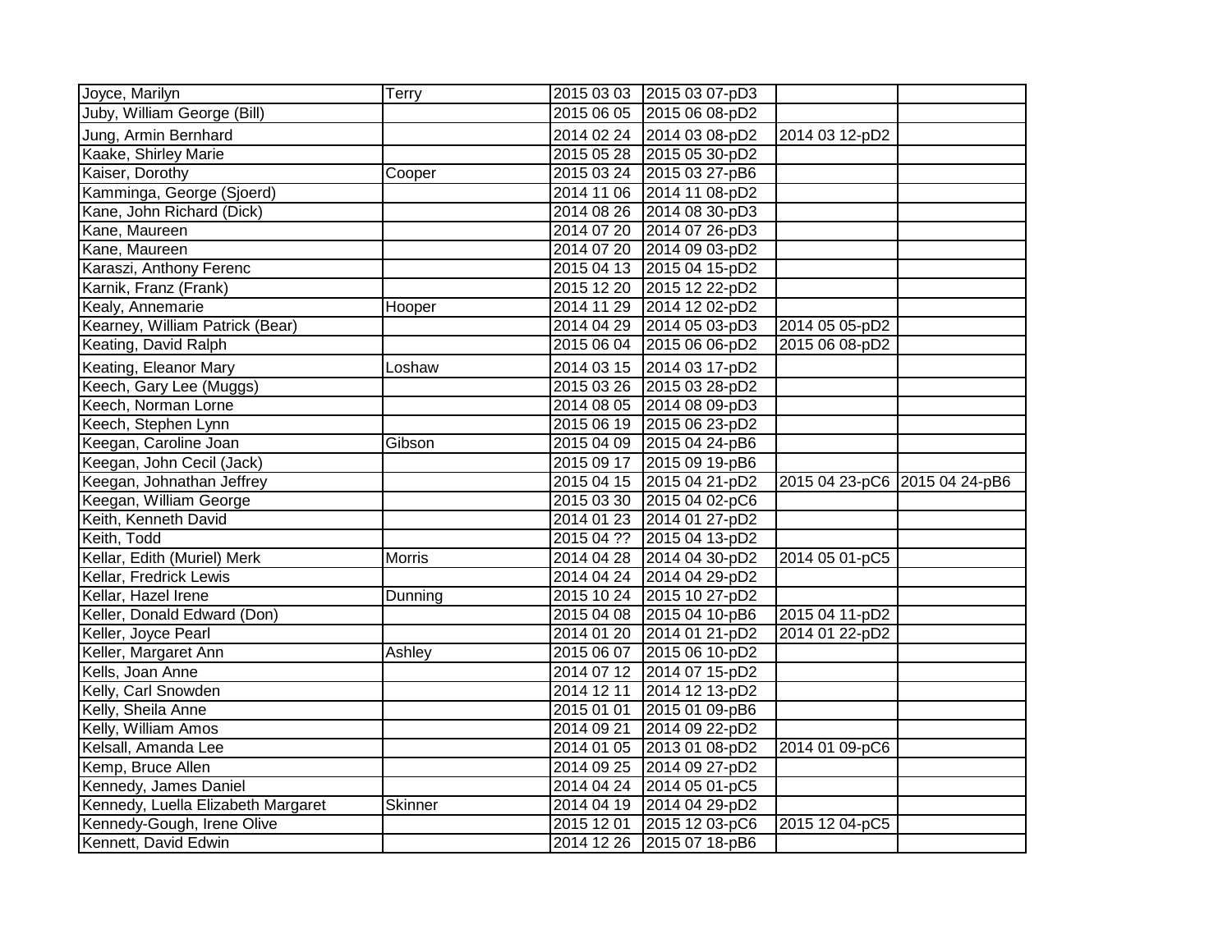| | | | | | |
|---|---|---|---|---|---|
| Joyce, Marilyn | Terry | 2015 03 03 | 2015 03 07-pD3 | | |
| Juby, William George (Bill) | | 2015 06 05 | 2015 06 08-pD2 | | |
| Jung, Armin Bernhard | | 2014 02 24 | 2014 03 08-pD2 | 2014 03 12-pD2 | |
| Kaake, Shirley Marie | | 2015 05 28 | 2015 05 30-pD2 | | |
| Kaiser, Dorothy | Cooper | 2015 03 24 | 2015 03 27-pB6 | | |
| Kamminga, George (Sjoerd) | | 2014 11 06 | 2014 11 08-pD2 | | |
| Kane, John Richard (Dick) | | 2014 08 26 | 2014 08 30-pD3 | | |
| Kane, Maureen | | 2014 07 20 | 2014 07 26-pD3 | | |
| Kane, Maureen | | 2014 07 20 | 2014 09 03-pD2 | | |
| Karaszi, Anthony Ferenc | | 2015 04 13 | 2015 04 15-pD2 | | |
| Karnik, Franz (Frank) | | 2015 12 20 | 2015 12 22-pD2 | | |
| Kealy, Annemarie | Hooper | 2014 11 29 | 2014 12 02-pD2 | | |
| Kearney, William Patrick (Bear) | | 2014 04 29 | 2014 05 03-pD3 | 2014 05 05-pD2 | |
| Keating, David Ralph | | 2015 06 04 | 2015 06 06-pD2 | 2015 06 08-pD2 | |
| Keating, Eleanor Mary | Loshaw | 2014 03 15 | 2014 03 17-pD2 | | |
| Keech, Gary Lee (Muggs) | | 2015 03 26 | 2015 03 28-pD2 | | |
| Keech, Norman Lorne | | 2014 08 05 | 2014 08 09-pD3 | | |
| Keech, Stephen Lynn | | 2015 06 19 | 2015 06 23-pD2 | | |
| Keegan, Caroline Joan | Gibson | 2015 04 09 | 2015 04 24-pB6 | | |
| Keegan, John Cecil (Jack) | | 2015 09 17 | 2015 09 19-pB6 | | |
| Keegan, Johnathan Jeffrey | | 2015 04 15 | 2015 04 21-pD2 | 2015 04 23-pC6 | 2015 04 24-pB6 |
| Keegan, William George | | 2015 03 30 | 2015 04 02-pC6 | | |
| Keith, Kenneth David | | 2014 01 23 | 2014 01 27-pD2 | | |
| Keith, Todd | | 2015 04 ?? | 2015 04 13-pD2 | | |
| Kellar, Edith (Muriel) Merk | Morris | 2014 04 28 | 2014 04 30-pD2 | 2014 05 01-pC5 | |
| Kellar, Fredrick Lewis | | 2014 04 24 | 2014 04 29-pD2 | | |
| Kellar, Hazel Irene | Dunning | 2015 10 24 | 2015 10 27-pD2 | | |
| Keller, Donald Edward (Don) | | 2015 04 08 | 2015 04 10-pB6 | 2015 04 11-pD2 | |
| Keller, Joyce Pearl | | 2014 01 20 | 2014 01 21-pD2 | 2014 01 22-pD2 | |
| Keller, Margaret Ann | Ashley | 2015 06 07 | 2015 06 10-pD2 | | |
| Kells, Joan Anne | | 2014 07 12 | 2014 07 15-pD2 | | |
| Kelly, Carl Snowden | | 2014 12 11 | 2014 12 13-pD2 | | |
| Kelly, Sheila Anne | | 2015 01 01 | 2015 01 09-pB6 | | |
| Kelly, William Amos | | 2014 09 21 | 2014 09 22-pD2 | | |
| Kelsall, Amanda Lee | | 2014 01 05 | 2013 01 08-pD2 | 2014 01 09-pC6 | |
| Kemp, Bruce Allen | | 2014 09 25 | 2014 09 27-pD2 | | |
| Kennedy, James Daniel | | 2014 04 24 | 2014 05 01-pC5 | | |
| Kennedy, Luella Elizabeth Margaret | Skinner | 2014 04 19 | 2014 04 29-pD2 | | |
| Kennedy-Gough, Irene Olive | | 2015 12 01 | 2015 12 03-pC6 | 2015 12 04-pC5 | |
| Kennett, David Edwin | | 2014 12 26 | 2015 07 18-pB6 | | |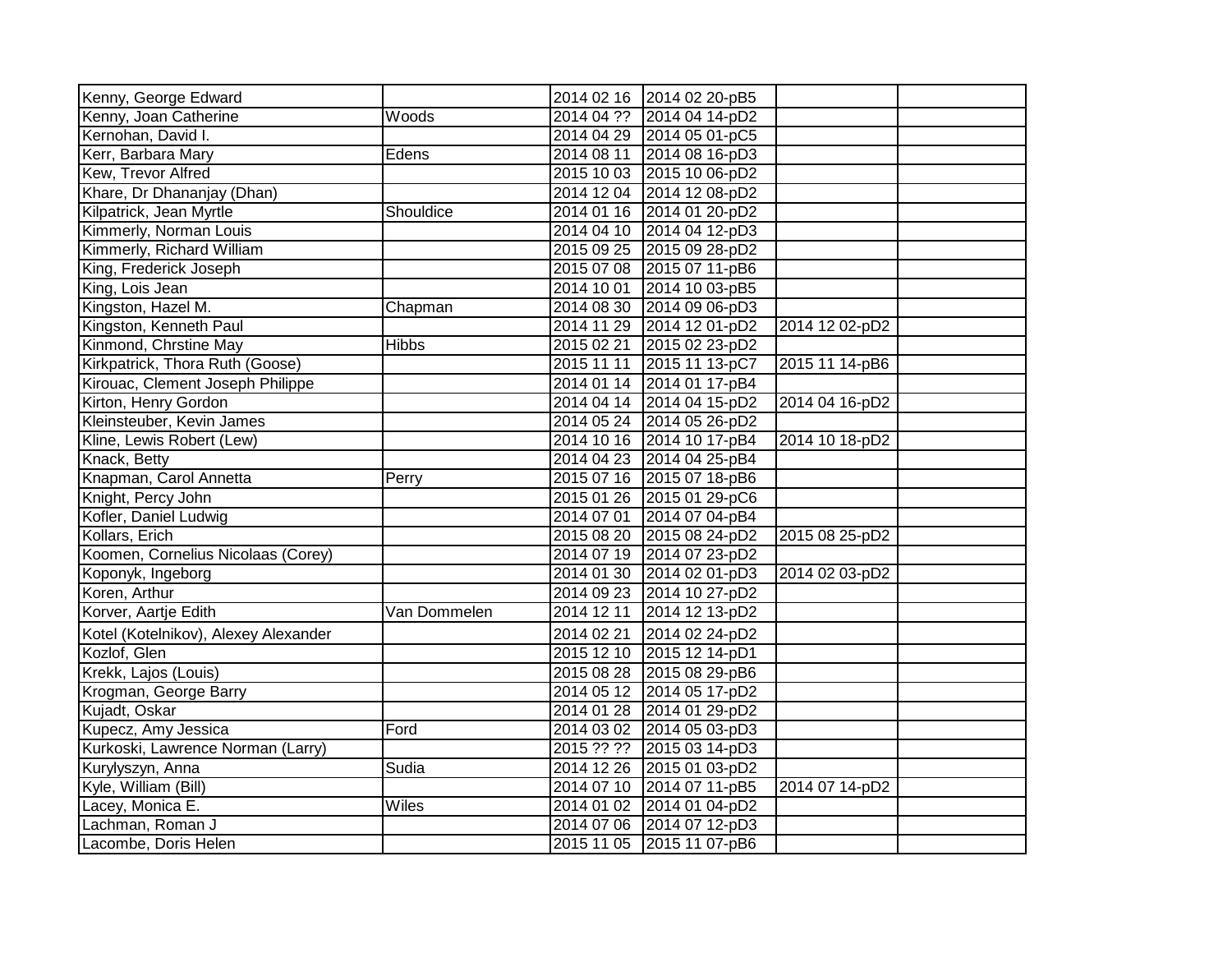| | | | | | |
|---|---|---|---|---|---|
| Kenny, George Edward | | 2014 02 16 | 2014 02 20-pB5 | | |
| Kenny, Joan Catherine | Woods | 2014 04 ?? | 2014 04 14-pD2 | | |
| Kernohan, David I. | | 2014 04 29 | 2014 05 01-pC5 | | |
| Kerr, Barbara Mary | Edens | 2014 08 11 | 2014 08 16-pD3 | | |
| Kew, Trevor Alfred | | 2015 10 03 | 2015 10 06-pD2 | | |
| Khare, Dr Dhananjay (Dhan) | | 2014 12 04 | 2014 12 08-pD2 | | |
| Kilpatrick, Jean Myrtle | Shouldice | 2014 01 16 | 2014 01 20-pD2 | | |
| Kimmerly, Norman Louis | | 2014 04 10 | 2014 04 12-pD3 | | |
| Kimmerly, Richard William | | 2015 09 25 | 2015 09 28-pD2 | | |
| King, Frederick Joseph | | 2015 07 08 | 2015 07 11-pB6 | | |
| King, Lois Jean | | 2014 10 01 | 2014 10 03-pB5 | | |
| Kingston, Hazel M. | Chapman | 2014 08 30 | 2014 09 06-pD3 | | |
| Kingston, Kenneth Paul | | 2014 11 29 | 2014 12 01-pD2 | 2014 12 02-pD2 | |
| Kinmond, Chrstine May | Hibbs | 2015 02 21 | 2015 02 23-pD2 | | |
| Kirkpatrick, Thora Ruth (Goose) | | 2015 11 11 | 2015 11 13-pC7 | 2015 11 14-pB6 | |
| Kirouac, Clement Joseph Philippe | | 2014 01 14 | 2014 01 17-pB4 | | |
| Kirton, Henry Gordon | | 2014 04 14 | 2014 04 15-pD2 | 2014 04 16-pD2 | |
| Kleinsteuber, Kevin James | | 2014 05 24 | 2014 05 26-pD2 | | |
| Kline, Lewis Robert (Lew) | | 2014 10 16 | 2014 10 17-pB4 | 2014 10 18-pD2 | |
| Knack, Betty | | 2014 04 23 | 2014 04 25-pB4 | | |
| Knapman, Carol Annetta | Perry | 2015 07 16 | 2015 07 18-pB6 | | |
| Knight, Percy John | | 2015 01 26 | 2015 01 29-pC6 | | |
| Kofler, Daniel Ludwig | | 2014 07 01 | 2014 07 04-pB4 | | |
| Kollars, Erich | | 2015 08 20 | 2015 08 24-pD2 | 2015 08 25-pD2 | |
| Koomen, Cornelius Nicolaas (Corey) | | 2014 07 19 | 2014 07 23-pD2 | | |
| Koponyk, Ingeborg | | 2014 01 30 | 2014 02 01-pD3 | 2014 02 03-pD2 | |
| Koren, Arthur | | 2014 09 23 | 2014 10 27-pD2 | | |
| Korver, Aartje Edith | Van Dommelen | 2014 12 11 | 2014 12 13-pD2 | | |
| Kotel (Kotelnikov), Alexey Alexander | | 2014 02 21 | 2014 02 24-pD2 | | |
| Kozlof, Glen | | 2015 12 10 | 2015 12 14-pD1 | | |
| Krekk, Lajos (Louis) | | 2015 08 28 | 2015 08 29-pB6 | | |
| Krogman, George Barry | | 2014 05 12 | 2014 05 17-pD2 | | |
| Kujadt, Oskar | | 2014 01 28 | 2014 01 29-pD2 | | |
| Kupecz, Amy Jessica | Ford | 2014 03 02 | 2014 05 03-pD3 | | |
| Kurkoski, Lawrence Norman (Larry) | | 2015 ?? ?? | 2015 03 14-pD3 | | |
| Kurylyszyn, Anna | Sudia | 2014 12 26 | 2015 01 03-pD2 | | |
| Kyle, William (Bill) | | 2014 07 10 | 2014 07 11-pB5 | 2014 07 14-pD2 | |
| Lacey, Monica E. | Wiles | 2014 01 02 | 2014 01 04-pD2 | | |
| Lachman, Roman J | | 2014 07 06 | 2014 07 12-pD3 | | |
| Lacombe, Doris Helen | | 2015 11 05 | 2015 11 07-pB6 | | |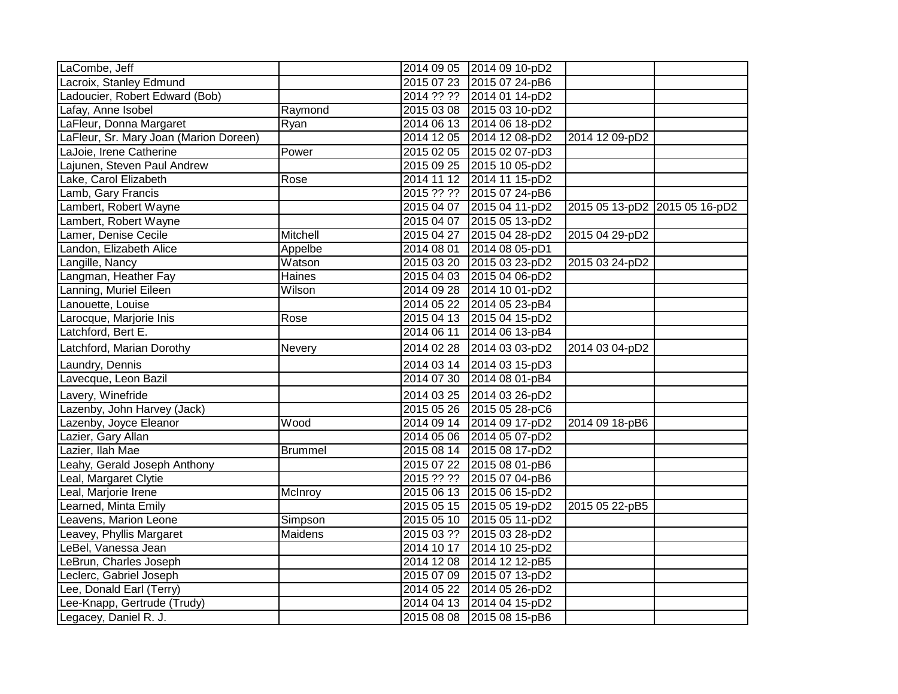| | | | | | |
|---|---|---|---|---|---|
| LaCombe, Jeff | | 2014 09 05 | 2014 09 10-pD2 | | |
| Lacroix, Stanley Edmund | | 2015 07 23 | 2015 07 24-pB6 | | |
| Ladoucier, Robert Edward (Bob) | | 2014 ?? ?? | 2014 01 14-pD2 | | |
| Lafay, Anne Isobel | Raymond | 2015 03 08 | 2015 03 10-pD2 | | |
| LaFleur, Donna Margaret | Ryan | 2014 06 13 | 2014 06 18-pD2 | | |
| LaFleur, Sr. Mary Joan (Marion Doreen) | | 2014 12 05 | 2014 12 08-pD2 | 2014 12 09-pD2 | |
| LaJoie, Irene Catherine | Power | 2015 02 05 | 2015 02 07-pD3 | | |
| Lajunen, Steven Paul Andrew | | 2015 09 25 | 2015 10 05-pD2 | | |
| Lake, Carol Elizabeth | Rose | 2014 11 12 | 2014 11 15-pD2 | | |
| Lamb, Gary Francis | | 2015 ?? ?? | 2015 07 24-pB6 | | |
| Lambert, Robert Wayne | | 2015 04 07 | 2015 04 11-pD2 | 2015 05 13-pD2 | 2015 05 16-pD2 |
| Lambert, Robert Wayne | | 2015 04 07 | 2015 05 13-pD2 | | |
| Lamer, Denise Cecile | Mitchell | 2015 04 27 | 2015 04 28-pD2 | 2015 04 29-pD2 | |
| Landon, Elizabeth Alice | Appelbe | 2014 08 01 | 2014 08 05-pD1 | | |
| Langille, Nancy | Watson | 2015 03 20 | 2015 03 23-pD2 | 2015 03 24-pD2 | |
| Langman, Heather Fay | Haines | 2015 04 03 | 2015 04 06-pD2 | | |
| Lanning, Muriel Eileen | Wilson | 2014 09 28 | 2014 10 01-pD2 | | |
| Lanouette, Louise | | 2014 05 22 | 2014 05 23-pB4 | | |
| Larocque, Marjorie Inis | Rose | 2015 04 13 | 2015 04 15-pD2 | | |
| Latchford, Bert E. | | 2014 06 11 | 2014 06 13-pB4 | | |
| Latchford, Marian Dorothy | Nevery | 2014 02 28 | 2014 03 03-pD2 | 2014 03 04-pD2 | |
| Laundry, Dennis | | 2014 03 14 | 2014 03 15-pD3 | | |
| Lavecque, Leon Bazil | | 2014 07 30 | 2014 08 01-pB4 | | |
| Lavery, Winefride | | 2014 03 25 | 2014 03 26-pD2 | | |
| Lazenby, John Harvey (Jack) | | 2015 05 26 | 2015 05 28-pC6 | | |
| Lazenby, Joyce Eleanor | Wood | 2014 09 14 | 2014 09 17-pD2 | 2014 09 18-pB6 | |
| Lazier, Gary Allan | | 2014 05 06 | 2014 05 07-pD2 | | |
| Lazier, Ilah Mae | Brummel | 2015 08 14 | 2015 08 17-pD2 | | |
| Leahy, Gerald Joseph Anthony | | 2015 07 22 | 2015 08 01-pB6 | | |
| Leal, Margaret Clytie | | 2015 ?? ?? | 2015 07 04-pB6 | | |
| Leal, Marjorie Irene | McInroy | 2015 06 13 | 2015 06 15-pD2 | | |
| Learned, Minta Emily | | 2015 05 15 | 2015 05 19-pD2 | 2015 05 22-pB5 | |
| Leavens, Marion Leone | Simpson | 2015 05 10 | 2015 05 11-pD2 | | |
| Leavey, Phyllis Margaret | Maidens | 2015 03 ?? | 2015 03 28-pD2 | | |
| LeBel, Vanessa Jean | | 2014 10 17 | 2014 10 25-pD2 | | |
| LeBrun, Charles Joseph | | 2014 12 08 | 2014 12 12-pB5 | | |
| Leclerc, Gabriel Joseph | | 2015 07 09 | 2015 07 13-pD2 | | |
| Lee, Donald Earl (Terry) | | 2014 05 22 | 2014 05 26-pD2 | | |
| Lee-Knapp, Gertrude (Trudy) | | 2014 04 13 | 2014 04 15-pD2 | | |
| Legacey, Daniel R. J. | | 2015 08 08 | 2015 08 15-pB6 | | |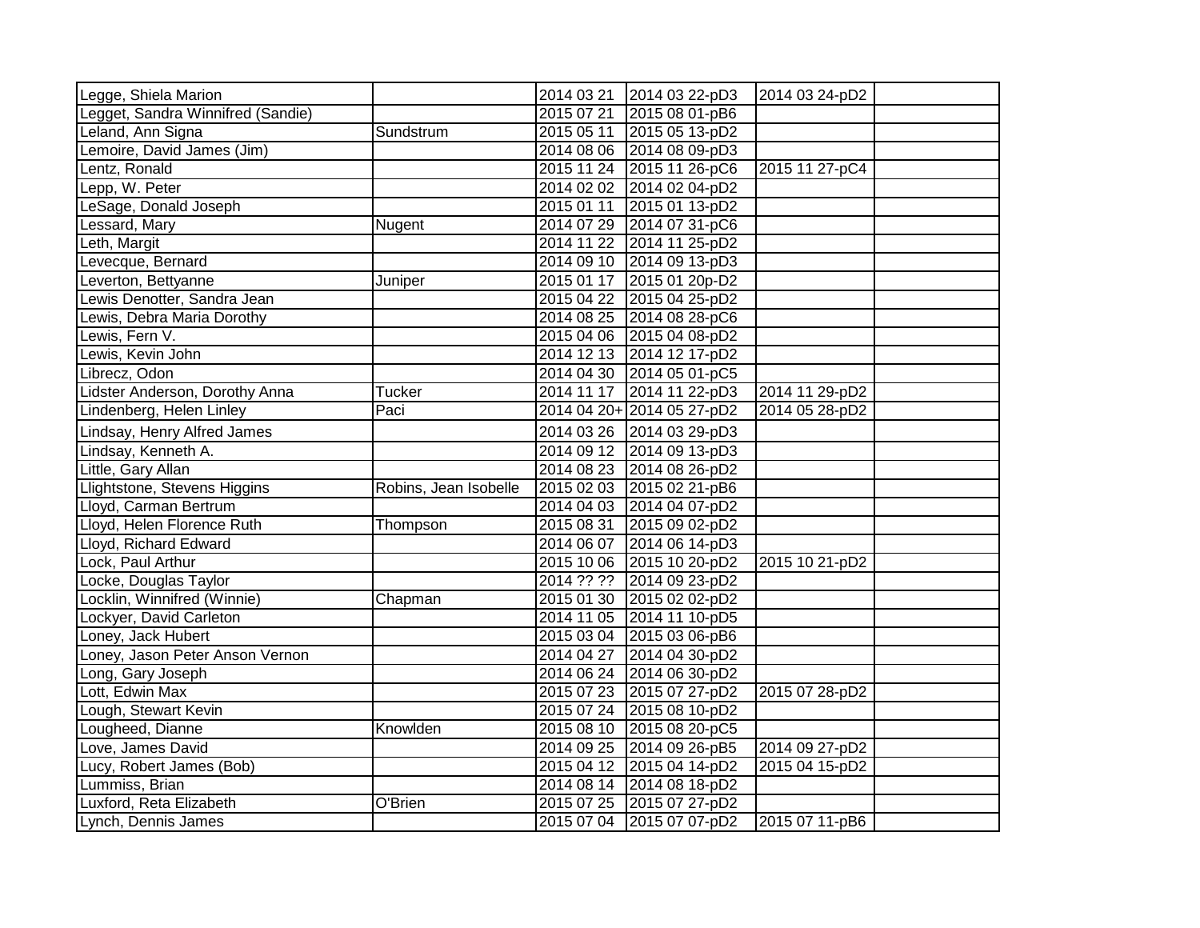| | | | | | |
|---|---|---|---|---|---|
| Legge, Shiela Marion | | 2014 03 21 | 2014 03 22-pD3 | 2014 03 24-pD2 | |
| Legget, Sandra Winnifred (Sandie) | | 2015 07 21 | 2015 08 01-pB6 | | |
| Leland, Ann Signa | Sundstrum | 2015 05 11 | 2015 05 13-pD2 | | |
| Lemoire, David James (Jim) | | 2014 08 06 | 2014 08 09-pD3 | | |
| Lentz, Ronald | | 2015 11 24 | 2015 11 26-pC6 | 2015 11 27-pC4 | |
| Lepp, W. Peter | | 2014 02 02 | 2014 02 04-pD2 | | |
| LeSage, Donald Joseph | | 2015 01 11 | 2015 01 13-pD2 | | |
| Lessard, Mary | Nugent | 2014 07 29 | 2014 07 31-pC6 | | |
| Leth, Margit | | 2014 11 22 | 2014 11 25-pD2 | | |
| Levecque, Bernard | | 2014 09 10 | 2014 09 13-pD3 | | |
| Leverton, Bettyanne | Juniper | 2015 01 17 | 2015 01 20p-D2 | | |
| Lewis Denotter, Sandra Jean | | 2015 04 22 | 2015 04 25-pD2 | | |
| Lewis, Debra Maria Dorothy | | 2014 08 25 | 2014 08 28-pC6 | | |
| Lewis, Fern V. | | 2015 04 06 | 2015 04 08-pD2 | | |
| Lewis, Kevin John | | 2014 12 13 | 2014 12 17-pD2 | | |
| Librecz, Odon | | 2014 04 30 | 2014 05 01-pC5 | | |
| Lidster Anderson, Dorothy Anna | Tucker | 2014 11 17 | 2014 11 22-pD3 | 2014 11 29-pD2 | |
| Lindenberg, Helen Linley | Paci | 2014 04 20+ | 2014 05 27-pD2 | 2014 05 28-pD2 | |
| Lindsay, Henry Alfred James | | 2014 03 26 | 2014 03 29-pD3 | | |
| Lindsay, Kenneth A. | | 2014 09 12 | 2014 09 13-pD3 | | |
| Little, Gary Allan | | 2014 08 23 | 2014 08 26-pD2 | | |
| Llightstone, Stevens Higgins | Robins, Jean Isobelle | 2015 02 03 | 2015 02 21-pB6 | | |
| Lloyd, Carman Bertrum | | 2014 04 03 | 2014 04 07-pD2 | | |
| Lloyd, Helen Florence Ruth | Thompson | 2015 08 31 | 2015 09 02-pD2 | | |
| Lloyd, Richard Edward | | 2014 06 07 | 2014 06 14-pD3 | | |
| Lock, Paul Arthur | | 2015 10 06 | 2015 10 20-pD2 | 2015 10 21-pD2 | |
| Locke, Douglas Taylor | | 2014 ?? ?? | 2014 09 23-pD2 | | |
| Locklin, Winnifred (Winnie) | Chapman | 2015 01 30 | 2015 02 02-pD2 | | |
| Lockyer, David Carleton | | 2014 11 05 | 2014 11 10-pD5 | | |
| Loney, Jack Hubert | | 2015 03 04 | 2015 03 06-pB6 | | |
| Loney, Jason Peter Anson Vernon | | 2014 04 27 | 2014 04 30-pD2 | | |
| Long, Gary Joseph | | 2014 06 24 | 2014 06 30-pD2 | | |
| Lott, Edwin Max | | 2015 07 23 | 2015 07 27-pD2 | 2015 07 28-pD2 | |
| Lough, Stewart Kevin | | 2015 07 24 | 2015 08 10-pD2 | | |
| Lougheed, Dianne | Knowlden | 2015 08 10 | 2015 08 20-pC5 | | |
| Love, James David | | 2014 09 25 | 2014 09 26-pB5 | 2014 09 27-pD2 | |
| Lucy, Robert James (Bob) | | 2015 04 12 | 2015 04 14-pD2 | 2015 04 15-pD2 | |
| Lummiss, Brian | | 2014 08 14 | 2014 08 18-pD2 | | |
| Luxford, Reta Elizabeth | O'Brien | 2015 07 25 | 2015 07 27-pD2 | | |
| Lynch, Dennis James | | 2015 07 04 | 2015 07 07-pD2 | 2015 07 11-pB6 | |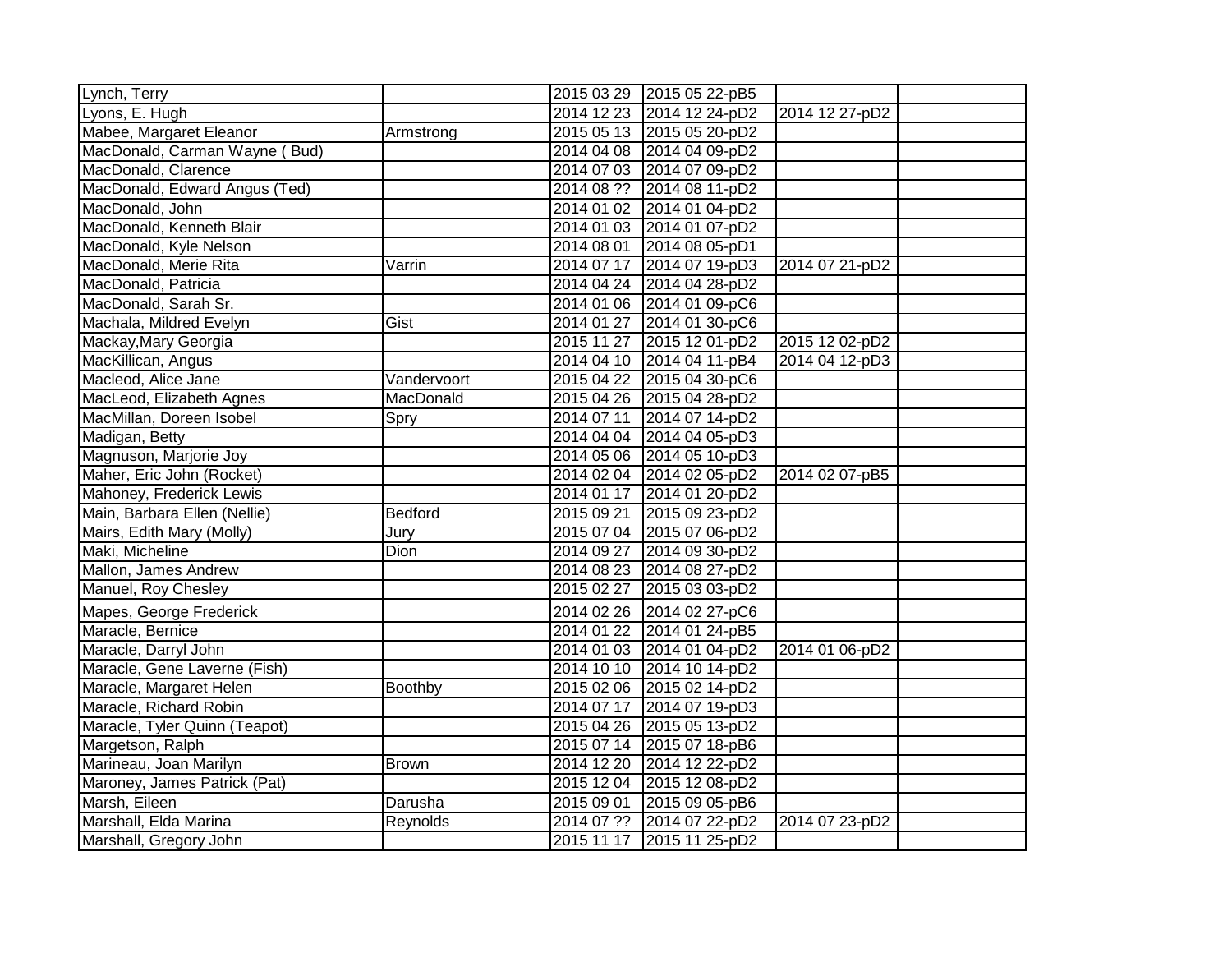| | | | | | |
|---|---|---|---|---|---|
| Lynch, Terry | | 2015 03 29 | 2015 05 22-pB5 | | |
| Lyons, E. Hugh | | 2014 12 23 | 2014 12 24-pD2 | 2014 12 27-pD2 | |
| Mabee, Margaret Eleanor | Armstrong | 2015 05 13 | 2015 05 20-pD2 | | |
| MacDonald, Carman Wayne ( Bud) | | 2014 04 08 | 2014 04 09-pD2 | | |
| MacDonald, Clarence | | 2014 07 03 | 2014 07 09-pD2 | | |
| MacDonald, Edward Angus (Ted) | | 2014 08 ?? | 2014 08 11-pD2 | | |
| MacDonald, John | | 2014 01 02 | 2014 01 04-pD2 | | |
| MacDonald, Kenneth Blair | | 2014 01 03 | 2014 01 07-pD2 | | |
| MacDonald, Kyle Nelson | | 2014 08 01 | 2014 08 05-pD1 | | |
| MacDonald, Merie Rita | Varrin | 2014 07 17 | 2014 07 19-pD3 | 2014 07 21-pD2 | |
| MacDonald, Patricia | | 2014 04 24 | 2014 04 28-pD2 | | |
| MacDonald, Sarah Sr. | | 2014 01 06 | 2014 01 09-pC6 | | |
| Machala, Mildred Evelyn | Gist | 2014 01 27 | 2014 01 30-pC6 | | |
| Mackay,Mary Georgia | | 2015 11 27 | 2015 12 01-pD2 | 2015 12 02-pD2 | |
| MacKillican, Angus | | 2014 04 10 | 2014 04 11-pB4 | 2014 04 12-pD3 | |
| Macleod, Alice Jane | Vandervoort | 2015 04 22 | 2015 04 30-pC6 | | |
| MacLeod, Elizabeth Agnes | MacDonald | 2015 04 26 | 2015 04 28-pD2 | | |
| MacMillan, Doreen Isobel | Spry | 2014 07 11 | 2014 07 14-pD2 | | |
| Madigan, Betty | | 2014 04 04 | 2014 04 05-pD3 | | |
| Magnuson, Marjorie Joy | | 2014 05 06 | 2014 05 10-pD3 | | |
| Maher, Eric John (Rocket) | | 2014 02 04 | 2014 02 05-pD2 | 2014 02 07-pB5 | |
| Mahoney, Frederick Lewis | | 2014 01 17 | 2014 01 20-pD2 | | |
| Main, Barbara Ellen (Nellie) | Bedford | 2015 09 21 | 2015 09 23-pD2 | | |
| Mairs, Edith Mary (Molly) | Jury | 2015 07 04 | 2015 07 06-pD2 | | |
| Maki, Micheline | Dion | 2014 09 27 | 2014 09 30-pD2 | | |
| Mallon, James Andrew | | 2014 08 23 | 2014 08 27-pD2 | | |
| Manuel, Roy Chesley | | 2015 02 27 | 2015 03 03-pD2 | | |
| Mapes, George Frederick | | 2014 02 26 | 2014 02 27-pC6 | | |
| Maracle, Bernice | | 2014 01 22 | 2014 01 24-pB5 | | |
| Maracle, Darryl John | | 2014 01 03 | 2014 01 04-pD2 | 2014 01 06-pD2 | |
| Maracle, Gene Laverne (Fish) | | 2014 10 10 | 2014 10 14-pD2 | | |
| Maracle, Margaret Helen | Boothby | 2015 02 06 | 2015 02 14-pD2 | | |
| Maracle, Richard Robin | | 2014 07 17 | 2014 07 19-pD3 | | |
| Maracle, Tyler Quinn (Teapot) | | 2015 04 26 | 2015 05 13-pD2 | | |
| Margetson, Ralph | | 2015 07 14 | 2015 07 18-pB6 | | |
| Marineau, Joan Marilyn | Brown | 2014 12 20 | 2014 12 22-pD2 | | |
| Maroney, James Patrick (Pat) | | 2015 12 04 | 2015 12 08-pD2 | | |
| Marsh, Eileen | Darusha | 2015 09 01 | 2015 09 05-pB6 | | |
| Marshall, Elda Marina | Reynolds | 2014 07 ?? | 2014 07 22-pD2 | 2014 07 23-pD2 | |
| Marshall, Gregory John | | 2015 11 17 | 2015 11 25-pD2 | | |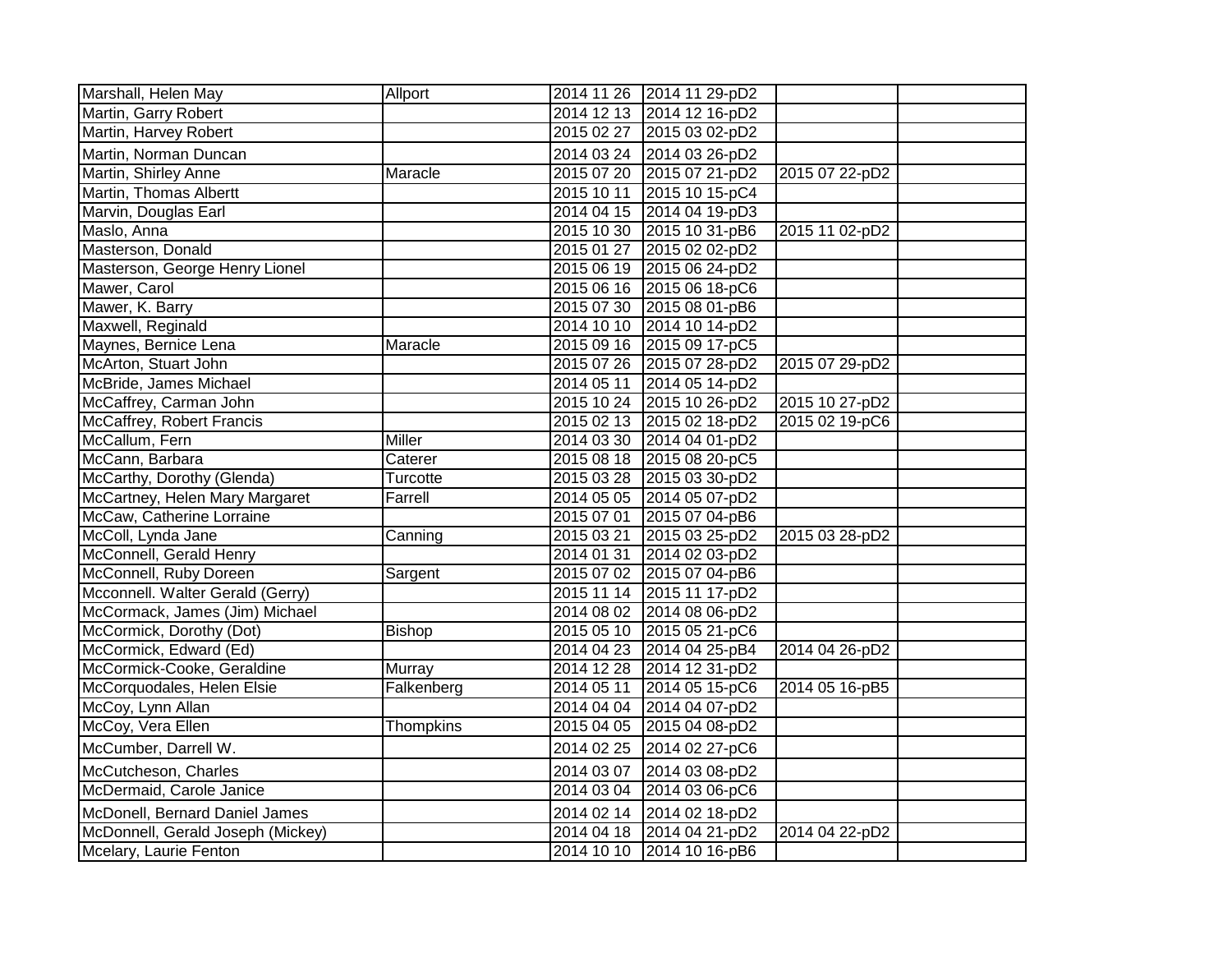| | | | | | |
|---|---|---|---|---|---|
| Marshall, Helen May | Allport | 2014 11 26 | 2014 11 29-pD2 | | |
| Martin, Garry Robert | | 2014 12 13 | 2014 12 16-pD2 | | |
| Martin, Harvey Robert | | 2015 02 27 | 2015 03 02-pD2 | | |
| Martin, Norman Duncan | | 2014 03 24 | 2014 03 26-pD2 | | |
| Martin, Shirley Anne | Maracle | 2015 07 20 | 2015 07 21-pD2 | 2015 07 22-pD2 | |
| Martin, Thomas Albertt | | 2015 10 11 | 2015 10 15-pC4 | | |
| Marvin, Douglas Earl | | 2014 04 15 | 2014 04 19-pD3 | | |
| Maslo, Anna | | 2015 10 30 | 2015 10 31-pB6 | 2015 11 02-pD2 | |
| Masterson, Donald | | 2015 01 27 | 2015 02 02-pD2 | | |
| Masterson, George Henry Lionel | | 2015 06 19 | 2015 06 24-pD2 | | |
| Mawer, Carol | | 2015 06 16 | 2015 06 18-pC6 | | |
| Mawer, K. Barry | | 2015 07 30 | 2015 08 01-pB6 | | |
| Maxwell, Reginald | | 2014 10 10 | 2014 10 14-pD2 | | |
| Maynes, Bernice Lena | Maracle | 2015 09 16 | 2015 09 17-pC5 | | |
| McArton, Stuart John | | 2015 07 26 | 2015 07 28-pD2 | 2015 07 29-pD2 | |
| McBride, James Michael | | 2014 05 11 | 2014 05 14-pD2 | | |
| McCaffrey, Carman John | | 2015 10 24 | 2015 10 26-pD2 | 2015 10 27-pD2 | |
| McCaffrey, Robert Francis | | 2015 02 13 | 2015 02 18-pD2 | 2015 02 19-pC6 | |
| McCallum, Fern | Miller | 2014 03 30 | 2014 04 01-pD2 | | |
| McCann, Barbara | Caterer | 2015 08 18 | 2015 08 20-pC5 | | |
| McCarthy, Dorothy (Glenda) | Turcotte | 2015 03 28 | 2015 03 30-pD2 | | |
| McCartney, Helen Mary Margaret | Farrell | 2014 05 05 | 2014 05 07-pD2 | | |
| McCaw, Catherine Lorraine | | 2015 07 01 | 2015 07 04-pB6 | | |
| McColl, Lynda Jane | Canning | 2015 03 21 | 2015 03 25-pD2 | 2015 03 28-pD2 | |
| McConnell, Gerald Henry | | 2014 01 31 | 2014 02 03-pD2 | | |
| McConnell, Ruby Doreen | Sargent | 2015 07 02 | 2015 07 04-pB6 | | |
| Mcconnell. Walter Gerald (Gerry) | | 2015 11 14 | 2015 11 17-pD2 | | |
| McCormack, James (Jim) Michael | | 2014 08 02 | 2014 08 06-pD2 | | |
| McCormick, Dorothy (Dot) | Bishop | 2015 05 10 | 2015 05 21-pC6 | | |
| McCormick, Edward (Ed) | | 2014 04 23 | 2014 04 25-pB4 | 2014 04 26-pD2 | |
| McCormick-Cooke, Geraldine | Murray | 2014 12 28 | 2014 12 31-pD2 | | |
| McCorquodales, Helen Elsie | Falkenberg | 2014 05 11 | 2014 05 15-pC6 | 2014 05 16-pB5 | |
| McCoy, Lynn Allan | | 2014 04 04 | 2014 04 07-pD2 | | |
| McCoy, Vera Ellen | Thompkins | 2015 04 05 | 2015 04 08-pD2 | | |
| McCumber, Darrell W. | | 2014 02 25 | 2014 02 27-pC6 | | |
| McCutcheson, Charles | | 2014 03 07 | 2014 03 08-pD2 | | |
| McDermaid, Carole Janice | | 2014 03 04 | 2014 03 06-pC6 | | |
| McDonell, Bernard Daniel James | | 2014 02 14 | 2014 02 18-pD2 | | |
| McDonnell, Gerald Joseph (Mickey) | | 2014 04 18 | 2014 04 21-pD2 | 2014 04 22-pD2 | |
| Mcelary, Laurie Fenton | | 2014 10 10 | 2014 10 16-pB6 | | |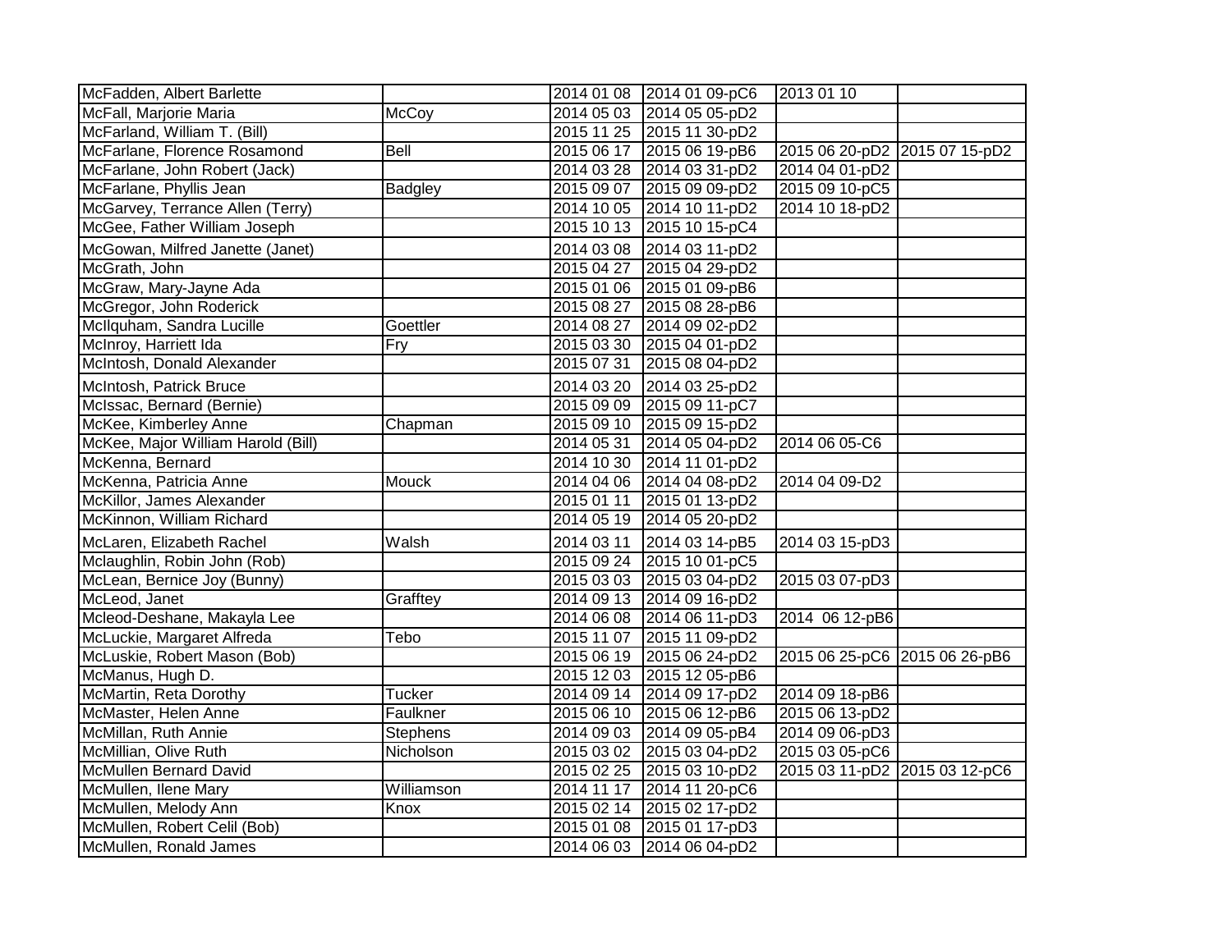| | | | | | |
|---|---|---|---|---|---|
| McFadden, Albert Barlette | | 2014 01 08 | 2014 01 09-pC6 | 2013 01 10 | |
| McFall, Marjorie Maria | McCoy | 2014 05 03 | 2014 05 05-pD2 | | |
| McFarland, William T. (Bill) | | 2015 11 25 | 2015 11 30-pD2 | | |
| McFarlane, Florence Rosamond | Bell | 2015 06 17 | 2015 06 19-pB6 | 2015 06 20-pD2 | 2015 07 15-pD2 |
| McFarlane, John Robert (Jack) | | 2014 03 28 | 2014 03 31-pD2 | 2014 04 01-pD2 | |
| McFarlane, Phyllis Jean | Badgley | 2015 09 07 | 2015 09 09-pD2 | 2015 09 10-pC5 | |
| McGarvey, Terrance Allen (Terry) | | 2014 10 05 | 2014 10 11-pD2 | 2014 10 18-pD2 | |
| McGee, Father William Joseph | | 2015 10 13 | 2015 10 15-pC4 | | |
| McGowan, Milfred Janette (Janet) | | 2014 03 08 | 2014 03 11-pD2 | | |
| McGrath, John | | 2015 04 27 | 2015 04 29-pD2 | | |
| McGraw, Mary-Jayne Ada | | 2015 01 06 | 2015 01 09-pB6 | | |
| McGregor, John Roderick | | 2015 08 27 | 2015 08 28-pB6 | | |
| McIlquham, Sandra Lucille | Goettler | 2014 08 27 | 2014 09 02-pD2 | | |
| McInroy, Harriett Ida | Fry | 2015 03 30 | 2015 04 01-pD2 | | |
| McIntosh, Donald Alexander | | 2015 07 31 | 2015 08 04-pD2 | | |
| McIntosh, Patrick Bruce | | 2014 03 20 | 2014 03 25-pD2 | | |
| McIssac, Bernard (Bernie) | | 2015 09 09 | 2015 09 11-pC7 | | |
| McKee, Kimberley Anne | Chapman | 2015 09 10 | 2015 09 15-pD2 | | |
| McKee, Major William Harold (Bill) | | 2014 05 31 | 2014 05 04-pD2 | 2014 06 05-C6 | |
| McKenna, Bernard | | 2014 10 30 | 2014 11 01-pD2 | | |
| McKenna, Patricia Anne | Mouck | 2014 04 06 | 2014 04 08-pD2 | 2014 04 09-D2 | |
| McKillor, James Alexander | | 2015 01 11 | 2015 01 13-pD2 | | |
| McKinnon, William Richard | | 2014 05 19 | 2014 05 20-pD2 | | |
| McLaren, Elizabeth Rachel | Walsh | 2014 03 11 | 2014 03 14-pB5 | 2014 03 15-pD3 | |
| Mclaughlin, Robin John (Rob) | | 2015 09 24 | 2015 10 01-pC5 | | |
| McLean, Bernice Joy (Bunny) | | 2015 03 03 | 2015 03 04-pD2 | 2015 03 07-pD3 | |
| McLeod, Janet | Grafftey | 2014 09 13 | 2014 09 16-pD2 | | |
| Mcleod-Deshane, Makayla Lee | | 2014 06 08 | 2014 06 11-pD3 | 2014 06 12-pB6 | |
| McLuckie, Margaret Alfreda | Tebo | 2015 11 07 | 2015 11 09-pD2 | | |
| McLuskie, Robert Mason (Bob) | | 2015 06 19 | 2015 06 24-pD2 | 2015 06 25-pC6 | 2015 06 26-pB6 |
| McManus, Hugh D. | | 2015 12 03 | 2015 12 05-pB6 | | |
| McMartin, Reta Dorothy | Tucker | 2014 09 14 | 2014 09 17-pD2 | 2014 09 18-pB6 | |
| McMaster, Helen Anne | Faulkner | 2015 06 10 | 2015 06 12-pB6 | 2015 06 13-pD2 | |
| McMillan, Ruth Annie | Stephens | 2014 09 03 | 2014 09 05-pB4 | 2014 09 06-pD3 | |
| McMillian, Olive Ruth | Nicholson | 2015 03 02 | 2015 03 04-pD2 | 2015 03 05-pC6 | |
| McMullen Bernard David | | 2015 02 25 | 2015 03 10-pD2 | 2015 03 11-pD2 | 2015 03 12-pC6 |
| McMullen, Ilene Mary | Williamson | 2014 11 17 | 2014 11 20-pC6 | | |
| McMullen, Melody Ann | Knox | 2015 02 14 | 2015 02 17-pD2 | | |
| McMullen, Robert Celil (Bob) | | 2015 01 08 | 2015 01 17-pD3 | | |
| McMullen, Ronald James | | 2014 06 03 | 2014 06 04-pD2 | | |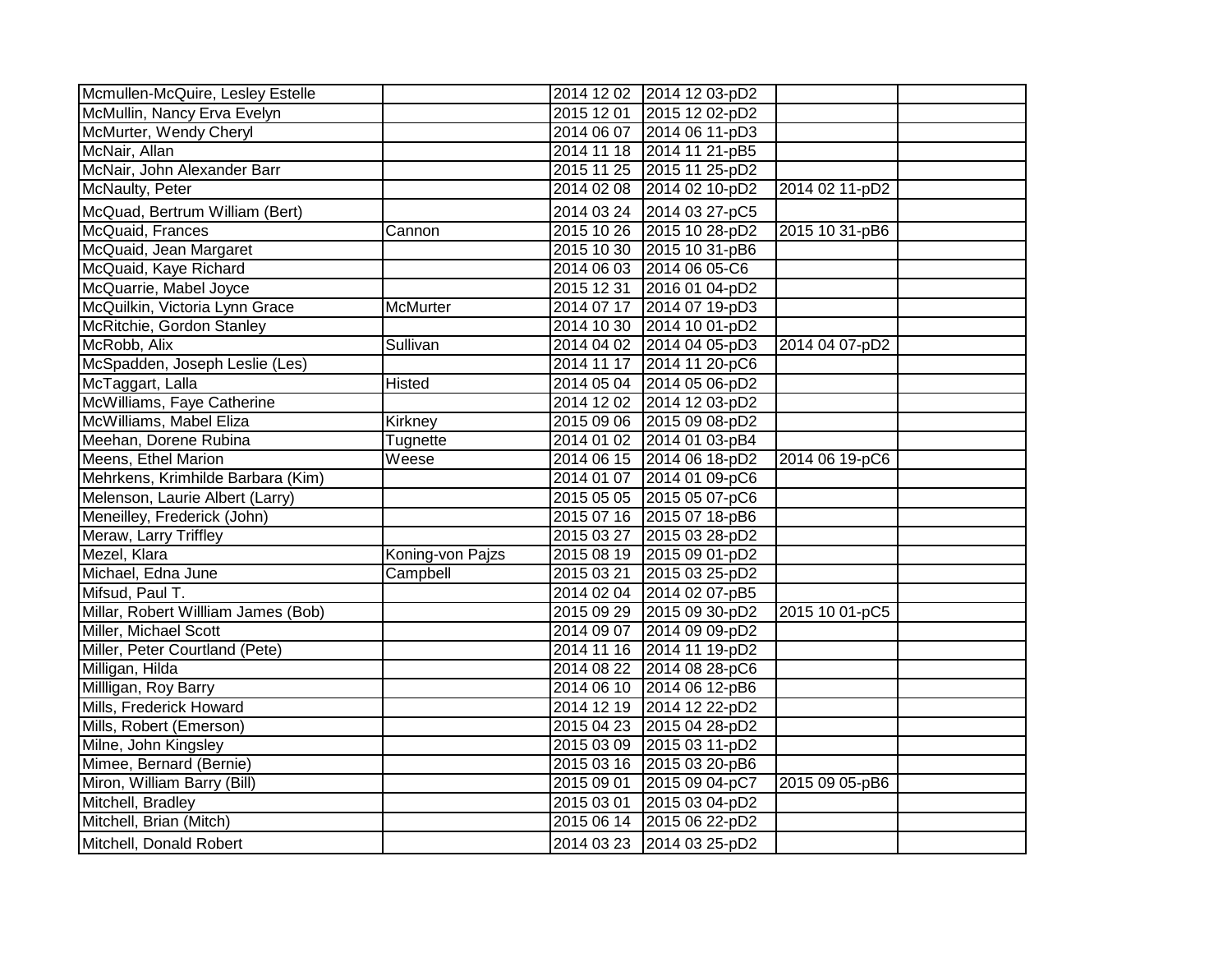| | | | | | |
|---|---|---|---|---|---|
| Mcmullen-McQuire, Lesley Estelle | | 2014 12 02 | 2014 12 03-pD2 | | |
| McMullin, Nancy Erva Evelyn | | 2015 12 01 | 2015 12 02-pD2 | | |
| McMurter, Wendy Cheryl | | 2014 06 07 | 2014 06 11-pD3 | | |
| McNair, Allan | | 2014 11 18 | 2014 11 21-pB5 | | |
| McNair, John Alexander Barr | | 2015 11 25 | 2015 11 25-pD2 | | |
| McNaulty, Peter | | 2014 02 08 | 2014 02 10-pD2 | 2014 02 11-pD2 | |
| McQuad, Bertrum William (Bert) | | 2014 03 24 | 2014 03 27-pC5 | | |
| McQuaid, Frances | Cannon | 2015 10 26 | 2015 10 28-pD2 | 2015 10 31-pB6 | |
| McQuaid, Jean Margaret | | 2015 10 30 | 2015 10 31-pB6 | | |
| McQuaid, Kaye Richard | | 2014 06 03 | 2014 06 05-C6 | | |
| McQuarrie, Mabel Joyce | | 2015 12 31 | 2016 01 04-pD2 | | |
| McQuilkin, Victoria Lynn Grace | McMurter | 2014 07 17 | 2014 07 19-pD3 | | |
| McRitchie, Gordon Stanley | | 2014 10 30 | 2014 10 01-pD2 | | |
| McRobb, Alix | Sullivan | 2014 04 02 | 2014 04 05-pD3 | 2014 04 07-pD2 | |
| McSpadden, Joseph Leslie (Les) | | 2014 11 17 | 2014 11 20-pC6 | | |
| McTaggart, Lalla | Histed | 2014 05 04 | 2014 05 06-pD2 | | |
| McWilliams, Faye Catherine | | 2014 12 02 | 2014 12 03-pD2 | | |
| McWilliams, Mabel Eliza | Kirkney | 2015 09 06 | 2015 09 08-pD2 | | |
| Meehan, Dorene Rubina | Tugnette | 2014 01 02 | 2014 01 03-pB4 | | |
| Meens, Ethel Marion | Weese | 2014 06 15 | 2014 06 18-pD2 | 2014 06 19-pC6 | |
| Mehrkens, Krimhilde Barbara (Kim) | | 2014 01 07 | 2014 01 09-pC6 | | |
| Melenson, Laurie Albert (Larry) | | 2015 05 05 | 2015 05 07-pC6 | | |
| Meneilley, Frederick (John) | | 2015 07 16 | 2015 07 18-pB6 | | |
| Meraw, Larry Triffley | | 2015 03 27 | 2015 03 28-pD2 | | |
| Mezel, Klara | Koning-von Pajzs | 2015 08 19 | 2015 09 01-pD2 | | |
| Michael, Edna June | Campbell | 2015 03 21 | 2015 03 25-pD2 | | |
| Mifsud, Paul T. | | 2014 02 04 | 2014 02 07-pB5 | | |
| Millar, Robert Willliam James (Bob) | | 2015 09 29 | 2015 09 30-pD2 | 2015 10 01-pC5 | |
| Miller, Michael Scott | | 2014 09 07 | 2014 09 09-pD2 | | |
| Miller, Peter Courtland (Pete) | | 2014 11 16 | 2014 11 19-pD2 | | |
| Milligan, Hilda | | 2014 08 22 | 2014 08 28-pC6 | | |
| Millligan, Roy Barry | | 2014 06 10 | 2014 06 12-pB6 | | |
| Mills, Frederick Howard | | 2014 12 19 | 2014 12 22-pD2 | | |
| Mills, Robert (Emerson) | | 2015 04 23 | 2015 04 28-pD2 | | |
| Milne, John Kingsley | | 2015 03 09 | 2015 03 11-pD2 | | |
| Mimee, Bernard (Bernie) | | 2015 03 16 | 2015 03 20-pB6 | | |
| Miron, William Barry (Bill) | | 2015 09 01 | 2015 09 04-pC7 | 2015 09 05-pB6 | |
| Mitchell, Bradley | | 2015 03 01 | 2015 03 04-pD2 | | |
| Mitchell, Brian (Mitch) | | 2015 06 14 | 2015 06 22-pD2 | | |
| Mitchell, Donald Robert | | 2014 03 23 | 2014 03 25-pD2 | | |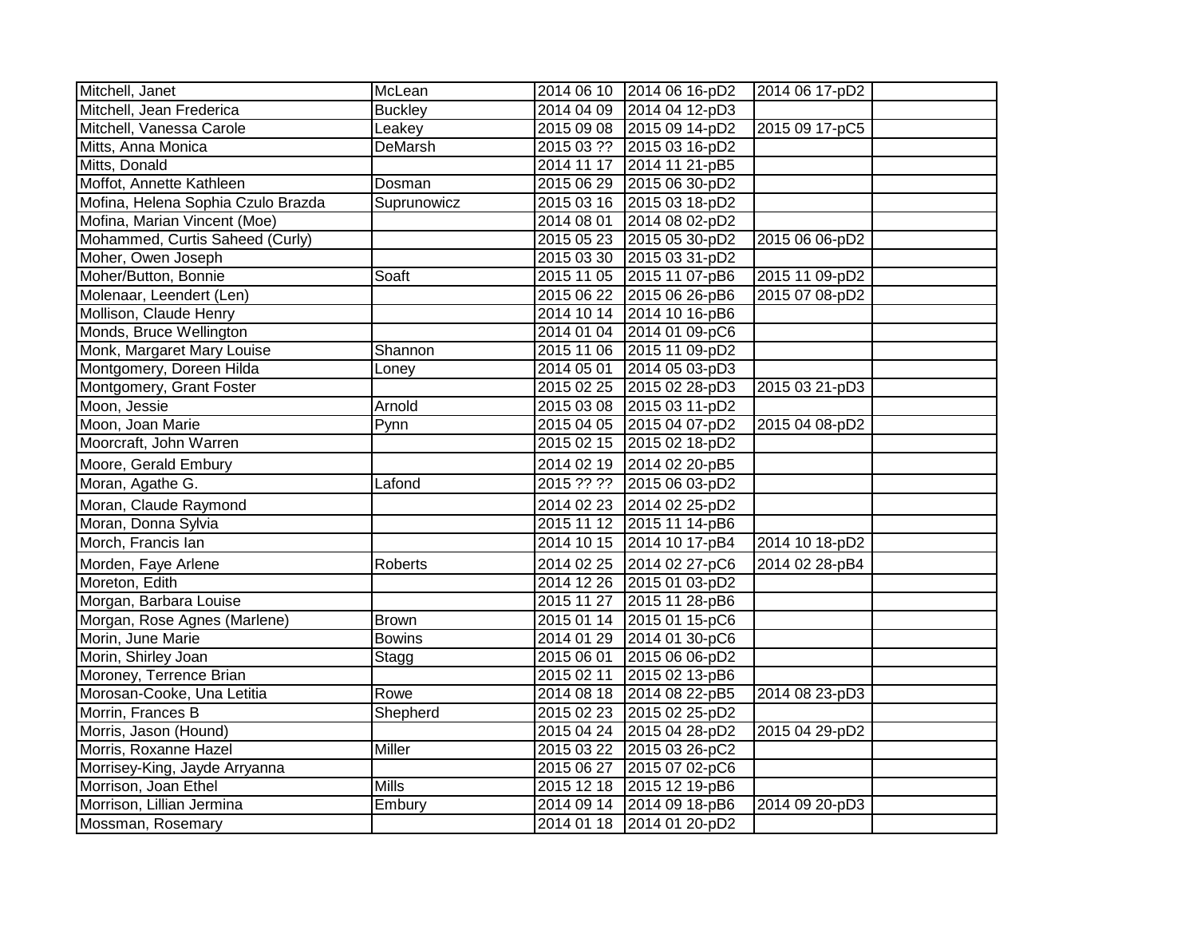| | | | | | |
|---|---|---|---|---|---|
| Mitchell, Janet | McLean | 2014 06 10 | 2014 06 16-pD2 | 2014 06 17-pD2 | |
| Mitchell, Jean Frederica | Buckley | 2014 04 09 | 2014 04 12-pD3 | | |
| Mitchell, Vanessa Carole | Leakey | 2015 09 08 | 2015 09 14-pD2 | 2015 09 17-pC5 | |
| Mitts, Anna Monica | DeMarsh | 2015 03 ?? | 2015 03 16-pD2 | | |
| Mitts, Donald | | 2014 11 17 | 2014 11 21-pB5 | | |
| Moffot, Annette Kathleen | Dosman | 2015 06 29 | 2015 06 30-pD2 | | |
| Mofina, Helena Sophia Czulo Brazda | Suprunowicz | 2015 03 16 | 2015 03 18-pD2 | | |
| Mofina, Marian Vincent (Moe) | | 2014 08 01 | 2014 08 02-pD2 | | |
| Mohammed, Curtis Saheed (Curly) | | 2015 05 23 | 2015 05 30-pD2 | 2015 06 06-pD2 | |
| Moher, Owen Joseph | | 2015 03 30 | 2015 03 31-pD2 | | |
| Moher/Button, Bonnie | Soaft | 2015 11 05 | 2015 11 07-pB6 | 2015 11 09-pD2 | |
| Molenaar, Leendert (Len) | | 2015 06 22 | 2015 06 26-pB6 | 2015 07 08-pD2 | |
| Mollison, Claude Henry | | 2014 10 14 | 2014 10 16-pB6 | | |
| Monds, Bruce Wellington | | 2014 01 04 | 2014 01 09-pC6 | | |
| Monk, Margaret Mary Louise | Shannon | 2015 11 06 | 2015 11 09-pD2 | | |
| Montgomery, Doreen Hilda | Loney | 2014 05 01 | 2014 05 03-pD3 | | |
| Montgomery, Grant Foster | | 2015 02 25 | 2015 02 28-pD3 | 2015 03 21-pD3 | |
| Moon, Jessie | Arnold | 2015 03 08 | 2015 03 11-pD2 | | |
| Moon, Joan Marie | Pynn | 2015 04 05 | 2015 04 07-pD2 | 2015 04 08-pD2 | |
| Moorcraft, John Warren | | 2015 02 15 | 2015 02 18-pD2 | | |
| Moore, Gerald Embury | | 2014 02 19 | 2014 02 20-pB5 | | |
| Moran, Agathe G. | Lafond | 2015 ?? ?? | 2015 06 03-pD2 | | |
| Moran, Claude Raymond | | 2014 02 23 | 2014 02 25-pD2 | | |
| Moran, Donna Sylvia | | 2015 11 12 | 2015 11 14-pB6 | | |
| Morch, Francis Ian | | 2014 10 15 | 2014 10 17-pB4 | 2014 10 18-pD2 | |
| Morden, Faye Arlene | Roberts | 2014 02 25 | 2014 02 27-pC6 | 2014 02 28-pB4 | |
| Moreton, Edith | | 2014 12 26 | 2015 01 03-pD2 | | |
| Morgan, Barbara Louise | | 2015 11 27 | 2015 11 28-pB6 | | |
| Morgan, Rose Agnes (Marlene) | Brown | 2015 01 14 | 2015 01 15-pC6 | | |
| Morin, June Marie | Bowins | 2014 01 29 | 2014 01 30-pC6 | | |
| Morin, Shirley Joan | Stagg | 2015 06 01 | 2015 06 06-pD2 | | |
| Moroney, Terrence Brian | | 2015 02 11 | 2015 02 13-pB6 | | |
| Morosan-Cooke, Una Letitia | Rowe | 2014 08 18 | 2014 08 22-pB5 | 2014 08 23-pD3 | |
| Morrin, Frances B | Shepherd | 2015 02 23 | 2015 02 25-pD2 | | |
| Morris, Jason (Hound) | | 2015 04 24 | 2015 04 28-pD2 | 2015 04 29-pD2 | |
| Morris, Roxanne Hazel | Miller | 2015 03 22 | 2015 03 26-pC2 | | |
| Morrisey-King, Jayde Arryanna | | 2015 06 27 | 2015 07 02-pC6 | | |
| Morrison, Joan Ethel | Mills | 2015 12 18 | 2015 12 19-pB6 | | |
| Morrison, Lillian Jermina | Embury | 2014 09 14 | 2014 09 18-pB6 | 2014 09 20-pD3 | |
| Mossman, Rosemary | | 2014 01 18 | 2014 01 20-pD2 | | |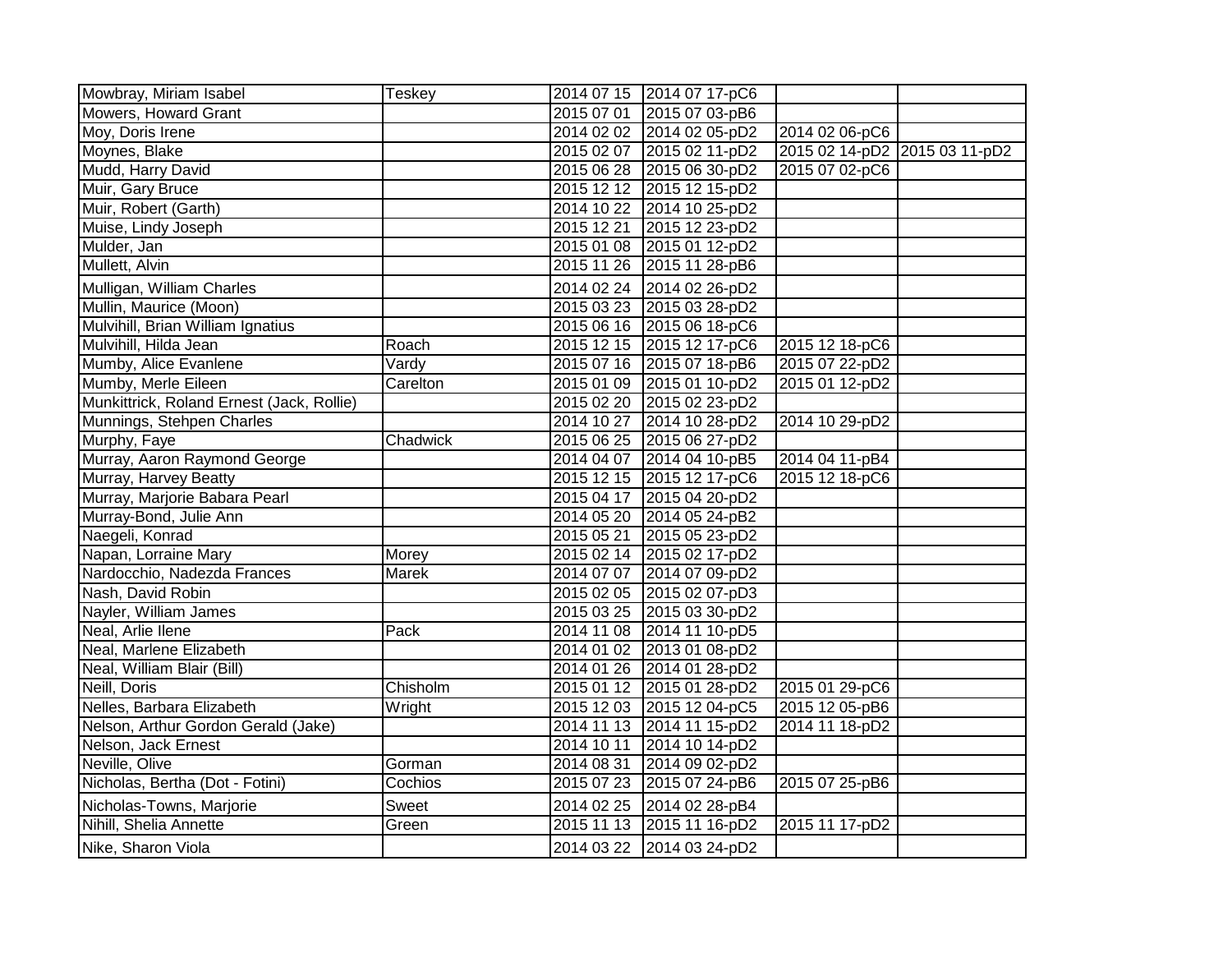| | | | | | |
|---|---|---|---|---|---|
| Mowbray, Miriam Isabel | Teskey | 2014 07 15 | 2014 07 17-pC6 | | |
| Mowers, Howard Grant | | 2015 07 01 | 2015 07 03-pB6 | | |
| Moy, Doris Irene | | 2014 02 02 | 2014 02 05-pD2 | 2014 02 06-pC6 | |
| Moynes, Blake | | 2015 02 07 | 2015 02 11-pD2 | 2015 02 14-pD2 | 2015 03 11-pD2 |
| Mudd, Harry David | | 2015 06 28 | 2015 06 30-pD2 | 2015 07 02-pC6 | |
| Muir, Gary Bruce | | 2015 12 12 | 2015 12 15-pD2 | | |
| Muir, Robert (Garth) | | 2014 10 22 | 2014 10 25-pD2 | | |
| Muise, Lindy Joseph | | 2015 12 21 | 2015 12 23-pD2 | | |
| Mulder, Jan | | 2015 01 08 | 2015 01 12-pD2 | | |
| Mullett, Alvin | | 2015 11 26 | 2015 11 28-pB6 | | |
| Mulligan, William Charles | | 2014 02 24 | 2014 02 26-pD2 | | |
| Mullin, Maurice (Moon) | | 2015 03 23 | 2015 03 28-pD2 | | |
| Mulvihill, Brian William Ignatius | | 2015 06 16 | 2015 06 18-pC6 | | |
| Mulvihill, Hilda Jean | Roach | 2015 12 15 | 2015 12 17-pC6 | 2015 12 18-pC6 | |
| Mumby, Alice Evanlene | Vardy | 2015 07 16 | 2015 07 18-pB6 | 2015 07 22-pD2 | |
| Mumby, Merle Eileen | Carelton | 2015 01 09 | 2015 01 10-pD2 | 2015 01 12-pD2 | |
| Munkittrick, Roland Ernest (Jack, Rollie) | | 2015 02 20 | 2015 02 23-pD2 | | |
| Munnings, Stehpen Charles | | 2014 10 27 | 2014 10 28-pD2 | 2014 10 29-pD2 | |
| Murphy, Faye | Chadwick | 2015 06 25 | 2015 06 27-pD2 | | |
| Murray, Aaron Raymond George | | 2014 04 07 | 2014 04 10-pB5 | 2014 04 11-pB4 | |
| Murray, Harvey Beatty | | 2015 12 15 | 2015 12 17-pC6 | 2015 12 18-pC6 | |
| Murray, Marjorie Babara Pearl | | 2015 04 17 | 2015 04 20-pD2 | | |
| Murray-Bond, Julie Ann | | 2014 05 20 | 2014 05 24-pB2 | | |
| Naegeli, Konrad | | 2015 05 21 | 2015 05 23-pD2 | | |
| Napan, Lorraine Mary | Morey | 2015 02 14 | 2015 02 17-pD2 | | |
| Nardocchio, Nadezda Frances | Marek | 2014 07 07 | 2014 07 09-pD2 | | |
| Nash, David Robin | | 2015 02 05 | 2015 02 07-pD3 | | |
| Nayler, William James | | 2015 03 25 | 2015 03 30-pD2 | | |
| Neal, Arlie Ilene | Pack | 2014 11 08 | 2014 11 10-pD5 | | |
| Neal, Marlene Elizabeth | | 2014 01 02 | 2013 01 08-pD2 | | |
| Neal, William Blair (Bill) | | 2014 01 26 | 2014 01 28-pD2 | | |
| Neill, Doris | Chisholm | 2015 01 12 | 2015 01 28-pD2 | 2015 01 29-pC6 | |
| Nelles, Barbara Elizabeth | Wright | 2015 12 03 | 2015 12 04-pC5 | 2015 12 05-pB6 | |
| Nelson, Arthur Gordon Gerald (Jake) | | 2014 11 13 | 2014 11 15-pD2 | 2014 11 18-pD2 | |
| Nelson, Jack Ernest | | 2014 10 11 | 2014 10 14-pD2 | | |
| Neville, Olive | Gorman | 2014 08 31 | 2014 09 02-pD2 | | |
| Nicholas, Bertha (Dot - Fotini) | Cochios | 2015 07 23 | 2015 07 24-pB6 | 2015 07 25-pB6 | |
| Nicholas-Towns, Marjorie | Sweet | 2014 02 25 | 2014 02 28-pB4 | | |
| Nihill, Shelia Annette | Green | 2015 11 13 | 2015 11 16-pD2 | 2015 11 17-pD2 | |
| Nike, Sharon Viola | | 2014 03 22 | 2014 03 24-pD2 | | |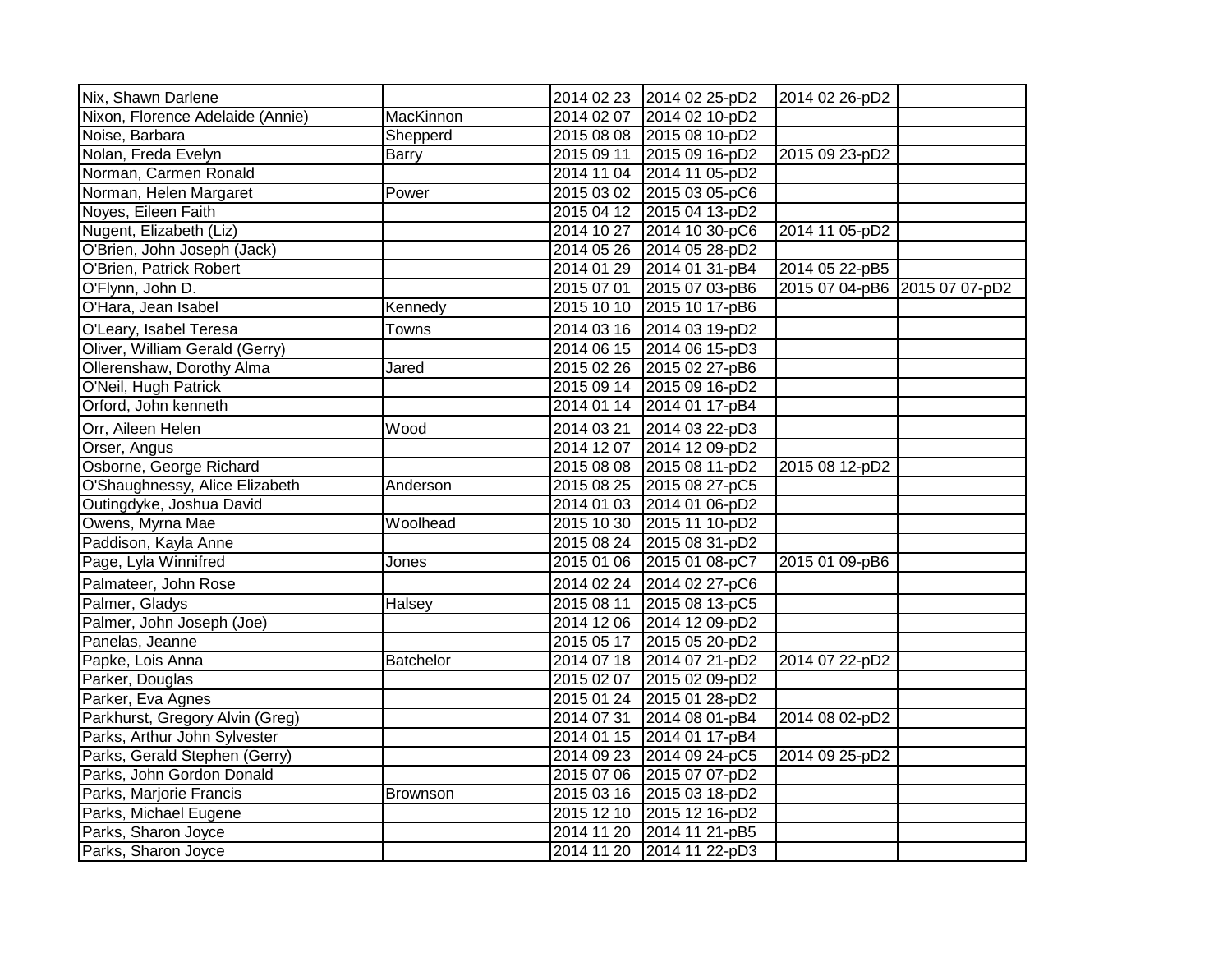| | | | | | |
|---|---|---|---|---|---|
| Nix, Shawn Darlene | | 2014 02 23 | 2014 02 25-pD2 | 2014 02 26-pD2 | |
| Nixon, Florence Adelaide (Annie) | MacKinnon | 2014 02 07 | 2014 02 10-pD2 | | |
| Noise, Barbara | Shepperd | 2015 08 08 | 2015 08 10-pD2 | | |
| Nolan, Freda Evelyn | Barry | 2015 09 11 | 2015 09 16-pD2 | 2015 09 23-pD2 | |
| Norman, Carmen Ronald | | 2014 11 04 | 2014 11 05-pD2 | | |
| Norman, Helen Margaret | Power | 2015 03 02 | 2015 03 05-pC6 | | |
| Noyes, Eileen Faith | | 2015 04 12 | 2015 04 13-pD2 | | |
| Nugent, Elizabeth (Liz) | | 2014 10 27 | 2014 10 30-pC6 | 2014 11 05-pD2 | |
| O'Brien, John Joseph (Jack) | | 2014 05 26 | 2014 05 28-pD2 | | |
| O'Brien, Patrick Robert | | 2014 01 29 | 2014 01 31-pB4 | 2014 05 22-pB5 | |
| O'Flynn, John D. | | 2015 07 01 | 2015 07 03-pB6 | 2015 07 04-pB6 | 2015 07 07-pD2 |
| O'Hara, Jean Isabel | Kennedy | 2015 10 10 | 2015 10 17-pB6 | | |
| O'Leary, Isabel Teresa | Towns | 2014 03 16 | 2014 03 19-pD2 | | |
| Oliver, William Gerald (Gerry) | | 2014 06 15 | 2014 06 15-pD3 | | |
| Ollerenshaw, Dorothy Alma | Jared | 2015 02 26 | 2015 02 27-pB6 | | |
| O'Neil, Hugh Patrick | | 2015 09 14 | 2015 09 16-pD2 | | |
| Orford, John kenneth | | 2014 01 14 | 2014 01 17-pB4 | | |
| Orr, Aileen Helen | Wood | 2014 03 21 | 2014 03 22-pD3 | | |
| Orser, Angus | | 2014 12 07 | 2014 12 09-pD2 | | |
| Osborne, George Richard | | 2015 08 08 | 2015 08 11-pD2 | 2015 08 12-pD2 | |
| O'Shaughnessy, Alice Elizabeth | Anderson | 2015 08 25 | 2015 08 27-pC5 | | |
| Outingdyke, Joshua David | | 2014 01 03 | 2014 01 06-pD2 | | |
| Owens, Myrna Mae | Woolhead | 2015 10 30 | 2015 11 10-pD2 | | |
| Paddison, Kayla Anne | | 2015 08 24 | 2015 08 31-pD2 | | |
| Page, Lyla Winnifred | Jones | 2015 01 06 | 2015 01 08-pC7 | 2015 01 09-pB6 | |
| Palmateer, John Rose | | 2014 02 24 | 2014 02 27-pC6 | | |
| Palmer, Gladys | Halsey | 2015 08 11 | 2015 08 13-pC5 | | |
| Palmer, John Joseph (Joe) | | 2014 12 06 | 2014 12 09-pD2 | | |
| Panelas, Jeanne | | 2015 05 17 | 2015 05 20-pD2 | | |
| Papke, Lois Anna | Batchelor | 2014 07 18 | 2014 07 21-pD2 | 2014 07 22-pD2 | |
| Parker, Douglas | | 2015 02 07 | 2015 02 09-pD2 | | |
| Parker, Eva Agnes | | 2015 01 24 | 2015 01 28-pD2 | | |
| Parkhurst, Gregory Alvin (Greg) | | 2014 07 31 | 2014 08 01-pB4 | 2014 08 02-pD2 | |
| Parks, Arthur John Sylvester | | 2014 01 15 | 2014 01 17-pB4 | | |
| Parks, Gerald Stephen (Gerry) | | 2014 09 23 | 2014 09 24-pC5 | 2014 09 25-pD2 | |
| Parks, John Gordon Donald | | 2015 07 06 | 2015 07 07-pD2 | | |
| Parks, Marjorie Francis | Brownson | 2015 03 16 | 2015 03 18-pD2 | | |
| Parks, Michael Eugene | | 2015 12 10 | 2015 12 16-pD2 | | |
| Parks, Sharon Joyce | | 2014 11 20 | 2014 11 21-pB5 | | |
| Parks, Sharon Joyce | | 2014 11 20 | 2014 11 22-pD3 | | |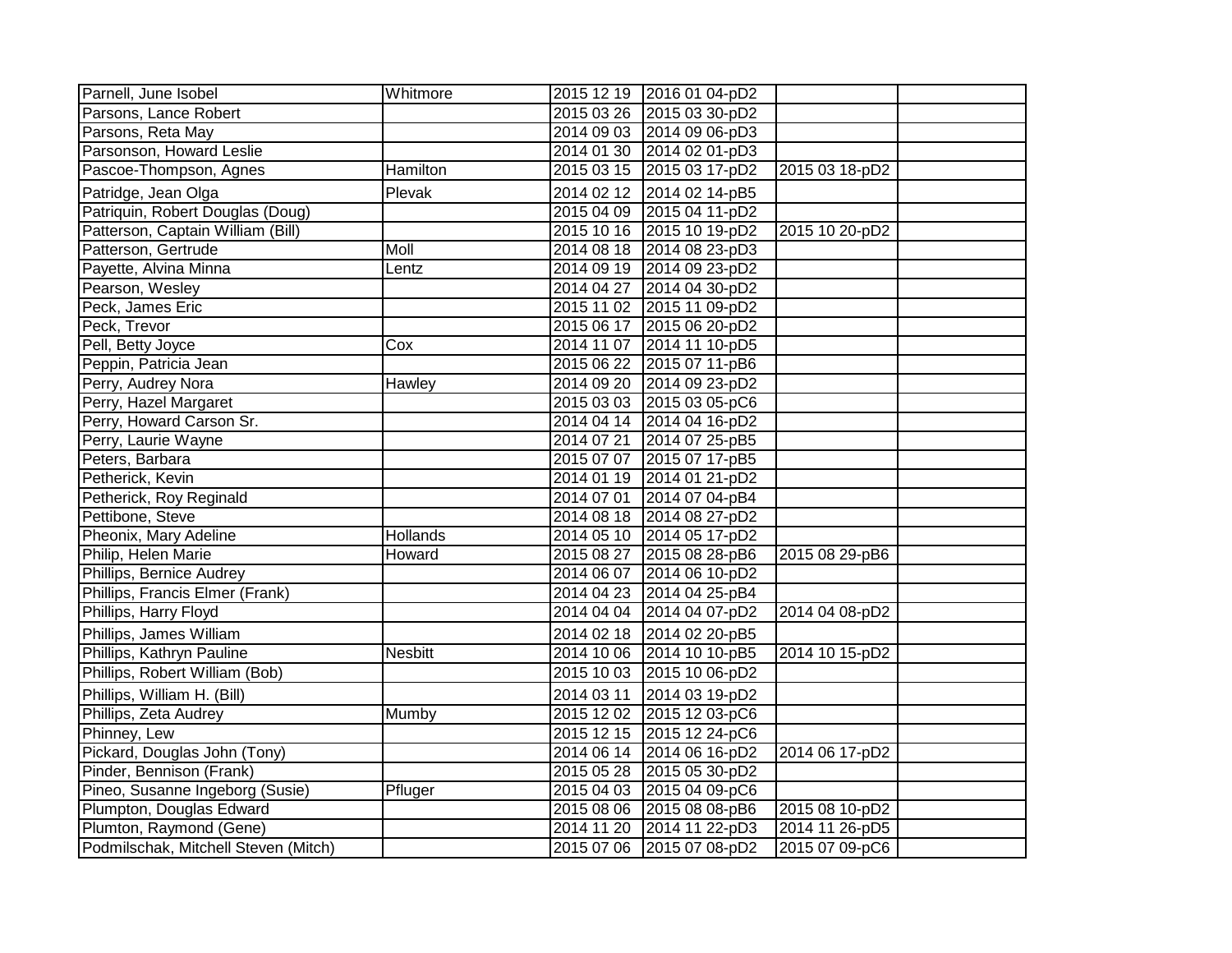| | | | | | |
|---|---|---|---|---|---|
| Parnell, June Isobel | Whitmore | 2015 12 19 | 2016 01 04-pD2 | | |
| Parsons, Lance Robert | | 2015 03 26 | 2015 03 30-pD2 | | |
| Parsons, Reta May | | 2014 09 03 | 2014 09 06-pD3 | | |
| Parsonson, Howard Leslie | | 2014 01 30 | 2014 02 01-pD3 | | |
| Pascoe-Thompson, Agnes | Hamilton | 2015 03 15 | 2015 03 17-pD2 | 2015 03 18-pD2 | |
| Patridge, Jean Olga | Plevak | 2014 02 12 | 2014 02 14-pB5 | | |
| Patriquin, Robert Douglas (Doug) | | 2015 04 09 | 2015 04 11-pD2 | | |
| Patterson, Captain William (Bill) | | 2015 10 16 | 2015 10 19-pD2 | 2015 10 20-pD2 | |
| Patterson, Gertrude | Moll | 2014 08 18 | 2014 08 23-pD3 | | |
| Payette, Alvina Minna | Lentz | 2014 09 19 | 2014 09 23-pD2 | | |
| Pearson, Wesley | | 2014 04 27 | 2014 04 30-pD2 | | |
| Peck, James Eric | | 2015 11 02 | 2015 11 09-pD2 | | |
| Peck, Trevor | | 2015 06 17 | 2015 06 20-pD2 | | |
| Pell, Betty Joyce | Cox | 2014 11 07 | 2014 11 10-pD5 | | |
| Peppin, Patricia Jean | | 2015 06 22 | 2015 07 11-pB6 | | |
| Perry, Audrey Nora | Hawley | 2014 09 20 | 2014 09 23-pD2 | | |
| Perry, Hazel Margaret | | 2015 03 03 | 2015 03 05-pC6 | | |
| Perry, Howard Carson Sr. | | 2014 04 14 | 2014 04 16-pD2 | | |
| Perry, Laurie Wayne | | 2014 07 21 | 2014 07 25-pB5 | | |
| Peters, Barbara | | 2015 07 07 | 2015 07 17-pB5 | | |
| Petherick, Kevin | | 2014 01 19 | 2014 01 21-pD2 | | |
| Petherick, Roy Reginald | | 2014 07 01 | 2014 07 04-pB4 | | |
| Pettibone, Steve | | 2014 08 18 | 2014 08 27-pD2 | | |
| Pheonix, Mary Adeline | Hollands | 2014 05 10 | 2014 05 17-pD2 | | |
| Philip, Helen Marie | Howard | 2015 08 27 | 2015 08 28-pB6 | 2015 08 29-pB6 | |
| Phillips, Bernice Audrey | | 2014 06 07 | 2014 06 10-pD2 | | |
| Phillips, Francis Elmer (Frank) | | 2014 04 23 | 2014 04 25-pB4 | | |
| Phillips, Harry Floyd | | 2014 04 04 | 2014 04 07-pD2 | 2014 04 08-pD2 | |
| Phillips, James William | | 2014 02 18 | 2014 02 20-pB5 | | |
| Phillips, Kathryn Pauline | Nesbitt | 2014 10 06 | 2014 10 10-pB5 | 2014 10 15-pD2 | |
| Phillips, Robert William (Bob) | | 2015 10 03 | 2015 10 06-pD2 | | |
| Phillips, William H. (Bill) | | 2014 03 11 | 2014 03 19-pD2 | | |
| Phillips, Zeta Audrey | Mumby | 2015 12 02 | 2015 12 03-pC6 | | |
| Phinney, Lew | | 2015 12 15 | 2015 12 24-pC6 | | |
| Pickard, Douglas John (Tony) | | 2014 06 14 | 2014 06 16-pD2 | 2014 06 17-pD2 | |
| Pinder, Bennison (Frank) | | 2015 05 28 | 2015 05 30-pD2 | | |
| Pineo, Susanne Ingeborg (Susie) | Pfluger | 2015 04 03 | 2015 04 09-pC6 | | |
| Plumpton, Douglas Edward | | 2015 08 06 | 2015 08 08-pB6 | 2015 08 10-pD2 | |
| Plumton, Raymond (Gene) | | 2014 11 20 | 2014 11 22-pD3 | 2014 11 26-pD5 | |
| Podmilschak, Mitchell Steven (Mitch) | | 2015 07 06 | 2015 07 08-pD2 | 2015 07 09-pC6 | |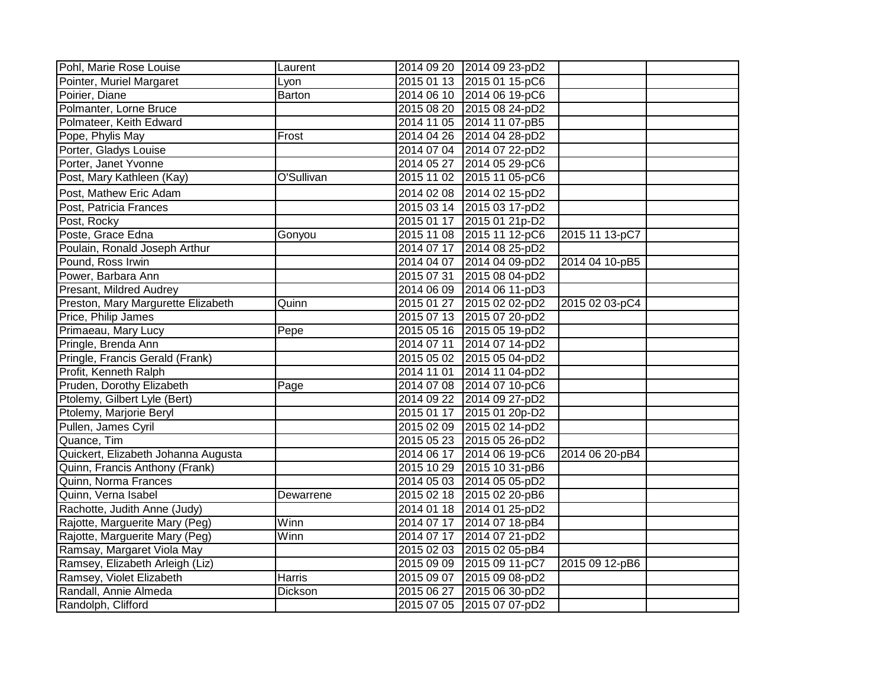| | | | | | |
|---|---|---|---|---|---|
| Pohl, Marie Rose Louise | Laurent | 2014 09 20 | 2014 09 23-pD2 | | |
| Pointer, Muriel Margaret | Lyon | 2015 01 13 | 2015 01 15-pC6 | | |
| Poirier, Diane | Barton | 2014 06 10 | 2014 06 19-pC6 | | |
| Polmanter, Lorne Bruce | | 2015 08 20 | 2015 08 24-pD2 | | |
| Polmateer, Keith Edward | | 2014 11 05 | 2014 11 07-pB5 | | |
| Pope, Phylis May | Frost | 2014 04 26 | 2014 04 28-pD2 | | |
| Porter, Gladys Louise | | 2014 07 04 | 2014 07 22-pD2 | | |
| Porter, Janet Yvonne | | 2014 05 27 | 2014 05 29-pC6 | | |
| Post, Mary Kathleen (Kay) | O'Sullivan | 2015 11 02 | 2015 11 05-pC6 | | |
| Post, Mathew Eric Adam | | 2014 02 08 | 2014 02 15-pD2 | | |
| Post, Patricia Frances | | 2015 03 14 | 2015 03 17-pD2 | | |
| Post, Rocky | | 2015 01 17 | 2015 01 21p-D2 | | |
| Poste, Grace Edna | Gonyou | 2015 11 08 | 2015 11 12-pC6 | 2015 11 13-pC7 | |
| Poulain, Ronald Joseph Arthur | | 2014 07 17 | 2014 08 25-pD2 | | |
| Pound, Ross Irwin | | 2014 04 07 | 2014 04 09-pD2 | 2014 04 10-pB5 | |
| Power, Barbara Ann | | 2015 07 31 | 2015 08 04-pD2 | | |
| Presant, Mildred Audrey | | 2014 06 09 | 2014 06 11-pD3 | | |
| Preston, Mary Margurette Elizabeth | Quinn | 2015 01 27 | 2015 02 02-pD2 | 2015 02 03-pC4 | |
| Price, Philip James | | 2015 07 13 | 2015 07 20-pD2 | | |
| Primaeau, Mary Lucy | Pepe | 2015 05 16 | 2015 05 19-pD2 | | |
| Pringle, Brenda Ann | | 2014 07 11 | 2014 07 14-pD2 | | |
| Pringle, Francis Gerald (Frank) | | 2015 05 02 | 2015 05 04-pD2 | | |
| Profit, Kenneth Ralph | | 2014 11 01 | 2014 11 04-pD2 | | |
| Pruden, Dorothy Elizabeth | Page | 2014 07 08 | 2014 07 10-pC6 | | |
| Ptolemy, Gilbert Lyle (Bert) | | 2014 09 22 | 2014 09 27-pD2 | | |
| Ptolemy, Marjorie Beryl | | 2015 01 17 | 2015 01 20p-D2 | | |
| Pullen, James Cyril | | 2015 02 09 | 2015 02 14-pD2 | | |
| Quance, Tim | | 2015 05 23 | 2015 05 26-pD2 | | |
| Quickert, Elizabeth Johanna Augusta | | 2014 06 17 | 2014 06 19-pC6 | 2014 06 20-pB4 | |
| Quinn, Francis Anthony (Frank) | | 2015 10 29 | 2015 10 31-pB6 | | |
| Quinn, Norma Frances | | 2014 05 03 | 2014 05 05-pD2 | | |
| Quinn, Verna Isabel | Dewarrene | 2015 02 18 | 2015 02 20-pB6 | | |
| Rachotte, Judith Anne (Judy) | | 2014 01 18 | 2014 01 25-pD2 | | |
| Rajotte, Marguerite Mary (Peg) | Winn | 2014 07 17 | 2014 07 18-pB4 | | |
| Rajotte, Marguerite Mary (Peg) | Winn | 2014 07 17 | 2014 07 21-pD2 | | |
| Ramsay, Margaret Viola May | | 2015 02 03 | 2015 02 05-pB4 | | |
| Ramsey, Elizabeth Arleigh (Liz) | | 2015 09 09 | 2015 09 11-pC7 | 2015 09 12-pB6 | |
| Ramsey, Violet Elizabeth | Harris | 2015 09 07 | 2015 09 08-pD2 | | |
| Randall, Annie Almeda | Dickson | 2015 06 27 | 2015 06 30-pD2 | | |
| Randolph, Clifford | | 2015 07 05 | 2015 07 07-pD2 | | |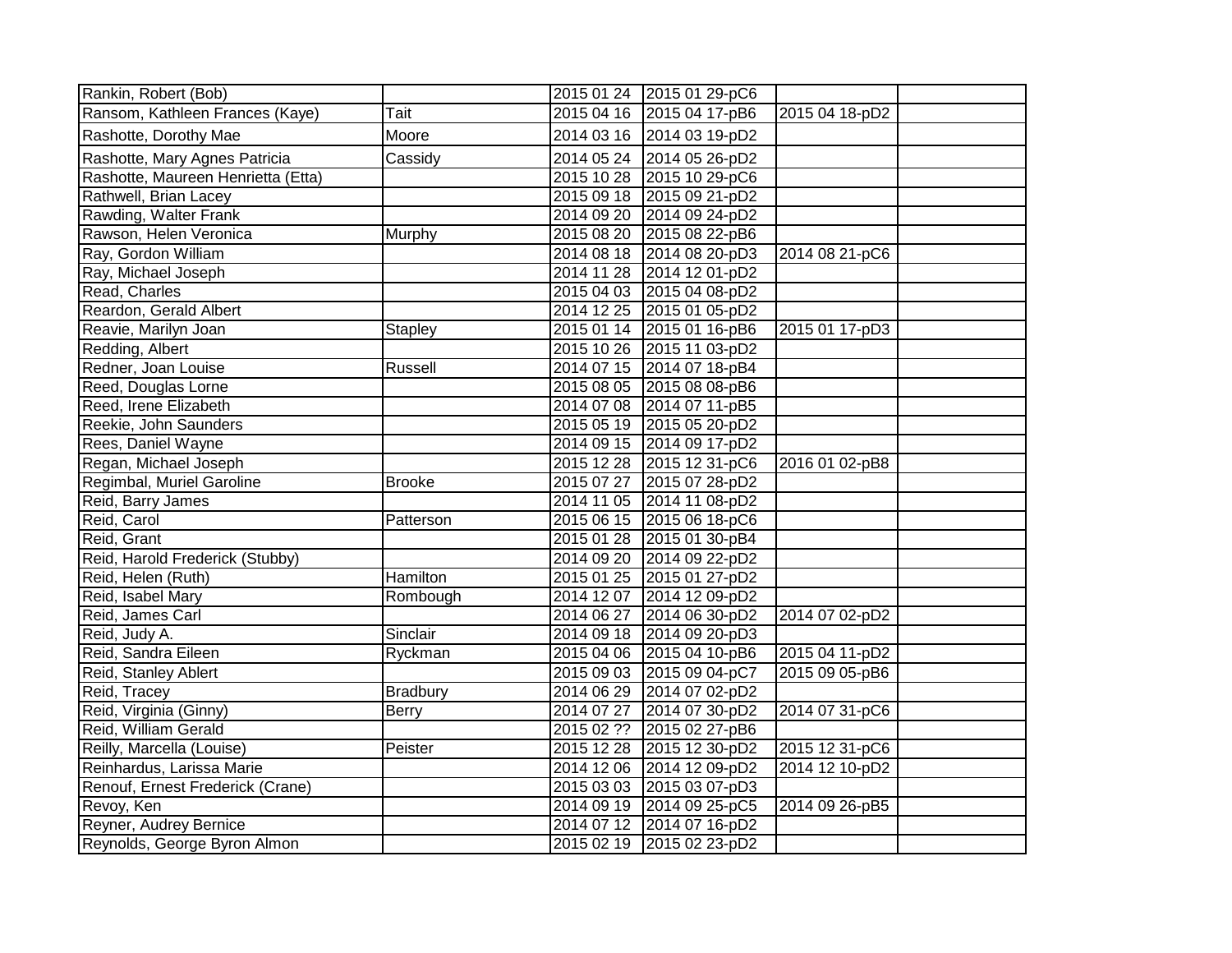| | | | | | |
|---|---|---|---|---|---|
| Rankin, Robert (Bob) | | 2015 01 24 | 2015 01 29-pC6 | | |
| Ransom, Kathleen Frances (Kaye) | Tait | 2015 04 16 | 2015 04 17-pB6 | 2015 04 18-pD2 | |
| Rashotte, Dorothy Mae | Moore | 2014 03 16 | 2014 03 19-pD2 | | |
| Rashotte, Mary Agnes Patricia | Cassidy | 2014 05 24 | 2014 05 26-pD2 | | |
| Rashotte, Maureen Henrietta (Etta) | | 2015 10 28 | 2015 10 29-pC6 | | |
| Rathwell, Brian Lacey | | 2015 09 18 | 2015 09 21-pD2 | | |
| Rawding, Walter Frank | | 2014 09 20 | 2014 09 24-pD2 | | |
| Rawson, Helen Veronica | Murphy | 2015 08 20 | 2015 08 22-pB6 | | |
| Ray, Gordon William | | 2014 08 18 | 2014 08 20-pD3 | 2014 08 21-pC6 | |
| Ray, Michael Joseph | | 2014 11 28 | 2014 12 01-pD2 | | |
| Read, Charles | | 2015 04 03 | 2015 04 08-pD2 | | |
| Reardon, Gerald Albert | | 2014 12 25 | 2015 01 05-pD2 | | |
| Reavie, Marilyn Joan | Stapley | 2015 01 14 | 2015 01 16-pB6 | 2015 01 17-pD3 | |
| Redding, Albert | | 2015 10 26 | 2015 11 03-pD2 | | |
| Redner, Joan Louise | Russell | 2014 07 15 | 2014 07 18-pB4 | | |
| Reed, Douglas Lorne | | 2015 08 05 | 2015 08 08-pB6 | | |
| Reed, Irene Elizabeth | | 2014 07 08 | 2014 07 11-pB5 | | |
| Reekie, John Saunders | | 2015 05 19 | 2015 05 20-pD2 | | |
| Rees, Daniel Wayne | | 2014 09 15 | 2014 09 17-pD2 | | |
| Regan, Michael Joseph | | 2015 12 28 | 2015 12 31-pC6 | 2016 01 02-pB8 | |
| Regimbal, Muriel Garoline | Brooke | 2015 07 27 | 2015 07 28-pD2 | | |
| Reid, Barry James | | 2014 11 05 | 2014 11 08-pD2 | | |
| Reid, Carol | Patterson | 2015 06 15 | 2015 06 18-pC6 | | |
| Reid, Grant | | 2015 01 28 | 2015 01 30-pB4 | | |
| Reid, Harold Frederick (Stubby) | | 2014 09 20 | 2014 09 22-pD2 | | |
| Reid, Helen (Ruth) | Hamilton | 2015 01 25 | 2015 01 27-pD2 | | |
| Reid, Isabel Mary | Rombough | 2014 12 07 | 2014 12 09-pD2 | | |
| Reid, James Carl | | 2014 06 27 | 2014 06 30-pD2 | 2014 07 02-pD2 | |
| Reid, Judy A. | Sinclair | 2014 09 18 | 2014 09 20-pD3 | | |
| Reid, Sandra Eileen | Ryckman | 2015 04 06 | 2015 04 10-pB6 | 2015 04 11-pD2 | |
| Reid, Stanley Ablert | | 2015 09 03 | 2015 09 04-pC7 | 2015 09 05-pB6 | |
| Reid, Tracey | Bradbury | 2014 06 29 | 2014 07 02-pD2 | | |
| Reid, Virginia (Ginny) | Berry | 2014 07 27 | 2014 07 30-pD2 | 2014 07 31-pC6 | |
| Reid, William Gerald | | 2015 02 ?? | 2015 02 27-pB6 | | |
| Reilly, Marcella (Louise) | Peister | 2015 12 28 | 2015 12 30-pD2 | 2015 12 31-pC6 | |
| Reinhardus, Larissa Marie | | 2014 12 06 | 2014 12 09-pD2 | 2014 12 10-pD2 | |
| Renouf, Ernest Frederick (Crane) | | 2015 03 03 | 2015 03 07-pD3 | | |
| Revoy, Ken | | 2014 09 19 | 2014 09 25-pC5 | 2014 09 26-pB5 | |
| Reyner, Audrey Bernice | | 2014 07 12 | 2014 07 16-pD2 | | |
| Reynolds, George Byron Almon | | 2015 02 19 | 2015 02 23-pD2 | | |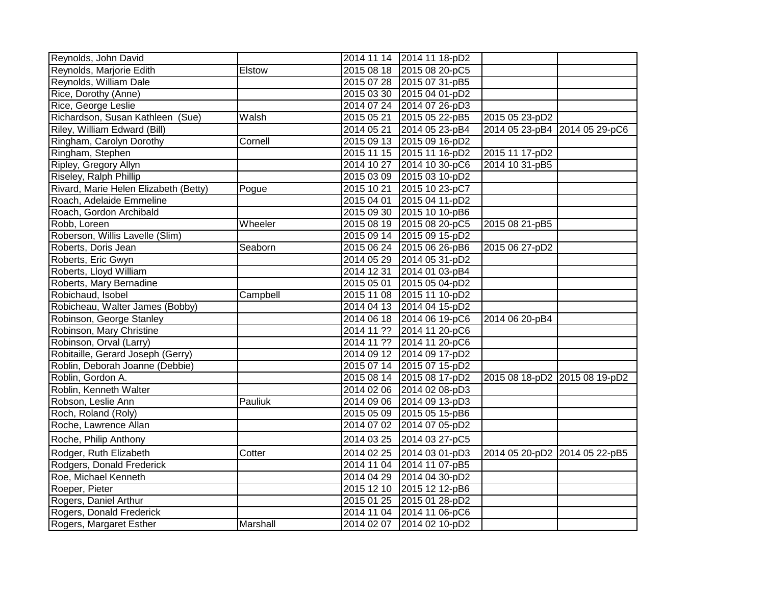| | | | | | |
|---|---|---|---|---|---|
| Reynolds, John David | | 2014 11 14 | 2014 11 18-pD2 | | |
| Reynolds, Marjorie Edith | Elstow | 2015 08 18 | 2015 08 20-pC5 | | |
| Reynolds, William Dale | | 2015 07 28 | 2015 07 31-pB5 | | |
| Rice, Dorothy (Anne) | | 2015 03 30 | 2015 04 01-pD2 | | |
| Rice, George Leslie | | 2014 07 24 | 2014 07 26-pD3 | | |
| Richardson, Susan Kathleen (Sue) | Walsh | 2015 05 21 | 2015 05 22-pB5 | 2015 05 23-pD2 | |
| Riley, William Edward (Bill) | | 2014 05 21 | 2014 05 23-pB4 | 2014 05 23-pB4 | 2014 05 29-pC6 |
| Ringham, Carolyn Dorothy | Cornell | 2015 09 13 | 2015 09 16-pD2 | | |
| Ringham, Stephen | | 2015 11 15 | 2015 11 16-pD2 | 2015 11 17-pD2 | |
| Ripley, Gregory Allyn | | 2014 10 27 | 2014 10 30-pC6 | 2014 10 31-pB5 | |
| Riseley, Ralph Phillip | | 2015 03 09 | 2015 03 10-pD2 | | |
| Rivard, Marie Helen Elizabeth (Betty) | Pogue | 2015 10 21 | 2015 10 23-pC7 | | |
| Roach, Adelaide Emmeline | | 2015 04 01 | 2015 04 11-pD2 | | |
| Roach, Gordon Archibald | | 2015 09 30 | 2015 10 10-pB6 | | |
| Robb, Loreen | Wheeler | 2015 08 19 | 2015 08 20-pC5 | 2015 08 21-pB5 | |
| Roberson, Willis Lavelle (Slim) | | 2015 09 14 | 2015 09 15-pD2 | | |
| Roberts, Doris Jean | Seaborn | 2015 06 24 | 2015 06 26-pB6 | 2015 06 27-pD2 | |
| Roberts, Eric Gwyn | | 2014 05 29 | 2014 05 31-pD2 | | |
| Roberts, Lloyd William | | 2014 12 31 | 2014 01 03-pB4 | | |
| Roberts, Mary Bernadine | | 2015 05 01 | 2015 05 04-pD2 | | |
| Robichaud, Isobel | Campbell | 2015 11 08 | 2015 11 10-pD2 | | |
| Robicheau, Walter James (Bobby) | | 2014 04 13 | 2014 04 15-pD2 | | |
| Robinson, George Stanley | | 2014 06 18 | 2014 06 19-pC6 | 2014 06 20-pB4 | |
| Robinson, Mary Christine | | 2014 11 ?? | 2014 11 20-pC6 | | |
| Robinson, Orval (Larry) | | 2014 11 ?? | 2014 11 20-pC6 | | |
| Robitaille, Gerard Joseph (Gerry) | | 2014 09 12 | 2014 09 17-pD2 | | |
| Roblin, Deborah Joanne (Debbie) | | 2015 07 14 | 2015 07 15-pD2 | | |
| Roblin, Gordon A. | | 2015 08 14 | 2015 08 17-pD2 | 2015 08 18-pD2 | 2015 08 19-pD2 |
| Roblin, Kenneth Walter | | 2014 02 06 | 2014 02 08-pD3 | | |
| Robson, Leslie Ann | Pauliuk | 2014 09 06 | 2014 09 13-pD3 | | |
| Roch, Roland (Roly) | | 2015 05 09 | 2015 05 15-pB6 | | |
| Roche, Lawrence Allan | | 2014 07 02 | 2014 07 05-pD2 | | |
| Roche, Philip Anthony | | 2014 03 25 | 2014 03 27-pC5 | | |
| Rodger, Ruth Elizabeth | Cotter | 2014 02 25 | 2014 03 01-pD3 | 2014 05 20-pD2 | 2014 05 22-pB5 |
| Rodgers, Donald Frederick | | 2014 11 04 | 2014 11 07-pB5 | | |
| Roe, Michael Kenneth | | 2014 04 29 | 2014 04 30-pD2 | | |
| Roeper, Pieter | | 2015 12 10 | 2015 12 12-pB6 | | |
| Rogers, Daniel Arthur | | 2015 01 25 | 2015 01 28-pD2 | | |
| Rogers, Donald Frederick | | 2014 11 04 | 2014 11 06-pC6 | | |
| Rogers, Margaret Esther | Marshall | 2014 02 07 | 2014 02 10-pD2 | | |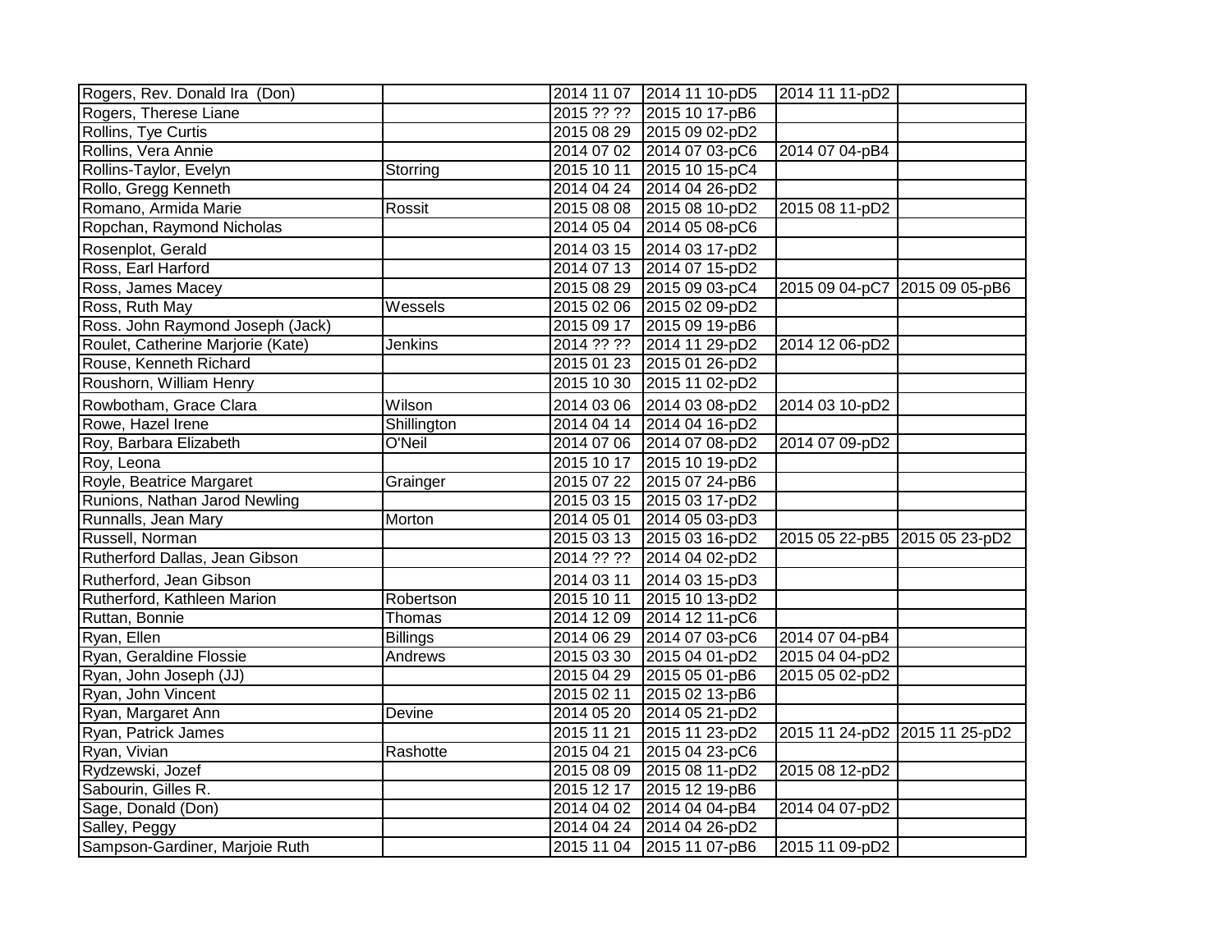| | | | | | |
|---|---|---|---|---|---|
| Rogers, Rev. Donald Ira (Don) | | 2014 11 07 | 2014 11 10-pD5 | 2014 11 11-pD2 | |
| Rogers, Therese Liane | | 2015 ?? ?? | 2015 10 17-pB6 | | |
| Rollins, Tye Curtis | | 2015 08 29 | 2015 09 02-pD2 | | |
| Rollins, Vera Annie | | 2014 07 02 | 2014 07 03-pC6 | 2014 07 04-pB4 | |
| Rollins-Taylor, Evelyn | Storring | 2015 10 11 | 2015 10 15-pC4 | | |
| Rollo, Gregg Kenneth | | 2014 04 24 | 2014 04 26-pD2 | | |
| Romano, Armida Marie | Rossit | 2015 08 08 | 2015 08 10-pD2 | 2015 08 11-pD2 | |
| Ropchan, Raymond Nicholas | | 2014 05 04 | 2014 05 08-pC6 | | |
| Rosenplot, Gerald | | 2014 03 15 | 2014 03 17-pD2 | | |
| Ross, Earl Harford | | 2014 07 13 | 2014 07 15-pD2 | | |
| Ross, James Macey | | 2015 08 29 | 2015 09 03-pC4 | 2015 09 04-pC7 | 2015 09 05-pB6 |
| Ross, Ruth May | Wessels | 2015 02 06 | 2015 02 09-pD2 | | |
| Ross. John Raymond Joseph (Jack) | | 2015 09 17 | 2015 09 19-pB6 | | |
| Roulet, Catherine Marjorie (Kate) | Jenkins | 2014 ?? ?? | 2014 11 29-pD2 | 2014 12 06-pD2 | |
| Rouse, Kenneth Richard | | 2015 01 23 | 2015 01 26-pD2 | | |
| Roushorn, William Henry | | 2015 10 30 | 2015 11 02-pD2 | | |
| Rowbotham, Grace Clara | Wilson | 2014 03 06 | 2014 03 08-pD2 | 2014 03 10-pD2 | |
| Rowe, Hazel Irene | Shillington | 2014 04 14 | 2014 04 16-pD2 | | |
| Roy, Barbara Elizabeth | O'Neil | 2014 07 06 | 2014 07 08-pD2 | 2014 07 09-pD2 | |
| Roy, Leona | | 2015 10 17 | 2015 10 19-pD2 | | |
| Royle, Beatrice Margaret | Grainger | 2015 07 22 | 2015 07 24-pB6 | | |
| Runions, Nathan Jarod Newling | | 2015 03 15 | 2015 03 17-pD2 | | |
| Runnalls, Jean Mary | Morton | 2014 05 01 | 2014 05 03-pD3 | | |
| Russell, Norman | | 2015 03 13 | 2015 03 16-pD2 | 2015 05 22-pB5 | 2015 05 23-pD2 |
| Rutherford Dallas, Jean Gibson | | 2014 ?? ?? | 2014 04 02-pD2 | | |
| Rutherford, Jean Gibson | | 2014 03 11 | 2014 03 15-pD3 | | |
| Rutherford, Kathleen Marion | Robertson | 2015 10 11 | 2015 10 13-pD2 | | |
| Ruttan, Bonnie | Thomas | 2014 12 09 | 2014 12 11-pC6 | | |
| Ryan, Ellen | Billings | 2014 06 29 | 2014 07 03-pC6 | 2014 07 04-pB4 | |
| Ryan, Geraldine Flossie | Andrews | 2015 03 30 | 2015 04 01-pD2 | 2015 04 04-pD2 | |
| Ryan, John Joseph (JJ) | | 2015 04 29 | 2015 05 01-pB6 | 2015 05 02-pD2 | |
| Ryan, John Vincent | | 2015 02 11 | 2015 02 13-pB6 | | |
| Ryan, Margaret Ann | Devine | 2014 05 20 | 2014 05 21-pD2 | | |
| Ryan, Patrick James | | 2015 11 21 | 2015 11 23-pD2 | 2015 11 24-pD2 | 2015 11 25-pD2 |
| Ryan, Vivian | Rashotte | 2015 04 21 | 2015 04 23-pC6 | | |
| Rydzewski, Jozef | | 2015 08 09 | 2015 08 11-pD2 | 2015 08 12-pD2 | |
| Sabourin, Gilles R. | | 2015 12 17 | 2015 12 19-pB6 | | |
| Sage, Donald (Don) | | 2014 04 02 | 2014 04 04-pB4 | 2014 04 07-pD2 | |
| Salley, Peggy | | 2014 04 24 | 2014 04 26-pD2 | | |
| Sampson-Gardiner, Marjoie Ruth | | 2015 11 04 | 2015 11 07-pB6 | 2015 11 09-pD2 | |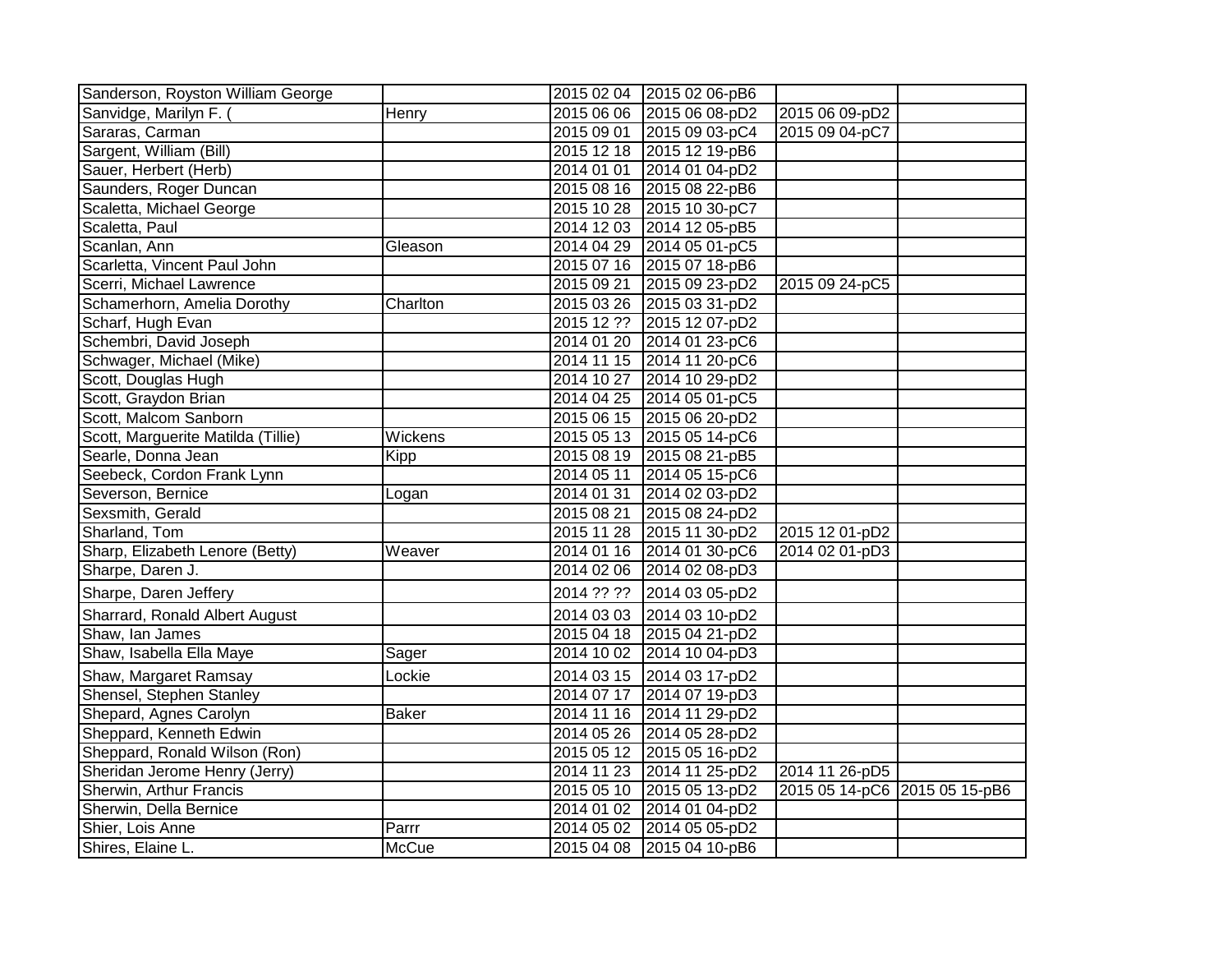| | | | | | |
|---|---|---|---|---|---|
| Sanderson, Royston William George | | 2015 02 04 | 2015 02 06-pB6 | | |
| Sanvidge, Marilyn F. ( | Henry | 2015 06 06 | 2015 06 08-pD2 | 2015 06 09-pD2 | |
| Sararas, Carman | | 2015 09 01 | 2015 09 03-pC4 | 2015 09 04-pC7 | |
| Sargent, William (Bill) | | 2015 12 18 | 2015 12 19-pB6 | | |
| Sauer, Herbert (Herb) | | 2014 01 01 | 2014 01 04-pD2 | | |
| Saunders, Roger Duncan | | 2015 08 16 | 2015 08 22-pB6 | | |
| Scaletta, Michael George | | 2015 10 28 | 2015 10 30-pC7 | | |
| Scaletta, Paul | | 2014 12 03 | 2014 12 05-pB5 | | |
| Scanlan, Ann | Gleason | 2014 04 29 | 2014 05 01-pC5 | | |
| Scarletta, Vincent Paul John | | 2015 07 16 | 2015 07 18-pB6 | | |
| Scerri, Michael Lawrence | | 2015 09 21 | 2015 09 23-pD2 | 2015 09 24-pC5 | |
| Schamerhorn, Amelia Dorothy | Charlton | 2015 03 26 | 2015 03 31-pD2 | | |
| Scharf, Hugh Evan | | 2015 12 ?? | 2015 12 07-pD2 | | |
| Schembri, David Joseph | | 2014 01 20 | 2014 01 23-pC6 | | |
| Schwager, Michael (Mike) | | 2014 11 15 | 2014 11 20-pC6 | | |
| Scott, Douglas Hugh | | 2014 10 27 | 2014 10 29-pD2 | | |
| Scott, Graydon Brian | | 2014 04 25 | 2014 05 01-pC5 | | |
| Scott, Malcom Sanborn | | 2015 06 15 | 2015 06 20-pD2 | | |
| Scott, Marguerite Matilda (Tillie) | Wickens | 2015 05 13 | 2015 05 14-pC6 | | |
| Searle, Donna Jean | Kipp | 2015 08 19 | 2015 08 21-pB5 | | |
| Seebeck, Cordon Frank Lynn | | 2014 05 11 | 2014 05 15-pC6 | | |
| Severson, Bernice | Logan | 2014 01 31 | 2014 02 03-pD2 | | |
| Sexsmith, Gerald | | 2015 08 21 | 2015 08 24-pD2 | | |
| Sharland, Tom | | 2015 11 28 | 2015 11 30-pD2 | 2015 12 01-pD2 | |
| Sharp, Elizabeth Lenore (Betty) | Weaver | 2014 01 16 | 2014 01 30-pC6 | 2014 02 01-pD3 | |
| Sharpe, Daren J. | | 2014 02 06 | 2014 02 08-pD3 | | |
| Sharpe, Daren Jeffery | | 2014 ?? ?? | 2014 03 05-pD2 | | |
| Sharrard, Ronald Albert August | | 2014 03 03 | 2014 03 10-pD2 | | |
| Shaw, Ian James | | 2015 04 18 | 2015 04 21-pD2 | | |
| Shaw, Isabella Ella Maye | Sager | 2014 10 02 | 2014 10 04-pD3 | | |
| Shaw, Margaret Ramsay | Lockie | 2014 03 15 | 2014 03 17-pD2 | | |
| Shensel, Stephen Stanley | | 2014 07 17 | 2014 07 19-pD3 | | |
| Shepard, Agnes Carolyn | Baker | 2014 11 16 | 2014 11 29-pD2 | | |
| Sheppard, Kenneth Edwin | | 2014 05 26 | 2014 05 28-pD2 | | |
| Sheppard, Ronald Wilson (Ron) | | 2015 05 12 | 2015 05 16-pD2 | | |
| Sheridan Jerome Henry (Jerry) | | 2014 11 23 | 2014 11 25-pD2 | 2014 11 26-pD5 | |
| Sherwin, Arthur Francis | | 2015 05 10 | 2015 05 13-pD2 | 2015 05 14-pC6 | 2015 05 15-pB6 |
| Sherwin, Della Bernice | | 2014 01 02 | 2014 01 04-pD2 | | |
| Shier, Lois Anne | Parrr | 2014 05 02 | 2014 05 05-pD2 | | |
| Shires, Elaine L. | McCue | 2015 04 08 | 2015 04 10-pB6 | | |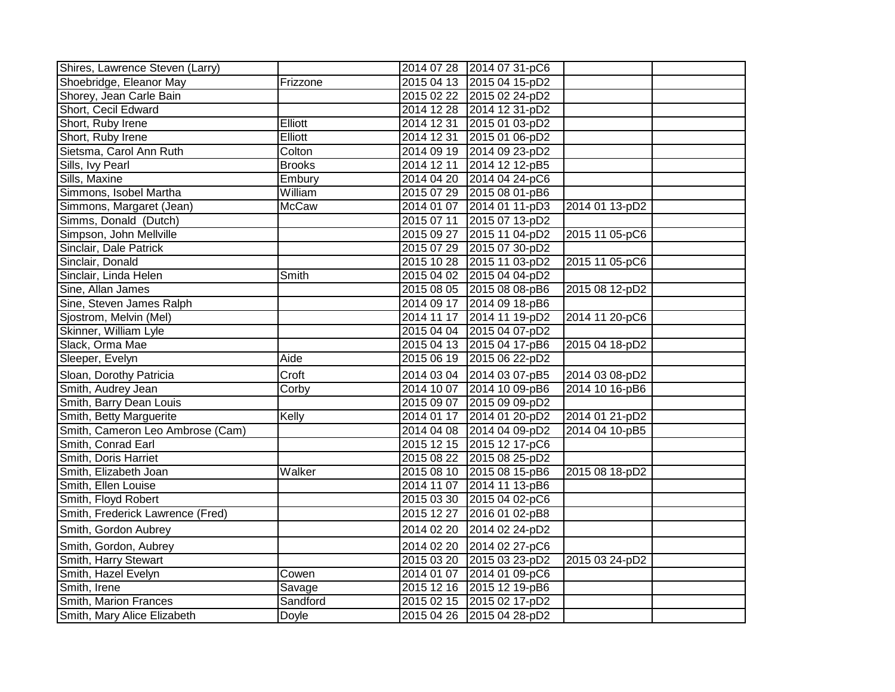| | | | | | |
|---|---|---|---|---|---|
| Shires, Lawrence Steven (Larry) | | 2014 07 28 | 2014 07 31-pC6 | | |
| Shoebridge, Eleanor May | Frizzone | 2015 04 13 | 2015 04 15-pD2 | | |
| Shorey, Jean Carle Bain | | 2015 02 22 | 2015 02 24-pD2 | | |
| Short, Cecil Edward | | 2014 12 28 | 2014 12 31-pD2 | | |
| Short, Ruby Irene | Elliott | 2014 12 31 | 2015 01 03-pD2 | | |
| Short, Ruby Irene | Elliott | 2014 12 31 | 2015 01 06-pD2 | | |
| Sietsma, Carol Ann Ruth | Colton | 2014 09 19 | 2014 09 23-pD2 | | |
| Sills, Ivy Pearl | Brooks | 2014 12 11 | 2014 12 12-pB5 | | |
| Sills, Maxine | Embury | 2014 04 20 | 2014 04 24-pC6 | | |
| Simmons, Isobel Martha | William | 2015 07 29 | 2015 08 01-pB6 | | |
| Simmons, Margaret (Jean) | McCaw | 2014 01 07 | 2014 01 11-pD3 | 2014 01 13-pD2 | |
| Simms, Donald (Dutch) | | 2015 07 11 | 2015 07 13-pD2 | | |
| Simpson, John Mellville | | 2015 09 27 | 2015 11 04-pD2 | 2015 11 05-pC6 | |
| Sinclair, Dale Patrick | | 2015 07 29 | 2015 07 30-pD2 | | |
| Sinclair, Donald | | 2015 10 28 | 2015 11 03-pD2 | 2015 11 05-pC6 | |
| Sinclair, Linda Helen | Smith | 2015 04 02 | 2015 04 04-pD2 | | |
| Sine, Allan James | | 2015 08 05 | 2015 08 08-pB6 | 2015 08 12-pD2 | |
| Sine, Steven James Ralph | | 2014 09 17 | 2014 09 18-pB6 | | |
| Sjostrom, Melvin (Mel) | | 2014 11 17 | 2014 11 19-pD2 | 2014 11 20-pC6 | |
| Skinner, William Lyle | | 2015 04 04 | 2015 04 07-pD2 | | |
| Slack, Orma Mae | | 2015 04 13 | 2015 04 17-pB6 | 2015 04 18-pD2 | |
| Sleeper, Evelyn | Aide | 2015 06 19 | 2015 06 22-pD2 | | |
| Sloan, Dorothy Patricia | Croft | 2014 03 04 | 2014 03 07-pB5 | 2014 03 08-pD2 | |
| Smith, Audrey Jean | Corby | 2014 10 07 | 2014 10 09-pB6 | 2014 10 16-pB6 | |
| Smith, Barry Dean Louis | | 2015 09 07 | 2015 09 09-pD2 | | |
| Smith, Betty Marguerite | Kelly | 2014 01 17 | 2014 01 20-pD2 | 2014 01 21-pD2 | |
| Smith, Cameron Leo Ambrose (Cam) | | 2014 04 08 | 2014 04 09-pD2 | 2014 04 10-pB5 | |
| Smith, Conrad Earl | | 2015 12 15 | 2015 12 17-pC6 | | |
| Smith, Doris Harriet | | 2015 08 22 | 2015 08 25-pD2 | | |
| Smith, Elizabeth Joan | Walker | 2015 08 10 | 2015 08 15-pB6 | 2015 08 18-pD2 | |
| Smith, Ellen Louise | | 2014 11 07 | 2014 11 13-pB6 | | |
| Smith, Floyd Robert | | 2015 03 30 | 2015 04 02-pC6 | | |
| Smith, Frederick Lawrence (Fred) | | 2015 12 27 | 2016 01 02-pB8 | | |
| Smith, Gordon Aubrey | | 2014 02 20 | 2014 02 24-pD2 | | |
| Smith, Gordon, Aubrey | | 2014 02 20 | 2014 02 27-pC6 | | |
| Smith, Harry Stewart | | 2015 03 20 | 2015 03 23-pD2 | 2015 03 24-pD2 | |
| Smith, Hazel Evelyn | Cowen | 2014 01 07 | 2014 01 09-pC6 | | |
| Smith, Irene | Savage | 2015 12 16 | 2015 12 19-pB6 | | |
| Smith, Marion Frances | Sandford | 2015 02 15 | 2015 02 17-pD2 | | |
| Smith, Mary Alice Elizabeth | Doyle | 2015 04 26 | 2015 04 28-pD2 | | |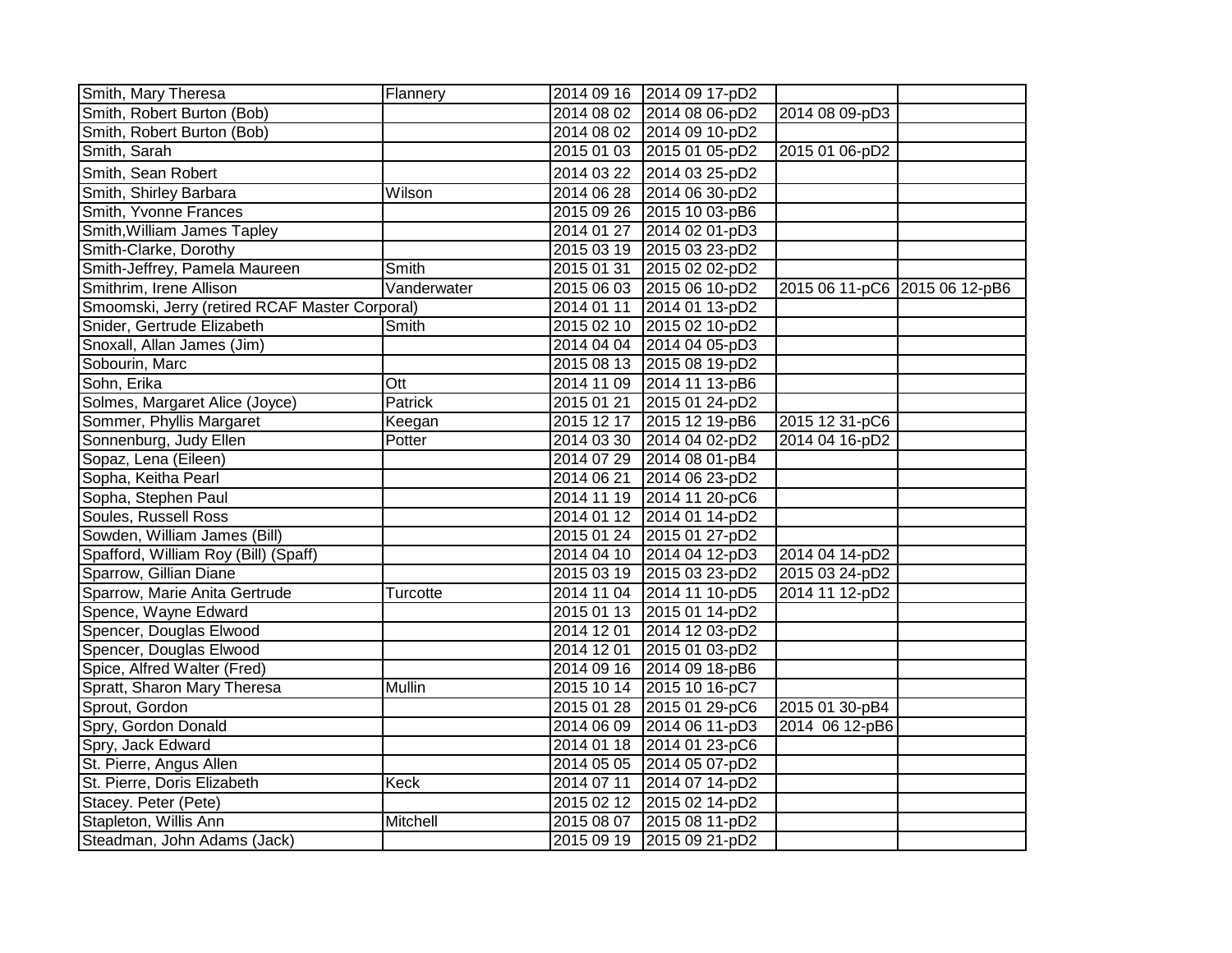| | | | | | |
|---|---|---|---|---|---|
| Smith, Mary Theresa | Flannery | 2014 09 16 | 2014 09 17-pD2 | | |
| Smith, Robert Burton (Bob) | | 2014 08 02 | 2014 08 06-pD2 | 2014 08 09-pD3 | |
| Smith, Robert Burton (Bob) | | 2014 08 02 | 2014 09 10-pD2 | | |
| Smith, Sarah | | 2015 01 03 | 2015 01 05-pD2 | 2015 01 06-pD2 | |
| Smith, Sean Robert | | 2014 03 22 | 2014 03 25-pD2 | | |
| Smith, Shirley Barbara | Wilson | 2014 06 28 | 2014 06 30-pD2 | | |
| Smith, Yvonne Frances | | 2015 09 26 | 2015 10 03-pB6 | | |
| Smith,William James Tapley | | 2014 01 27 | 2014 02 01-pD3 | | |
| Smith-Clarke, Dorothy | | 2015 03 19 | 2015 03 23-pD2 | | |
| Smith-Jeffrey, Pamela Maureen | Smith | 2015 01 31 | 2015 02 02-pD2 | | |
| Smithrim, Irene Allison | Vanderwater | 2015 06 03 | 2015 06 10-pD2 | 2015 06 11-pC6 | 2015 06 12-pB6 |
| Smoomski, Jerry (retired RCAF Master Corporal) | | 2014 01 11 | 2014 01 13-pD2 | | |
| Snider, Gertrude Elizabeth | Smith | 2015 02 10 | 2015 02 10-pD2 | | |
| Snoxall, Allan James (Jim) | | 2014 04 04 | 2014 04 05-pD3 | | |
| Sobourin, Marc | | 2015 08 13 | 2015 08 19-pD2 | | |
| Sohn, Erika | Ott | 2014 11 09 | 2014 11 13-pB6 | | |
| Solmes, Margaret Alice (Joyce) | Patrick | 2015 01 21 | 2015 01 24-pD2 | | |
| Sommer, Phyllis Margaret | Keegan | 2015 12 17 | 2015 12 19-pB6 | 2015 12 31-pC6 | |
| Sonnenburg, Judy Ellen | Potter | 2014 03 30 | 2014 04 02-pD2 | 2014 04 16-pD2 | |
| Sopaz, Lena (Eileen) | | 2014 07 29 | 2014 08 01-pB4 | | |
| Sopha, Keitha Pearl | | 2014 06 21 | 2014 06 23-pD2 | | |
| Sopha, Stephen Paul | | 2014 11 19 | 2014 11 20-pC6 | | |
| Soules, Russell Ross | | 2014 01 12 | 2014 01 14-pD2 | | |
| Sowden, William James (Bill) | | 2015 01 24 | 2015 01 27-pD2 | | |
| Spafford, William Roy (Bill) (Spaff) | | 2014 04 10 | 2014 04 12-pD3 | 2014 04 14-pD2 | |
| Sparrow, Gillian Diane | | 2015 03 19 | 2015 03 23-pD2 | 2015 03 24-pD2 | |
| Sparrow, Marie Anita Gertrude | Turcotte | 2014 11 04 | 2014 11 10-pD5 | 2014 11 12-pD2 | |
| Spence, Wayne Edward | | 2015 01 13 | 2015 01 14-pD2 | | |
| Spencer, Douglas Elwood | | 2014 12 01 | 2014 12 03-pD2 | | |
| Spencer, Douglas Elwood | | 2014 12 01 | 2015 01 03-pD2 | | |
| Spice, Alfred Walter (Fred) | | 2014 09 16 | 2014 09 18-pB6 | | |
| Spratt, Sharon Mary Theresa | Mullin | 2015 10 14 | 2015 10 16-pC7 | | |
| Sprout, Gordon | | 2015 01 28 | 2015 01 29-pC6 | 2015 01 30-pB4 | |
| Spry, Gordon Donald | | 2014 06 09 | 2014 06 11-pD3 | 2014 06 12-pB6 | |
| Spry, Jack Edward | | 2014 01 18 | 2014 01 23-pC6 | | |
| St. Pierre, Angus Allen | | 2014 05 05 | 2014 05 07-pD2 | | |
| St. Pierre, Doris Elizabeth | Keck | 2014 07 11 | 2014 07 14-pD2 | | |
| Stacey. Peter (Pete) | | 2015 02 12 | 2015 02 14-pD2 | | |
| Stapleton, Willis Ann | Mitchell | 2015 08 07 | 2015 08 11-pD2 | | |
| Steadman, John Adams (Jack) | | 2015 09 19 | 2015 09 21-pD2 | | |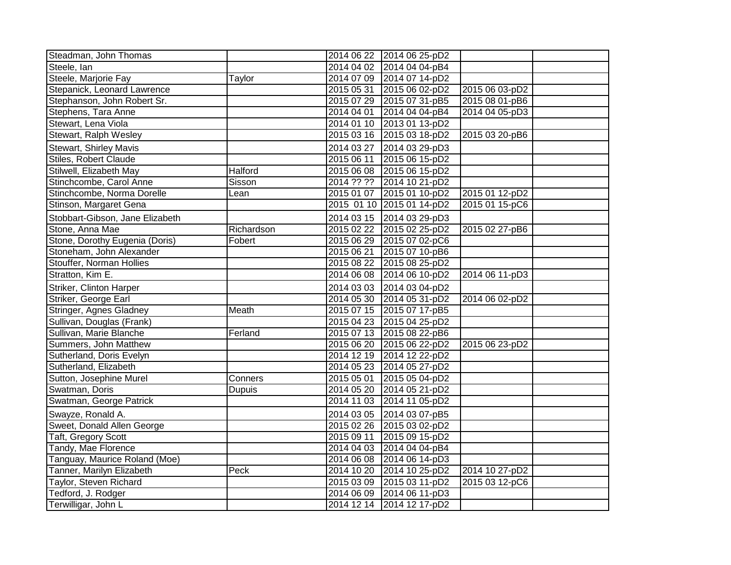| | | | | | |
|---|---|---|---|---|---|
| Steadman, John Thomas | | 2014 06 22 | 2014 06 25-pD2 | | |
| Steele, Ian | | 2014 04 02 | 2014 04 04-pB4 | | |
| Steele, Marjorie Fay | Taylor | 2014 07 09 | 2014 07 14-pD2 | | |
| Stepanick, Leonard Lawrence | | 2015 05 31 | 2015 06 02-pD2 | 2015 06 03-pD2 | |
| Stephanson, John Robert Sr. | | 2015 07 29 | 2015 07 31-pB5 | 2015 08 01-pB6 | |
| Stephens, Tara Anne | | 2014 04 01 | 2014 04 04-pB4 | 2014 04 05-pD3 | |
| Stewart, Lena Viola | | 2014 01 10 | 2013 01 13-pD2 | | |
| Stewart, Ralph Wesley | | 2015 03 16 | 2015 03 18-pD2 | 2015 03 20-pB6 | |
| Stewart, Shirley Mavis | | 2014 03 27 | 2014 03 29-pD3 | | |
| Stiles, Robert Claude | | 2015 06 11 | 2015 06 15-pD2 | | |
| Stilwell, Elizabeth May | Halford | 2015 06 08 | 2015 06 15-pD2 | | |
| Stinchcombe, Carol Anne | Sisson | 2014 ?? ?? | 2014 10 21-pD2 | | |
| Stinchcombe, Norma Dorelle | Lean | 2015 01 07 | 2015 01 10-pD2 | 2015 01 12-pD2 | |
| Stinson, Margaret Gena | | 2015 01 10 | 2015 01 14-pD2 | 2015 01 15-pC6 | |
| Stobbart-Gibson, Jane Elizabeth | | 2014 03 15 | 2014 03 29-pD3 | | |
| Stone, Anna Mae | Richardson | 2015 02 22 | 2015 02 25-pD2 | 2015 02 27-pB6 | |
| Stone, Dorothy Eugenia (Doris) | Fobert | 2015 06 29 | 2015 07 02-pC6 | | |
| Stoneham, John Alexander | | 2015 06 21 | 2015 07 10-pB6 | | |
| Stouffer, Norman Hollies | | 2015 08 22 | 2015 08 25-pD2 | | |
| Stratton, Kim E. | | 2014 06 08 | 2014 06 10-pD2 | 2014 06 11-pD3 | |
| Striker, Clinton Harper | | 2014 03 03 | 2014 03 04-pD2 | | |
| Striker, George Earl | | 2014 05 30 | 2014 05 31-pD2 | 2014 06 02-pD2 | |
| Stringer, Agnes Gladney | Meath | 2015 07 15 | 2015 07 17-pB5 | | |
| Sullivan, Douglas (Frank) | | 2015 04 23 | 2015 04 25-pD2 | | |
| Sullivan, Marie Blanche | Ferland | 2015 07 13 | 2015 08 22-pB6 | | |
| Summers, John Matthew | | 2015 06 20 | 2015 06 22-pD2 | 2015 06 23-pD2 | |
| Sutherland, Doris Evelyn | | 2014 12 19 | 2014 12 22-pD2 | | |
| Sutherland, Elizabeth | | 2014 05 23 | 2014 05 27-pD2 | | |
| Sutton, Josephine Murel | Conners | 2015 05 01 | 2015 05 04-pD2 | | |
| Swatman, Doris | Dupuis | 2014 05 20 | 2014 05 21-pD2 | | |
| Swatman, George Patrick | | 2014 11 03 | 2014 11 05-pD2 | | |
| Swayze, Ronald A. | | 2014 03 05 | 2014 03 07-pB5 | | |
| Sweet, Donald Allen George | | 2015 02 26 | 2015 03 02-pD2 | | |
| Taft, Gregory Scott | | 2015 09 11 | 2015 09 15-pD2 | | |
| Tandy, Mae Florence | | 2014 04 03 | 2014 04 04-pB4 | | |
| Tanguay, Maurice Roland (Moe) | | 2014 06 08 | 2014 06 14-pD3 | | |
| Tanner, Marilyn Elizabeth | Peck | 2014 10 20 | 2014 10 25-pD2 | 2014 10 27-pD2 | |
| Taylor, Steven Richard | | 2015 03 09 | 2015 03 11-pD2 | 2015 03 12-pC6 | |
| Tedford, J. Rodger | | 2014 06 09 | 2014 06 11-pD3 | | |
| Terwilligar, John L | | 2014 12 14 | 2014 12 17-pD2 | | |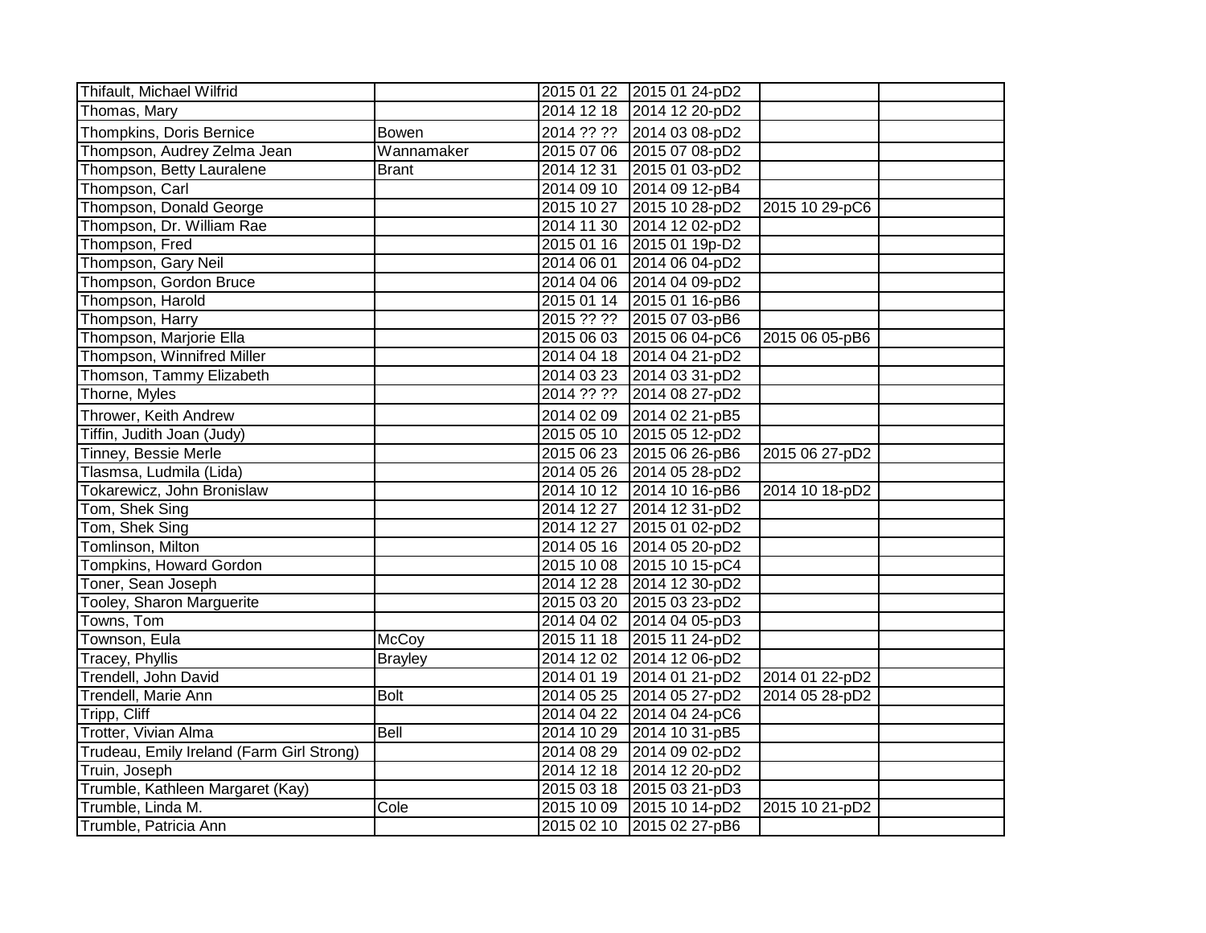| | | | | | |
|---|---|---|---|---|---|
| Thifault, Michael Wilfrid | | 2015 01 22 | 2015 01 24-pD2 | | |
| Thomas, Mary | | 2014 12 18 | 2014 12 20-pD2 | | |
| Thompkins, Doris Bernice | Bowen | 2014 ?? ?? | 2014 03 08-pD2 | | |
| Thompson, Audrey Zelma Jean | Wannamaker | 2015 07 06 | 2015 07 08-pD2 | | |
| Thompson, Betty Lauralene | Brant | 2014 12 31 | 2015 01 03-pD2 | | |
| Thompson, Carl | | 2014 09 10 | 2014 09 12-pB4 | | |
| Thompson, Donald George | | 2015 10 27 | 2015 10 28-pD2 | 2015 10 29-pC6 | |
| Thompson, Dr. William Rae | | 2014 11 30 | 2014 12 02-pD2 | | |
| Thompson, Fred | | 2015 01 16 | 2015 01 19p-D2 | | |
| Thompson, Gary Neil | | 2014 06 01 | 2014 06 04-pD2 | | |
| Thompson, Gordon Bruce | | 2014 04 06 | 2014 04 09-pD2 | | |
| Thompson, Harold | | 2015 01 14 | 2015 01 16-pB6 | | |
| Thompson, Harry | | 2015 ?? ?? | 2015 07 03-pB6 | | |
| Thompson, Marjorie Ella | | 2015 06 03 | 2015 06 04-pC6 | 2015 06 05-pB6 | |
| Thompson, Winnifred Miller | | 2014 04 18 | 2014 04 21-pD2 | | |
| Thomson, Tammy Elizabeth | | 2014 03 23 | 2014 03 31-pD2 | | |
| Thorne, Myles | | 2014 ?? ?? | 2014 08 27-pD2 | | |
| Thrower, Keith Andrew | | 2014 02 09 | 2014 02 21-pB5 | | |
| Tiffin, Judith Joan (Judy) | | 2015 05 10 | 2015 05 12-pD2 | | |
| Tinney, Bessie Merle | | 2015 06 23 | 2015 06 26-pB6 | 2015 06 27-pD2 | |
| Tlasmsa, Ludmila (Lida) | | 2014 05 26 | 2014 05 28-pD2 | | |
| Tokarewicz, John Bronislaw | | 2014 10 12 | 2014 10 16-pB6 | 2014 10 18-pD2 | |
| Tom, Shek Sing | | 2014 12 27 | 2014 12 31-pD2 | | |
| Tom, Shek Sing | | 2014 12 27 | 2015 01 02-pD2 | | |
| Tomlinson, Milton | | 2014 05 16 | 2014 05 20-pD2 | | |
| Tompkins, Howard Gordon | | 2015 10 08 | 2015 10 15-pC4 | | |
| Toner, Sean Joseph | | 2014 12 28 | 2014 12 30-pD2 | | |
| Tooley, Sharon Marguerite | | 2015 03 20 | 2015 03 23-pD2 | | |
| Towns, Tom | | 2014 04 02 | 2014 04 05-pD3 | | |
| Townson, Eula | McCoy | 2015 11 18 | 2015 11 24-pD2 | | |
| Tracey, Phyllis | Brayley | 2014 12 02 | 2014 12 06-pD2 | | |
| Trendell, John David | | 2014 01 19 | 2014 01 21-pD2 | 2014 01 22-pD2 | |
| Trendell, Marie Ann | Bolt | 2014 05 25 | 2014 05 27-pD2 | 2014 05 28-pD2 | |
| Tripp, Cliff | | 2014 04 22 | 2014 04 24-pC6 | | |
| Trotter, Vivian Alma | Bell | 2014 10 29 | 2014 10 31-pB5 | | |
| Trudeau, Emily Ireland (Farm Girl Strong) | | 2014 08 29 | 2014 09 02-pD2 | | |
| Truin, Joseph | | 2014 12 18 | 2014 12 20-pD2 | | |
| Trumble, Kathleen Margaret (Kay) | | 2015 03 18 | 2015 03 21-pD3 | | |
| Trumble, Linda M. | Cole | 2015 10 09 | 2015 10 14-pD2 | 2015 10 21-pD2 | |
| Trumble, Patricia Ann | | 2015 02 10 | 2015 02 27-pB6 | | |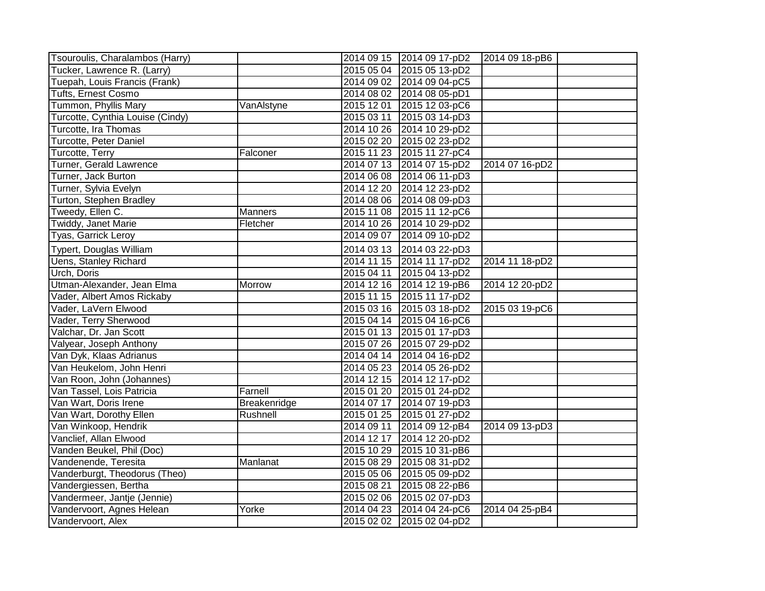| | | | | | |
|---|---|---|---|---|---|
| Tsouroulis, Charalambos (Harry) | | 2014 09 15 | 2014 09 17-pD2 | 2014 09 18-pB6 | |
| Tucker, Lawrence R. (Larry) | | 2015 05 04 | 2015 05 13-pD2 | | |
| Tuepah, Louis Francis (Frank) | | 2014 09 02 | 2014 09 04-pC5 | | |
| Tufts, Ernest Cosmo | | 2014 08 02 | 2014 08 05-pD1 | | |
| Tummon, Phyllis Mary | VanAlstyne | 2015 12 01 | 2015 12 03-pC6 | | |
| Turcotte, Cynthia Louise (Cindy) | | 2015 03 11 | 2015 03 14-pD3 | | |
| Turcotte, Ira Thomas | | 2014 10 26 | 2014 10 29-pD2 | | |
| Turcotte, Peter Daniel | | 2015 02 20 | 2015 02 23-pD2 | | |
| Turcotte, Terry | Falconer | 2015 11 23 | 2015 11 27-pC4 | | |
| Turner, Gerald Lawrence | | 2014 07 13 | 2014 07 15-pD2 | 2014 07 16-pD2 | |
| Turner, Jack Burton | | 2014 06 08 | 2014 06 11-pD3 | | |
| Turner, Sylvia Evelyn | | 2014 12 20 | 2014 12 23-pD2 | | |
| Turton, Stephen Bradley | | 2014 08 06 | 2014 08 09-pD3 | | |
| Tweedy, Ellen C. | Manners | 2015 11 08 | 2015 11 12-pC6 | | |
| Twiddy, Janet Marie | Fletcher | 2014 10 26 | 2014 10 29-pD2 | | |
| Tyas, Garrick Leroy | | 2014 09 07 | 2014 09 10-pD2 | | |
| Typert, Douglas William | | 2014 03 13 | 2014 03 22-pD3 | | |
| Uens, Stanley Richard | | 2014 11 15 | 2014 11 17-pD2 | 2014 11 18-pD2 | |
| Urch, Doris | | 2015 04 11 | 2015 04 13-pD2 | | |
| Utman-Alexander, Jean Elma | Morrow | 2014 12 16 | 2014 12 19-pB6 | 2014 12 20-pD2 | |
| Vader, Albert Amos Rickaby | | 2015 11 15 | 2015 11 17-pD2 | | |
| Vader, LaVern Elwood | | 2015 03 16 | 2015 03 18-pD2 | 2015 03 19-pC6 | |
| Vader, Terry Sherwood | | 2015 04 14 | 2015 04 16-pC6 | | |
| Valchar, Dr. Jan Scott | | 2015 01 13 | 2015 01 17-pD3 | | |
| Valyear, Joseph Anthony | | 2015 07 26 | 2015 07 29-pD2 | | |
| Van Dyk, Klaas Adrianus | | 2014 04 14 | 2014 04 16-pD2 | | |
| Van Heukelom, John Henri | | 2014 05 23 | 2014 05 26-pD2 | | |
| Van Roon, John (Johannes) | | 2014 12 15 | 2014 12 17-pD2 | | |
| Van Tassel, Lois Patricia | Farnell | 2015 01 20 | 2015 01 24-pD2 | | |
| Van Wart, Doris Irene | Breakenridge | 2014 07 17 | 2014 07 19-pD3 | | |
| Van Wart, Dorothy Ellen | Rushnell | 2015 01 25 | 2015 01 27-pD2 | | |
| Van Winkoop, Hendrik | | 2014 09 11 | 2014 09 12-pB4 | 2014 09 13-pD3 | |
| Vanclief, Allan Elwood | | 2014 12 17 | 2014 12 20-pD2 | | |
| Vanden Beukel, Phil (Doc) | | 2015 10 29 | 2015 10 31-pB6 | | |
| Vandenende, Teresita | Manlanat | 2015 08 29 | 2015 08 31-pD2 | | |
| Vanderburgt, Theodorus (Theo) | | 2015 05 06 | 2015 05 09-pD2 | | |
| Vandergiessen, Bertha | | 2015 08 21 | 2015 08 22-pB6 | | |
| Vandermeer, Jantje (Jennie) | | 2015 02 06 | 2015 02 07-pD3 | | |
| Vandervoort, Agnes Helean | Yorke | 2014 04 23 | 2014 04 24-pC6 | 2014 04 25-pB4 | |
| Vandervoort, Alex | | 2015 02 02 | 2015 02 04-pD2 | | |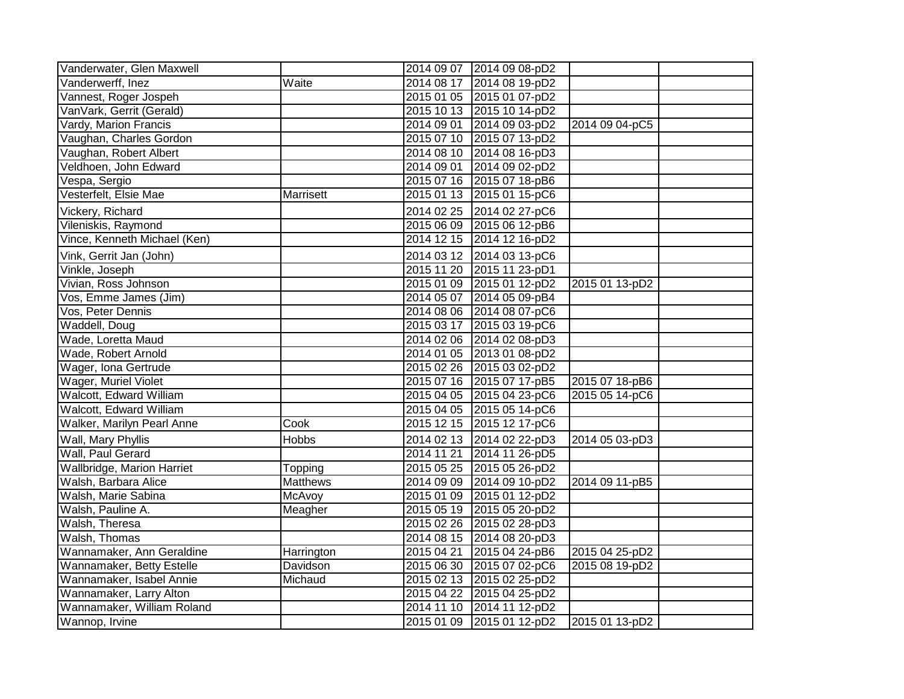| | | | | | |
|---|---|---|---|---|---|
| Vanderwater, Glen Maxwell | | 2014 09 07 | 2014 09 08-pD2 | | |
| Vanderwerff, Inez | Waite | 2014 08 17 | 2014 08 19-pD2 | | |
| Vannest, Roger Jospeh | | 2015 01 05 | 2015 01 07-pD2 | | |
| VanVark, Gerrit (Gerald) | | 2015 10 13 | 2015 10 14-pD2 | | |
| Vardy, Marion Francis | | 2014 09 01 | 2014 09 03-pD2 | 2014 09 04-pC5 | |
| Vaughan, Charles Gordon | | 2015 07 10 | 2015 07 13-pD2 | | |
| Vaughan, Robert Albert | | 2014 08 10 | 2014 08 16-pD3 | | |
| Veldhoen, John Edward | | 2014 09 01 | 2014 09 02-pD2 | | |
| Vespa, Sergio | | 2015 07 16 | 2015 07 18-pB6 | | |
| Vesterfelt, Elsie Mae | Marrisett | 2015 01 13 | 2015 01 15-pC6 | | |
| Vickery, Richard | | 2014 02 25 | 2014 02 27-pC6 | | |
| Vileniskis, Raymond | | 2015 06 09 | 2015 06 12-pB6 | | |
| Vince, Kenneth Michael (Ken) | | 2014 12 15 | 2014 12 16-pD2 | | |
| Vink, Gerrit Jan (John) | | 2014 03 12 | 2014 03 13-pC6 | | |
| Vinkle, Joseph | | 2015 11 20 | 2015 11 23-pD1 | | |
| Vivian, Ross Johnson | | 2015 01 09 | 2015 01 12-pD2 | 2015 01 13-pD2 | |
| Vos, Emme James (Jim) | | 2014 05 07 | 2014 05 09-pB4 | | |
| Vos, Peter Dennis | | 2014 08 06 | 2014 08 07-pC6 | | |
| Waddell, Doug | | 2015 03 17 | 2015 03 19-pC6 | | |
| Wade, Loretta Maud | | 2014 02 06 | 2014 02 08-pD3 | | |
| Wade, Robert Arnold | | 2014 01 05 | 2013 01 08-pD2 | | |
| Wager, Iona Gertrude | | 2015 02 26 | 2015 03 02-pD2 | | |
| Wager, Muriel Violet | | 2015 07 16 | 2015 07 17-pB5 | 2015 07 18-pB6 | |
| Walcott, Edward William | | 2015 04 05 | 2015 04 23-pC6 | 2015 05 14-pC6 | |
| Walcott, Edward William | | 2015 04 05 | 2015 05 14-pC6 | | |
| Walker, Marilyn Pearl Anne | Cook | 2015 12 15 | 2015 12 17-pC6 | | |
| Wall, Mary Phyllis | Hobbs | 2014 02 13 | 2014 02 22-pD3 | 2014 05 03-pD3 | |
| Wall, Paul Gerard | | 2014 11 21 | 2014 11 26-pD5 | | |
| Wallbridge, Marion Harriet | Topping | 2015 05 25 | 2015 05 26-pD2 | | |
| Walsh, Barbara Alice | Matthews | 2014 09 09 | 2014 09 10-pD2 | 2014 09 11-pB5 | |
| Walsh, Marie Sabina | McAvoy | 2015 01 09 | 2015 01 12-pD2 | | |
| Walsh, Pauline A. | Meagher | 2015 05 19 | 2015 05 20-pD2 | | |
| Walsh, Theresa | | 2015 02 26 | 2015 02 28-pD3 | | |
| Walsh, Thomas | | 2014 08 15 | 2014 08 20-pD3 | | |
| Wannamaker, Ann Geraldine | Harrington | 2015 04 21 | 2015 04 24-pB6 | 2015 04 25-pD2 | |
| Wannamaker, Betty Estelle | Davidson | 2015 06 30 | 2015 07 02-pC6 | 2015 08 19-pD2 | |
| Wannamaker, Isabel Annie | Michaud | 2015 02 13 | 2015 02 25-pD2 | | |
| Wannamaker, Larry Alton | | 2015 04 22 | 2015 04 25-pD2 | | |
| Wannamaker, William Roland | | 2014 11 10 | 2014 11 12-pD2 | | |
| Wannop, Irvine | | 2015 01 09 | 2015 01 12-pD2 | 2015 01 13-pD2 | |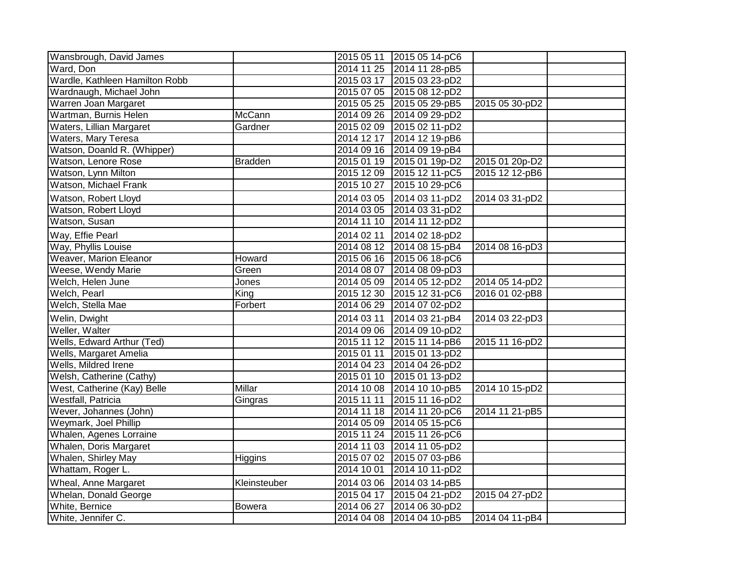| | | | | | |
|---|---|---|---|---|---|
| Wansbrough, David James | | 2015 05 11 | 2015 05 14-pC6 | | |
| Ward, Don | | 2014 11 25 | 2014 11 28-pB5 | | |
| Wardle, Kathleen Hamilton Robb | | 2015 03 17 | 2015 03 23-pD2 | | |
| Wardnaugh, Michael John | | 2015 07 05 | 2015 08 12-pD2 | | |
| Warren Joan Margaret | | 2015 05 25 | 2015 05 29-pB5 | 2015 05 30-pD2 | |
| Wartman, Burnis Helen | McCann | 2014 09 26 | 2014 09 29-pD2 | | |
| Waters, Lillian Margaret | Gardner | 2015 02 09 | 2015 02 11-pD2 | | |
| Waters, Mary Teresa | | 2014 12 17 | 2014 12 19-pB6 | | |
| Watson, Doanld R. (Whipper) | | 2014 09 16 | 2014 09 19-pB4 | | |
| Watson, Lenore Rose | Bradden | 2015 01 19 | 2015 01 19p-D2 | 2015 01 20p-D2 | |
| Watson, Lynn Milton | | 2015 12 09 | 2015 12 11-pC5 | 2015 12 12-pB6 | |
| Watson, Michael Frank | | 2015 10 27 | 2015 10 29-pC6 | | |
| Watson, Robert Lloyd | | 2014 03 05 | 2014 03 11-pD2 | 2014 03 31-pD2 | |
| Watson, Robert Lloyd | | 2014 03 05 | 2014 03 31-pD2 | | |
| Watson, Susan | | 2014 11 10 | 2014 11 12-pD2 | | |
| Way, Effie Pearl | | 2014 02 11 | 2014 02 18-pD2 | | |
| Way, Phyllis Louise | | 2014 08 12 | 2014 08 15-pB4 | 2014 08 16-pD3 | |
| Weaver, Marion Eleanor | Howard | 2015 06 16 | 2015 06 18-pC6 | | |
| Weese, Wendy Marie | Green | 2014 08 07 | 2014 08 09-pD3 | | |
| Welch, Helen June | Jones | 2014 05 09 | 2014 05 12-pD2 | 2014 05 14-pD2 | |
| Welch, Pearl | King | 2015 12 30 | 2015 12 31-pC6 | 2016 01 02-pB8 | |
| Welch, Stella Mae | Forbert | 2014 06 29 | 2014 07 02-pD2 | | |
| Welin, Dwight | | 2014 03 11 | 2014 03 21-pB4 | 2014 03 22-pD3 | |
| Weller, Walter | | 2014 09 06 | 2014 09 10-pD2 | | |
| Wells, Edward Arthur (Ted) | | 2015 11 12 | 2015 11 14-pB6 | 2015 11 16-pD2 | |
| Wells, Margaret Amelia | | 2015 01 11 | 2015 01 13-pD2 | | |
| Wells, Mildred Irene | | 2014 04 23 | 2014 04 26-pD2 | | |
| Welsh, Catherine (Cathy) | | 2015 01 10 | 2015 01 13-pD2 | | |
| West, Catherine (Kay) Belle | Millar | 2014 10 08 | 2014 10 10-pB5 | 2014 10 15-pD2 | |
| Westfall, Patricia | Gingras | 2015 11 11 | 2015 11 16-pD2 | | |
| Wever, Johannes (John) | | 2014 11 18 | 2014 11 20-pC6 | 2014 11 21-pB5 | |
| Weymark, Joel Phillip | | 2014 05 09 | 2014 05 15-pC6 | | |
| Whalen, Agenes Lorraine | | 2015 11 24 | 2015 11 26-pC6 | | |
| Whalen, Doris Margaret | | 2014 11 03 | 2014 11 05-pD2 | | |
| Whalen, Shirley May | Higgins | 2015 07 02 | 2015 07 03-pB6 | | |
| Whattam, Roger L. | | 2014 10 01 | 2014 10 11-pD2 | | |
| Wheal, Anne Margaret | Kleinsteuber | 2014 03 06 | 2014 03 14-pB5 | | |
| Whelan, Donald George | | 2015 04 17 | 2015 04 21-pD2 | 2015 04 27-pD2 | |
| White, Bernice | Bowera | 2014 06 27 | 2014 06 30-pD2 | | |
| White, Jennifer C. | | 2014 04 08 | 2014 04 10-pB5 | 2014 04 11-pB4 | |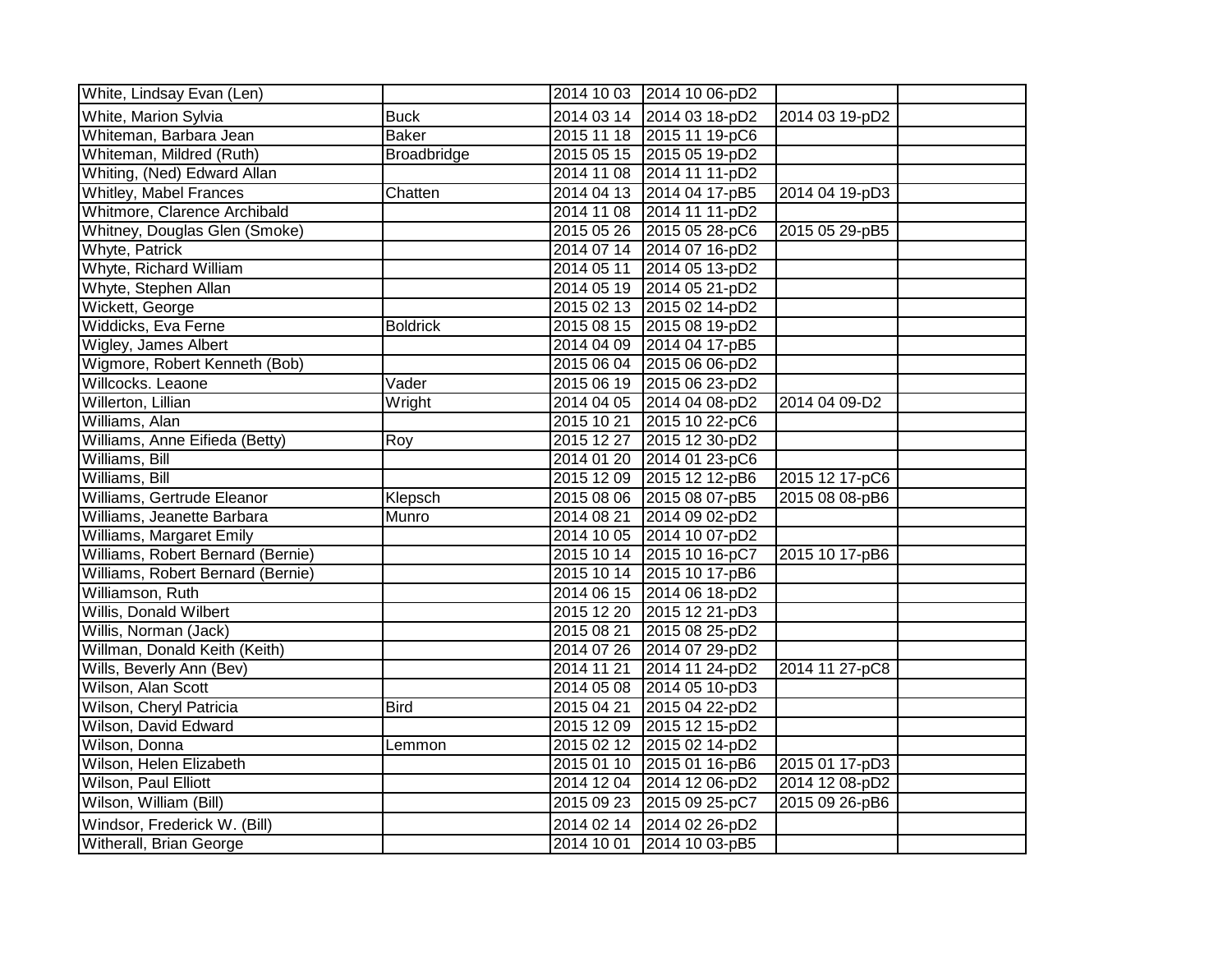| | | | | | |
|---|---|---|---|---|---|
| White, Lindsay Evan (Len) | | 2014 10 03 | 2014 10 06-pD2 | | |
| White, Marion Sylvia | Buck | 2014 03 14 | 2014 03 18-pD2 | 2014 03 19-pD2 | |
| Whiteman, Barbara Jean | Baker | 2015 11 18 | 2015 11 19-pC6 | | |
| Whiteman, Mildred (Ruth) | Broadbridge | 2015 05 15 | 2015 05 19-pD2 | | |
| Whiting, (Ned) Edward Allan | | 2014 11 08 | 2014 11 11-pD2 | | |
| Whitley, Mabel Frances | Chatten | 2014 04 13 | 2014 04 17-pB5 | 2014 04 19-pD3 | |
| Whitmore, Clarence Archibald | | 2014 11 08 | 2014 11 11-pD2 | | |
| Whitney, Douglas Glen (Smoke) | | 2015 05 26 | 2015 05 28-pC6 | 2015 05 29-pB5 | |
| Whyte, Patrick | | 2014 07 14 | 2014 07 16-pD2 | | |
| Whyte, Richard William | | 2014 05 11 | 2014 05 13-pD2 | | |
| Whyte, Stephen Allan | | 2014 05 19 | 2014 05 21-pD2 | | |
| Wickett, George | | 2015 02 13 | 2015 02 14-pD2 | | |
| Widdicks, Eva Ferne | Boldrick | 2015 08 15 | 2015 08 19-pD2 | | |
| Wigley, James Albert | | 2014 04 09 | 2014 04 17-pB5 | | |
| Wigmore, Robert Kenneth (Bob) | | 2015 06 04 | 2015 06 06-pD2 | | |
| Willcocks. Leaone | Vader | 2015 06 19 | 2015 06 23-pD2 | | |
| Willerton, Lillian | Wright | 2014 04 05 | 2014 04 08-pD2 | 2014 04 09-D2 | |
| Williams, Alan | | 2015 10 21 | 2015 10 22-pC6 | | |
| Williams, Anne Eifieda (Betty) | Roy | 2015 12 27 | 2015 12 30-pD2 | | |
| Williams, Bill | | 2014 01 20 | 2014 01 23-pC6 | | |
| Williams, Bill | | 2015 12 09 | 2015 12 12-pB6 | 2015 12 17-pC6 | |
| Williams, Gertrude Eleanor | Klepsch | 2015 08 06 | 2015 08 07-pB5 | 2015 08 08-pB6 | |
| Williams, Jeanette Barbara | Munro | 2014 08 21 | 2014 09 02-pD2 | | |
| Williams, Margaret Emily | | 2014 10 05 | 2014 10 07-pD2 | | |
| Williams, Robert Bernard (Bernie) | | 2015 10 14 | 2015 10 16-pC7 | 2015 10 17-pB6 | |
| Williams, Robert Bernard (Bernie) | | 2015 10 14 | 2015 10 17-pB6 | | |
| Williamson, Ruth | | 2014 06 15 | 2014 06 18-pD2 | | |
| Willis, Donald Wilbert | | 2015 12 20 | 2015 12 21-pD3 | | |
| Willis, Norman (Jack) | | 2015 08 21 | 2015 08 25-pD2 | | |
| Willman, Donald Keith (Keith) | | 2014 07 26 | 2014 07 29-pD2 | | |
| Wills, Beverly Ann (Bev) | | 2014 11 21 | 2014 11 24-pD2 | 2014 11 27-pC8 | |
| Wilson, Alan Scott | | 2014 05 08 | 2014 05 10-pD3 | | |
| Wilson, Cheryl Patricia | Bird | 2015 04 21 | 2015 04 22-pD2 | | |
| Wilson, David Edward | | 2015 12 09 | 2015 12 15-pD2 | | |
| Wilson, Donna | Lemmon | 2015 02 12 | 2015 02 14-pD2 | | |
| Wilson, Helen Elizabeth | | 2015 01 10 | 2015 01 16-pB6 | 2015 01 17-pD3 | |
| Wilson, Paul Elliott | | 2014 12 04 | 2014 12 06-pD2 | 2014 12 08-pD2 | |
| Wilson, William (Bill) | | 2015 09 23 | 2015 09 25-pC7 | 2015 09 26-pB6 | |
| Windsor, Frederick W. (Bill) | | 2014 02 14 | 2014 02 26-pD2 | | |
| Witherall, Brian George | | 2014 10 01 | 2014 10 03-pB5 | | |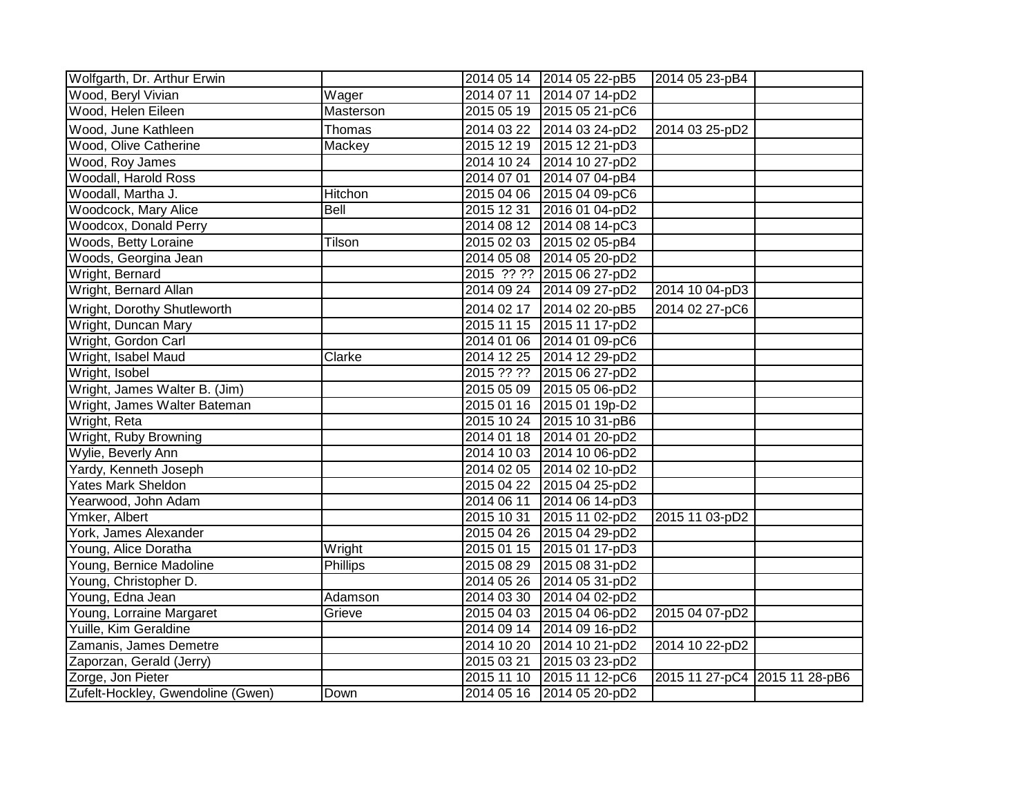| | | | | | |
|---|---|---|---|---|---|
| Wolfgarth, Dr. Arthur Erwin | | 2014 05 14 | 2014 05 22-pB5 | 2014 05 23-pB4 | |
| Wood, Beryl Vivian | Wager | 2014 07 11 | 2014 07 14-pD2 | | |
| Wood, Helen Eileen | Masterson | 2015 05 19 | 2015 05 21-pC6 | | |
| Wood, June Kathleen | Thomas | 2014 03 22 | 2014 03 24-pD2 | 2014 03 25-pD2 | |
| Wood, Olive Catherine | Mackey | 2015 12 19 | 2015 12 21-pD3 | | |
| Wood, Roy James | | 2014 10 24 | 2014 10 27-pD2 | | |
| Woodall, Harold Ross | | 2014 07 01 | 2014 07 04-pB4 | | |
| Woodall, Martha J. | Hitchon | 2015 04 06 | 2015 04 09-pC6 | | |
| Woodcock, Mary Alice | Bell | 2015 12 31 | 2016 01 04-pD2 | | |
| Woodcox, Donald Perry | | 2014 08 12 | 2014 08 14-pC3 | | |
| Woods, Betty Loraine | Tilson | 2015 02 03 | 2015 02 05-pB4 | | |
| Woods, Georgina Jean | | 2014 05 08 | 2014 05 20-pD2 | | |
| Wright, Bernard | | 2015 ?? ?? | 2015 06 27-pD2 | | |
| Wright, Bernard Allan | | 2014 09 24 | 2014 09 27-pD2 | 2014 10 04-pD3 | |
| Wright, Dorothy Shutleworth | | 2014 02 17 | 2014 02 20-pB5 | 2014 02 27-pC6 | |
| Wright, Duncan Mary | | 2015 11 15 | 2015 11 17-pD2 | | |
| Wright, Gordon Carl | | 2014 01 06 | 2014 01 09-pC6 | | |
| Wright, Isabel Maud | Clarke | 2014 12 25 | 2014 12 29-pD2 | | |
| Wright, Isobel | | 2015 ?? ?? | 2015 06 27-pD2 | | |
| Wright, James Walter B. (Jim) | | 2015 05 09 | 2015 05 06-pD2 | | |
| Wright, James Walter Bateman | | 2015 01 16 | 2015 01 19p-D2 | | |
| Wright, Reta | | 2015 10 24 | 2015 10 31-pB6 | | |
| Wright, Ruby Browning | | 2014 01 18 | 2014 01 20-pD2 | | |
| Wylie, Beverly Ann | | 2014 10 03 | 2014 10 06-pD2 | | |
| Yardy, Kenneth Joseph | | 2014 02 05 | 2014 02 10-pD2 | | |
| Yates Mark Sheldon | | 2015 04 22 | 2015 04 25-pD2 | | |
| Yearwood, John Adam | | 2014 06 11 | 2014 06 14-pD3 | | |
| Ymker, Albert | | 2015 10 31 | 2015 11 02-pD2 | 2015 11 03-pD2 | |
| York, James Alexander | | 2015 04 26 | 2015 04 29-pD2 | | |
| Young, Alice Doratha | Wright | 2015 01 15 | 2015 01 17-pD3 | | |
| Young, Bernice Madoline | Phillips | 2015 08 29 | 2015 08 31-pD2 | | |
| Young, Christopher D. | | 2014 05 26 | 2014 05 31-pD2 | | |
| Young, Edna Jean | Adamson | 2014 03 30 | 2014 04 02-pD2 | | |
| Young, Lorraine Margaret | Grieve | 2015 04 03 | 2015 04 06-pD2 | 2015 04 07-pD2 | |
| Yuille, Kim Geraldine | | 2014 09 14 | 2014 09 16-pD2 | | |
| Zamanis, James Demetre | | 2014 10 20 | 2014 10 21-pD2 | 2014 10 22-pD2 | |
| Zaporzan, Gerald (Jerry) | | 2015 03 21 | 2015 03 23-pD2 | | |
| Zorge, Jon Pieter | | 2015 11 10 | 2015 11 12-pC6 | 2015 11 27-pC4 | 2015 11 28-pB6 |
| Zufelt-Hockley, Gwendoline (Gwen) | Down | 2014 05 16 | 2014 05 20-pD2 | | |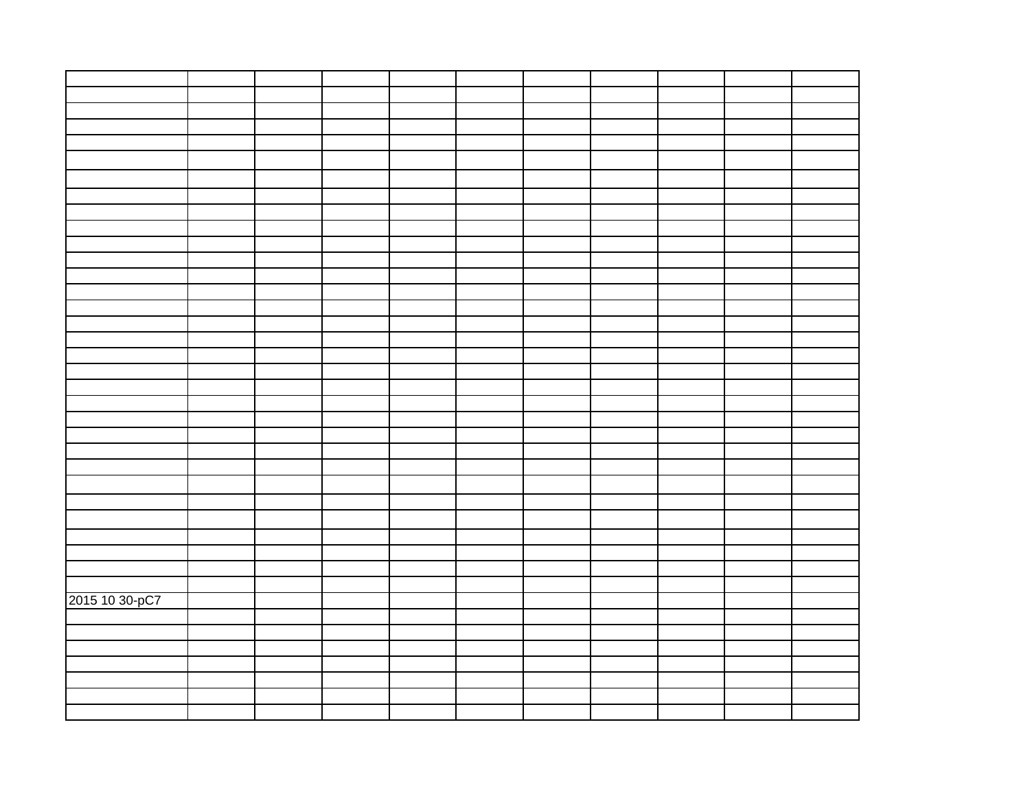| | | | | | | | | | | |
|---|---|---|---|---|---|---|---|---|---|---|
| | | | | | | | | | | |
| | | | | | | | | | | |
| | | | | | | | | | | |
| | | | | | | | | | | |
| | | | | | | | | | | |
| | | | | | | | | | | |
| | | | | | | | | | | |
| | | | | | | | | | | |
| | | | | | | | | | | |
| | | | | | | | | | | |
| | | | | | | | | | | |
| | | | | | | | | | | |
| | | | | | | | | | | |
| | | | | | | | | | | |
| | | | | | | | | | | |
| | | | | | | | | | | |
| | | | | | | | | | | |
| | | | | | | | | | | |
| | | | | | | | | | | |
| | | | | | | | | | | |
| | | | | | | | | | | |
| | | | | | | | | | | |
| | | | | | | | | | | |
| | | | | | | | | | | |
| | | | | | | | | | | |
| | | | | | | | | | | |
| | | | | | | | | | | |
| | | | | | | | | | | |
| | | | | | | | | | | |
| | | | | | | | | | | |
| 2015 10 30-pC7 | | | | | | | | | | |
| | | | | | | | | | | |
| | | | | | | | | | | |
| | | | | | | | | | | |
| | | | | | | | | | | |
| | | | | | | | | | | |
| | | | | | | | | | | |
| | | | | | | | | | | |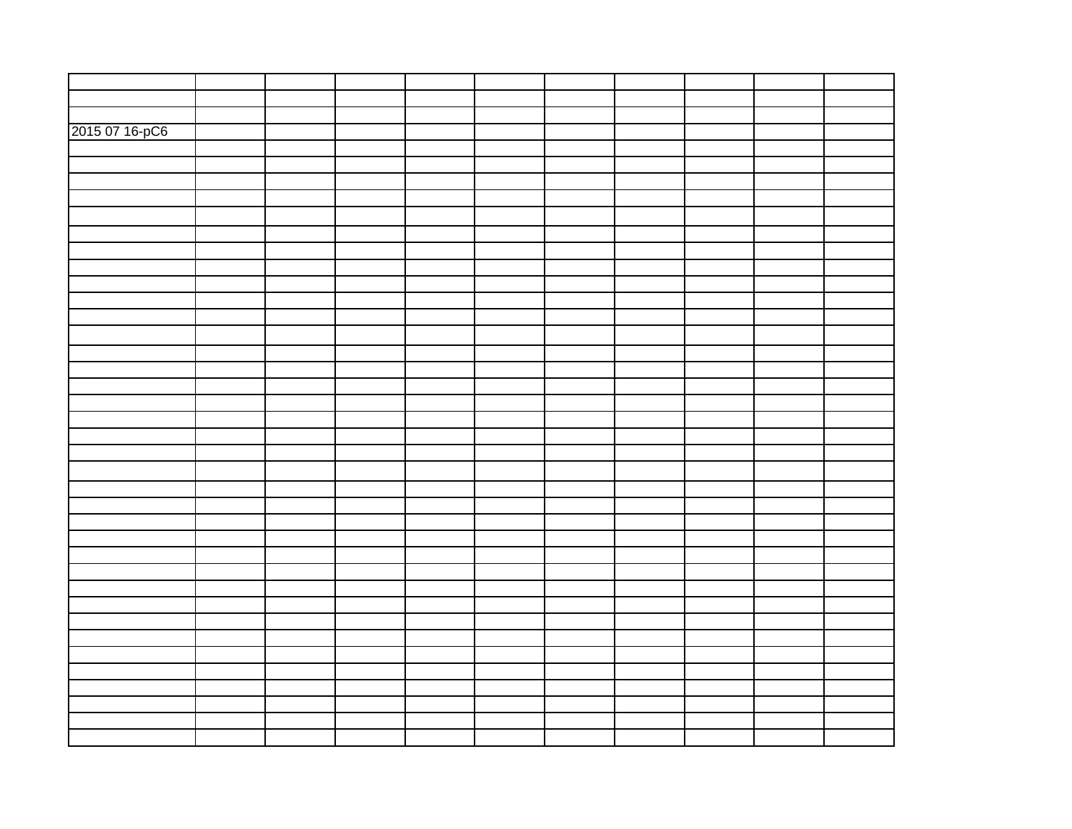| | | | | | | | | | | |
|---|---|---|---|---|---|---|---|---|---|---|
| | | | | | | | | | | |
| | | | | | | | | | | |
| 2015 07 16-pC6 | | | | | | | | | | |
| | | | | | | | | | | |
| | | | | | | | | | | |
| | | | | | | | | | | |
| | | | | | | | | | | |
| | | | | | | | | | | |
| | | | | | | | | | | |
| | | | | | | | | | | |
| | | | | | | | | | | |
| | | | | | | | | | | |
| | | | | | | | | | | |
| | | | | | | | | | | |
| | | | | | | | | | | |
| | | | | | | | | | | |
| | | | | | | | | | | |
| | | | | | | | | | | |
| | | | | | | | | | | |
| | | | | | | | | | | |
| | | | | | | | | | | |
| | | | | | | | | | | |
| | | | | | | | | | | |
| | | | | | | | | | | |
| | | | | | | | | | | |
| | | | | | | | | | | |
| | | | | | | | | | | |
| | | | | | | | | | | |
| | | | | | | | | | | |
| | | | | | | | | | | |
| | | | | | | | | | | |
| | | | | | | | | | | |
| | | | | | | | | | | |
| | | | | | | | | | | |
| | | | | | | | | | | |
| | | | | | | | | | | |
| | | | | | | | | | | |
| | | | | | | | | | | |
| | | | | | | | | | | |